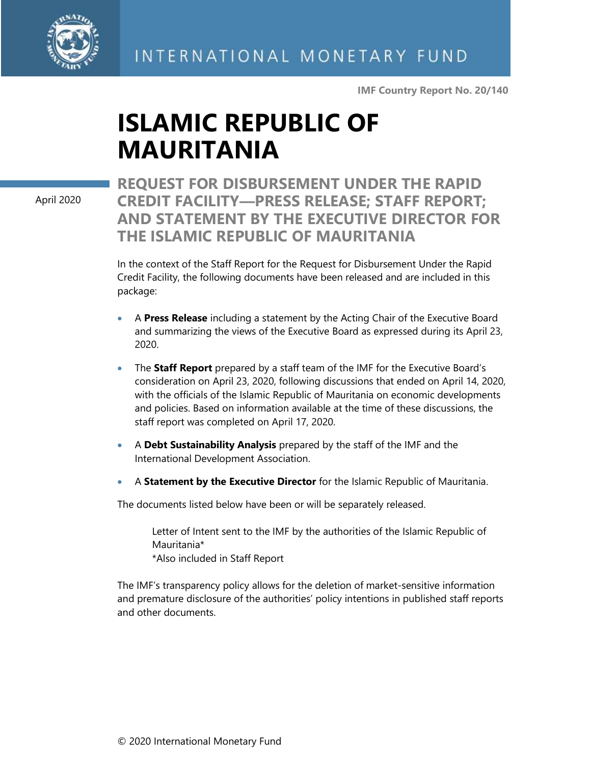INTERNATIONAL MONETARY FUND

**IMF Country Report No. 20/140**

# ISLAMIC REPUBLIC OF MAURITANIA

April 2020

## REQUEST FOR DISBURSEMENT UNDER THE RAPID CREDIT FACILITY—PRESS RELEASE; STAFF REPORT; AND STATEMENT BY THE EXECUTIVE DIRECTOR FOR THE ISLAMIC REPUBLIC OF MAURITANIA

In the context of the Staff Report for the Request for Disbursement Under the Rapid Credit Facility, the following documents have been released and are included in this package:

- A **Press Release** including a statement by the Acting Chair of the Executive Board and summarizing the views of the Executive Board as expressed during its April 23, 2020.
- The **Staff Report** prepared by a staff team of the IMF for the Executive Board's consideration on April 23, 2020, following discussions that ended on April 14, 2020, with the officials of the Islamic Republic of Mauritania on economic developments and policies. Based on information available at the time of these discussions, the staff report was completed on April 17, 2020.
- A **Debt Sustainability Analysis** prepared by the staff of the IMF and the International Development Association.
- A **Statement by the Executive Director** for the Islamic Republic of Mauritania.

The documents listed below have been or will be separately released.

> Letter of Intent sent to the IMF by the authorities of the Islamic Republic of Mauritania*
> *Also included in Staff Report

The IMF's transparency policy allows for the deletion of market-sensitive information and premature disclosure of the authorities' policy intentions in published staff reports and other documents.

© 2020 International Monetary Fund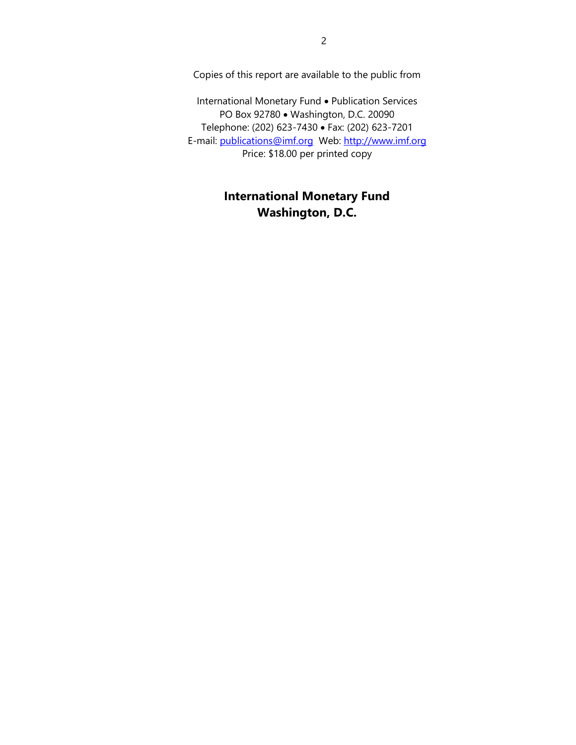Copies of this report are available to the public from

International Monetary Fund • Publication Services
PO Box 92780 • Washington, D.C. 20090
Telephone: (202) 623-7430 • Fax: (202) 623-7201
E-mail: publications@imf.org Web: http://www.imf.org
Price: $18.00 per printed copy

**International Monetary Fund**
**Washington, D.C.**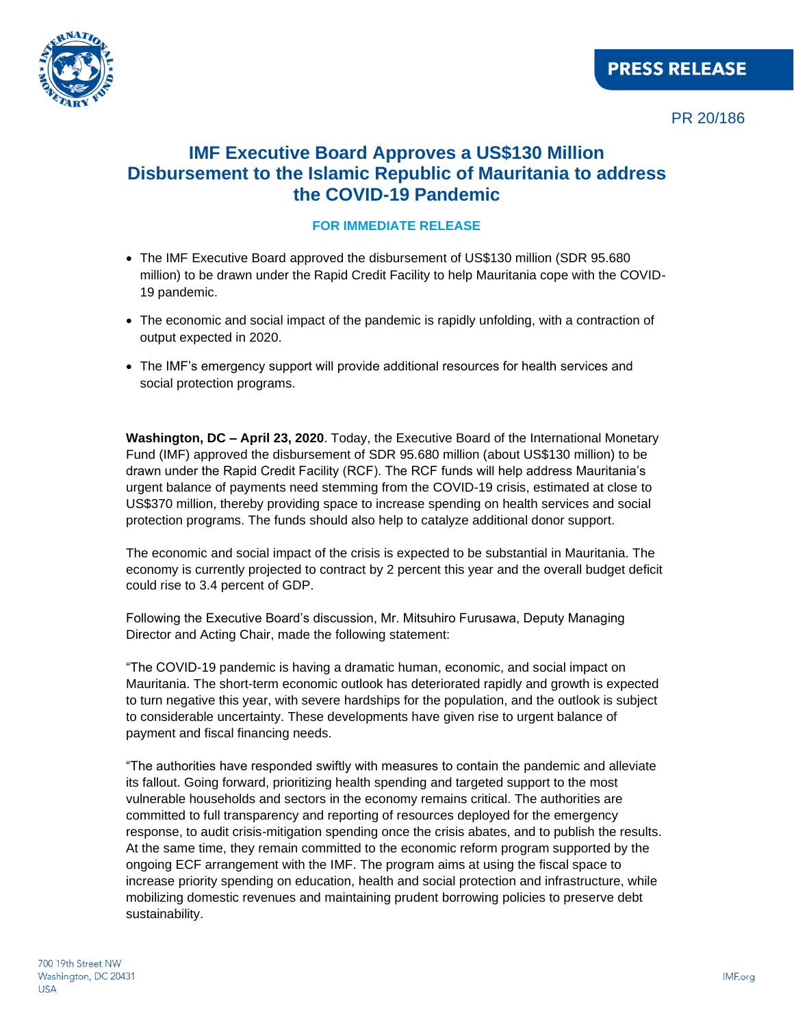PRESS RELEASE

PR 20/186

# IMF Executive Board Approves a US$130 Million Disbursement to the Islamic Republic of Mauritania to address the COVID-19 Pandemic

**FOR IMMEDIATE RELEASE**

- The IMF Executive Board approved the disbursement of US$130 million (SDR 95.680 million) to be drawn under the Rapid Credit Facility to help Mauritania cope with the COVID-19 pandemic.
- The economic and social impact of the pandemic is rapidly unfolding, with a contraction of output expected in 2020.
- The IMF's emergency support will provide additional resources for health services and social protection programs.

**Washington, DC – April 23, 2020**. Today, the Executive Board of the International Monetary Fund (IMF) approved the disbursement of SDR 95.680 million (about US$130 million) to be drawn under the Rapid Credit Facility (RCF). The RCF funds will help address Mauritania's urgent balance of payments need stemming from the COVID-19 crisis, estimated at close to US$370 million, thereby providing space to increase spending on health services and social protection programs. The funds should also help to catalyze additional donor support.

The economic and social impact of the crisis is expected to be substantial in Mauritania. The economy is currently projected to contract by 2 percent this year and the overall budget deficit could rise to 3.4 percent of GDP.

Following the Executive Board's discussion, Mr. Mitsuhiro Furusawa, Deputy Managing Director and Acting Chair, made the following statement:

"The COVID-19 pandemic is having a dramatic human, economic, and social impact on Mauritania. The short-term economic outlook has deteriorated rapidly and growth is expected to turn negative this year, with severe hardships for the population, and the outlook is subject to considerable uncertainty. These developments have given rise to urgent balance of payment and fiscal financing needs.

"The authorities have responded swiftly with measures to contain the pandemic and alleviate its fallout. Going forward, prioritizing health spending and targeted support to the most vulnerable households and sectors in the economy remains critical. The authorities are committed to full transparency and reporting of resources deployed for the emergency response, to audit crisis-mitigation spending once the crisis abates, and to publish the results. At the same time, they remain committed to the economic reform program supported by the ongoing ECF arrangement with the IMF. The program aims at using the fiscal space to increase priority spending on education, health and social protection and infrastructure, while mobilizing domestic revenues and maintaining prudent borrowing policies to preserve debt sustainability.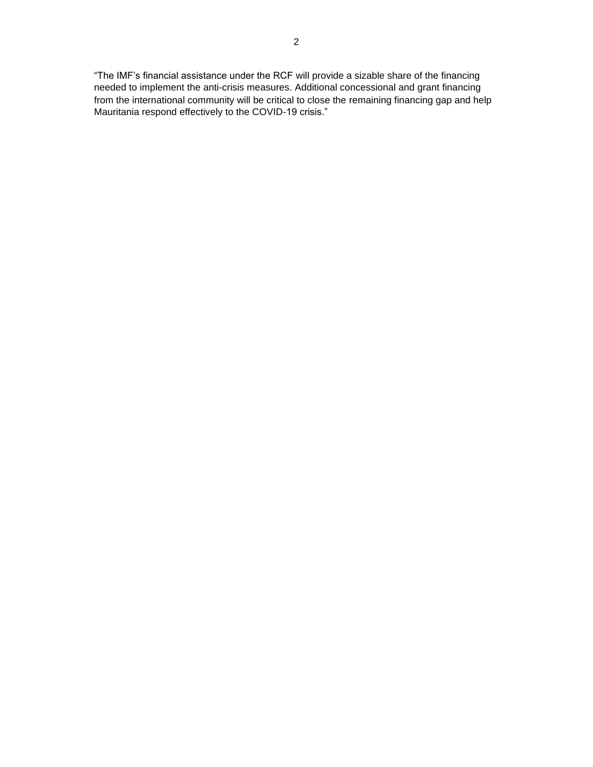"The IMF's financial assistance under the RCF will provide a sizable share of the financing needed to implement the anti-crisis measures. Additional concessional and grant financing from the international community will be critical to close the remaining financing gap and help Mauritania respond effectively to the COVID-19 crisis."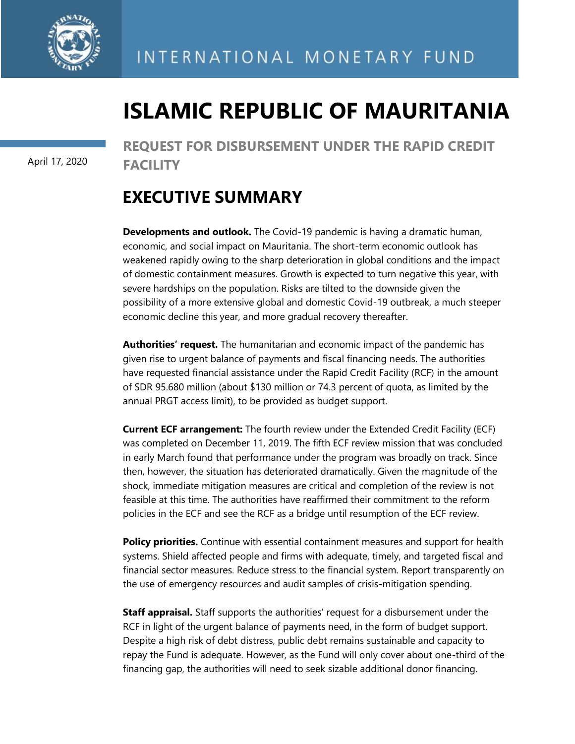INTERNATIONAL MONETARY FUND

# ISLAMIC REPUBLIC OF MAURITANIA

April 17, 2020

## REQUEST FOR DISBURSEMENT UNDER THE RAPID CREDIT FACILITY

## EXECUTIVE SUMMARY

**Developments and outlook.** The Covid-19 pandemic is having a dramatic human, economic, and social impact on Mauritania. The short-term economic outlook has weakened rapidly owing to the sharp deterioration in global conditions and the impact of domestic containment measures. Growth is expected to turn negative this year, with severe hardships on the population. Risks are tilted to the downside given the possibility of a more extensive global and domestic Covid-19 outbreak, a much steeper economic decline this year, and more gradual recovery thereafter.

**Authorities' request.** The humanitarian and economic impact of the pandemic has given rise to urgent balance of payments and fiscal financing needs. The authorities have requested financial assistance under the Rapid Credit Facility (RCF) in the amount of SDR 95.680 million (about $130 million or 74.3 percent of quota, as limited by the annual PRGT access limit), to be provided as budget support.

**Current ECF arrangement:** The fourth review under the Extended Credit Facility (ECF) was completed on December 11, 2019. The fifth ECF review mission that was concluded in early March found that performance under the program was broadly on track. Since then, however, the situation has deteriorated dramatically. Given the magnitude of the shock, immediate mitigation measures are critical and completion of the review is not feasible at this time. The authorities have reaffirmed their commitment to the reform policies in the ECF and see the RCF as a bridge until resumption of the ECF review.

**Policy priorities.** Continue with essential containment measures and support for health systems. Shield affected people and firms with adequate, timely, and targeted fiscal and financial sector measures. Reduce stress to the financial system. Report transparently on the use of emergency resources and audit samples of crisis-mitigation spending.

**Staff appraisal.** Staff supports the authorities' request for a disbursement under the RCF in light of the urgent balance of payments need, in the form of budget support. Despite a high risk of debt distress, public debt remains sustainable and capacity to repay the Fund is adequate. However, as the Fund will only cover about one-third of the financing gap, the authorities will need to seek sizable additional donor financing.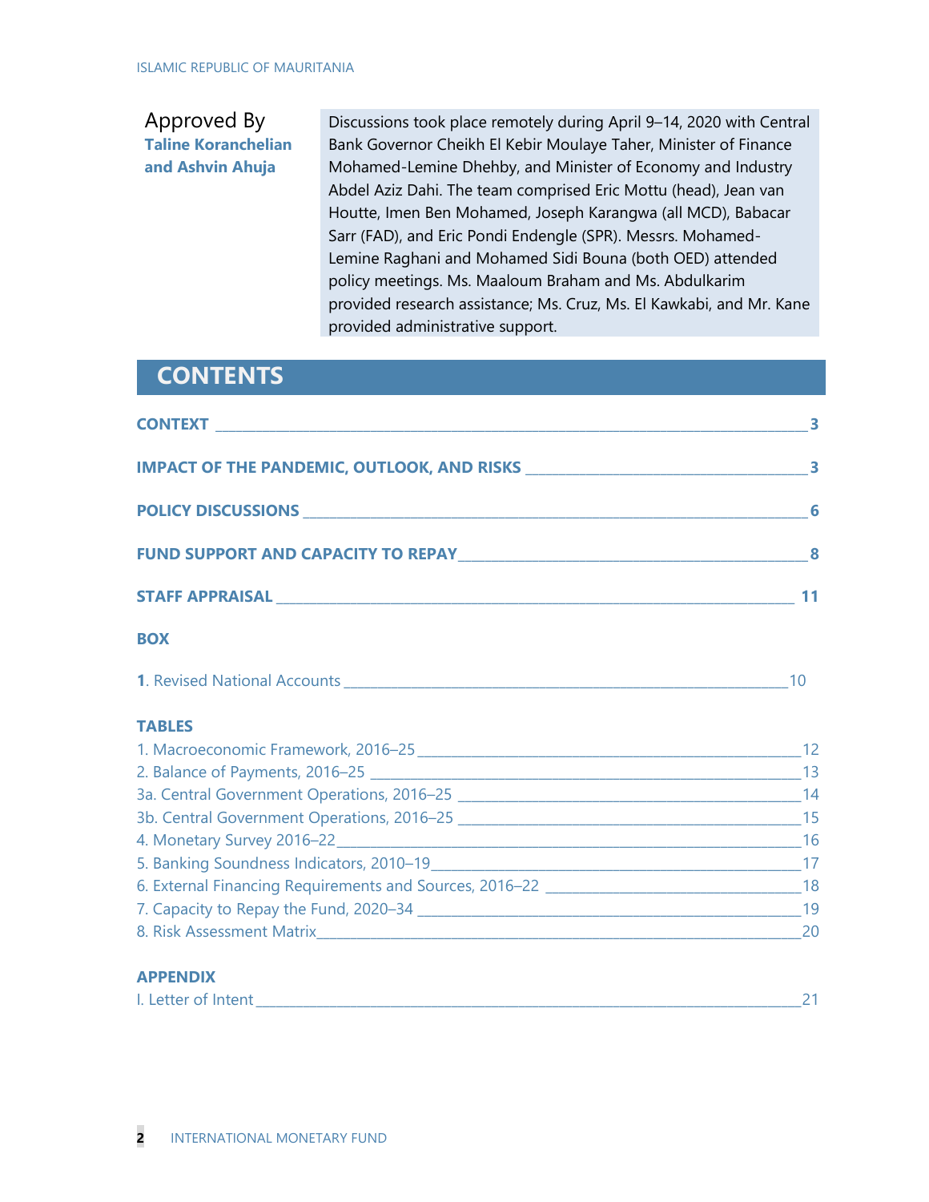Approved By
**Taline Koranchelian and Ashvin Ahuja**

Discussions took place remotely during April 9–14, 2020 with Central Bank Governor Cheikh El Kebir Moulaye Taher, Minister of Finance Mohamed-Lemine Dhehby, and Minister of Economy and Industry Abdel Aziz Dahi. The team comprised Eric Mottu (head), Jean van Houtte, Imen Ben Mohamed, Joseph Karangwa (all MCD), Babacar Sarr (FAD), and Eric Pondi Endengle (SPR). Messrs. Mohamed-Lemine Raghani and Mohamed Sidi Bouna (both OED) attended policy meetings. Ms. Maaloum Braham and Ms. Abdulkarim provided research assistance; Ms. Cruz, Ms. El Kawkabi, and Mr. Kane provided administrative support.

## CONTENTS

**CONTEXT** ____ 3

**IMPACT OF THE PANDEMIC, OUTLOOK, AND RISKS** ____ 3

**POLICY DISCUSSIONS** ____ 6

**FUND SUPPORT AND CAPACITY TO REPAY** ____ 8

**STAFF APPRAISAL** ____ 11

**BOX**

**1**. Revised National Accounts ____ 10

**TABLES**

1. Macroeconomic Framework, 2016–25 ____ 12
2. Balance of Payments, 2016–25 ____ 13
3a. Central Government Operations, 2016–25 ____ 14
3b. Central Government Operations, 2016–25 ____ 15
4. Monetary Survey 2016–22 ____ 16
5. Banking Soundness Indicators, 2010–19 ____ 17
6. External Financing Requirements and Sources, 2016–22 ____ 18
7. Capacity to Repay the Fund, 2020–34 ____ 19
8. Risk Assessment Matrix ____ 20

**APPENDIX**

I. Letter of Intent ____ 21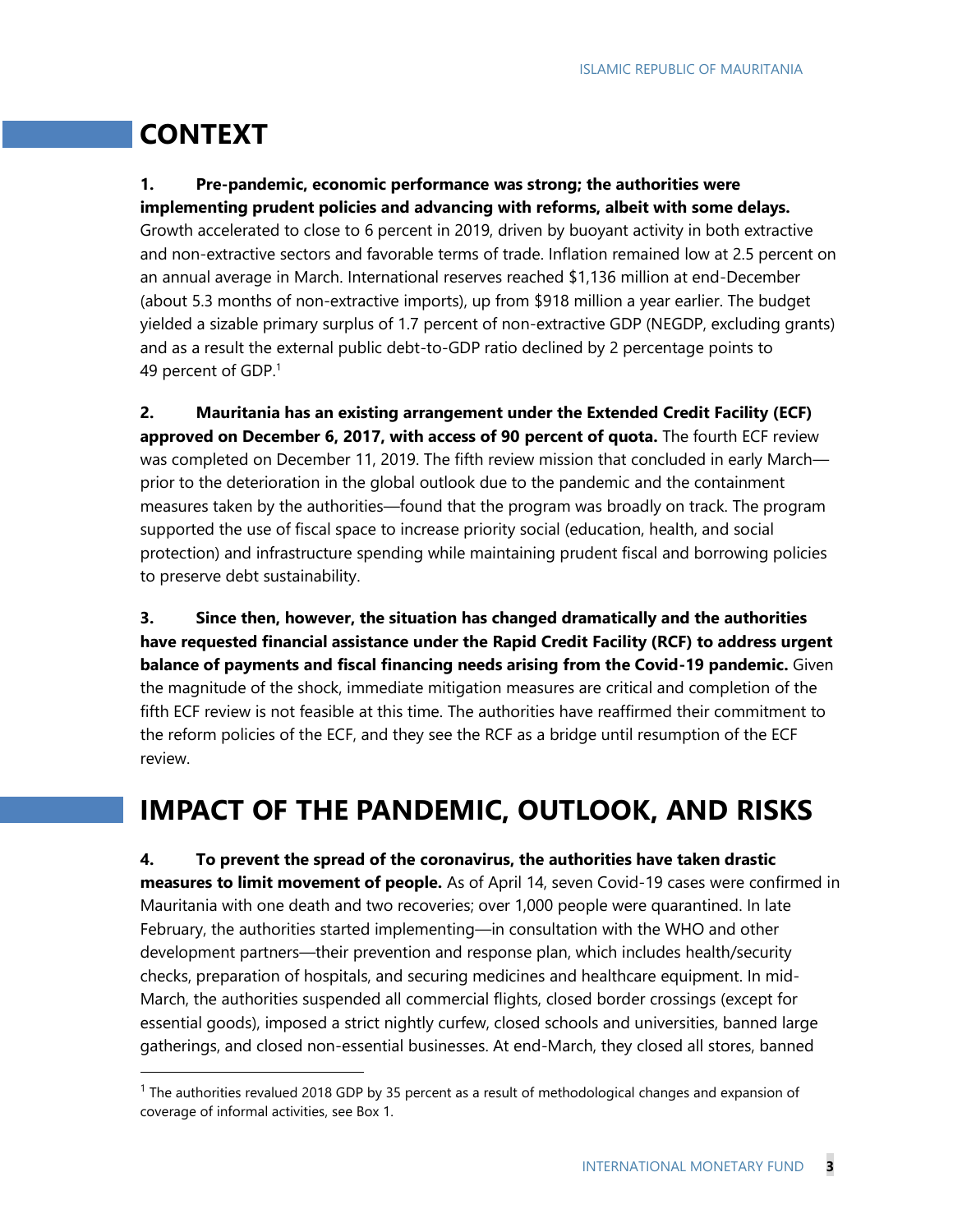## CONTEXT

**1. Pre-pandemic, economic performance was strong; the authorities were implementing prudent policies and advancing with reforms, albeit with some delays.** Growth accelerated to close to 6 percent in 2019, driven by buoyant activity in both extractive and non-extractive sectors and favorable terms of trade. Inflation remained low at 2.5 percent on an annual average in March. International reserves reached $1,136 million at end-December (about 5.3 months of non-extractive imports), up from $918 million a year earlier. The budget yielded a sizable primary surplus of 1.7 percent of non-extractive GDP (NEGDP, excluding grants) and as a result the external public debt-to-GDP ratio declined by 2 percentage points to 49 percent of GDP.[1]

**2. Mauritania has an existing arrangement under the Extended Credit Facility (ECF) approved on December 6, 2017, with access of 90 percent of quota.** The fourth ECF review was completed on December 11, 2019. The fifth review mission that concluded in early March—prior to the deterioration in the global outlook due to the pandemic and the containment measures taken by the authorities—found that the program was broadly on track. The program supported the use of fiscal space to increase priority social (education, health, and social protection) and infrastructure spending while maintaining prudent fiscal and borrowing policies to preserve debt sustainability.

**3. Since then, however, the situation has changed dramatically and the authorities have requested financial assistance under the Rapid Credit Facility (RCF) to address urgent balance of payments and fiscal financing needs arising from the Covid-19 pandemic.** Given the magnitude of the shock, immediate mitigation measures are critical and completion of the fifth ECF review is not feasible at this time. The authorities have reaffirmed their commitment to the reform policies of the ECF, and they see the RCF as a bridge until resumption of the ECF review.

## IMPACT OF THE PANDEMIC, OUTLOOK, AND RISKS

**4. To prevent the spread of the coronavirus, the authorities have taken drastic measures to limit movement of people.** As of April 14, seven Covid-19 cases were confirmed in Mauritania with one death and two recoveries; over 1,000 people were quarantined. In late February, the authorities started implementing—in consultation with the WHO and other development partners—their prevention and response plan, which includes health/security checks, preparation of hospitals, and securing medicines and healthcare equipment. In mid-March, the authorities suspended all commercial flights, closed border crossings (except for essential goods), imposed a strict nightly curfew, closed schools and universities, banned large gatherings, and closed non-essential businesses. At end-March, they closed all stores, banned

[1] The authorities revalued 2018 GDP by 35 percent as a result of methodological changes and expansion of coverage of informal activities, see Box 1.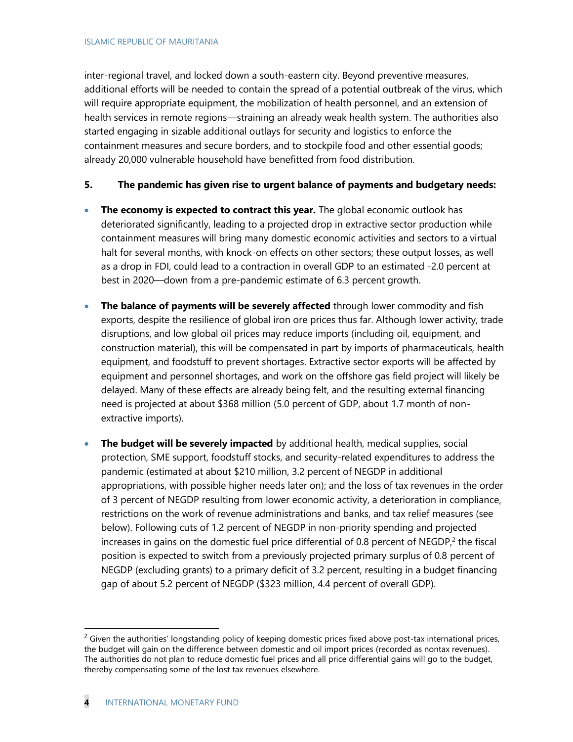inter-regional travel, and locked down a south-eastern city. Beyond preventive measures, additional efforts will be needed to contain the spread of a potential outbreak of the virus, which will require appropriate equipment, the mobilization of health personnel, and an extension of health services in remote regions—straining an already weak health system. The authorities also started engaging in sizable additional outlays for security and logistics to enforce the containment measures and secure borders, and to stockpile food and other essential goods; already 20,000 vulnerable household have benefitted from food distribution.

**5. The pandemic has given rise to urgent balance of payments and budgetary needs:**

- **The economy is expected to contract this year.** The global economic outlook has deteriorated significantly, leading to a projected drop in extractive sector production while containment measures will bring many domestic economic activities and sectors to a virtual halt for several months, with knock-on effects on other sectors; these output losses, as well as a drop in FDI, could lead to a contraction in overall GDP to an estimated -2.0 percent at best in 2020—down from a pre-pandemic estimate of 6.3 percent growth.

- **The balance of payments will be severely affected** through lower commodity and fish exports, despite the resilience of global iron ore prices thus far. Although lower activity, trade disruptions, and low global oil prices may reduce imports (including oil, equipment, and construction material), this will be compensated in part by imports of pharmaceuticals, health equipment, and foodstuff to prevent shortages. Extractive sector exports will be affected by equipment and personnel shortages, and work on the offshore gas field project will likely be delayed. Many of these effects are already being felt, and the resulting external financing need is projected at about $368 million (5.0 percent of GDP, about 1.7 month of non-extractive imports).

- **The budget will be severely impacted** by additional health, medical supplies, social protection, SME support, foodstuff stocks, and security-related expenditures to address the pandemic (estimated at about $210 million, 3.2 percent of NEGDP in additional appropriations, with possible higher needs later on); and the loss of tax revenues in the order of 3 percent of NEGDP resulting from lower economic activity, a deterioration in compliance, restrictions on the work of revenue administrations and banks, and tax relief measures (see below). Following cuts of 1.2 percent of NEGDP in non-priority spending and projected increases in gains on the domestic fuel price differential of 0.8 percent of NEGDP,[2] the fiscal position is expected to switch from a previously projected primary surplus of 0.8 percent of NEGDP (excluding grants) to a primary deficit of 3.2 percent, resulting in a budget financing gap of about 5.2 percent of NEGDP ($323 million, 4.4 percent of overall GDP).

---

[2] Given the authorities' longstanding policy of keeping domestic prices fixed above post-tax international prices, the budget will gain on the difference between domestic and oil import prices (recorded as nontax revenues). The authorities do not plan to reduce domestic fuel prices and all price differential gains will go to the budget, thereby compensating some of the lost tax revenues elsewhere.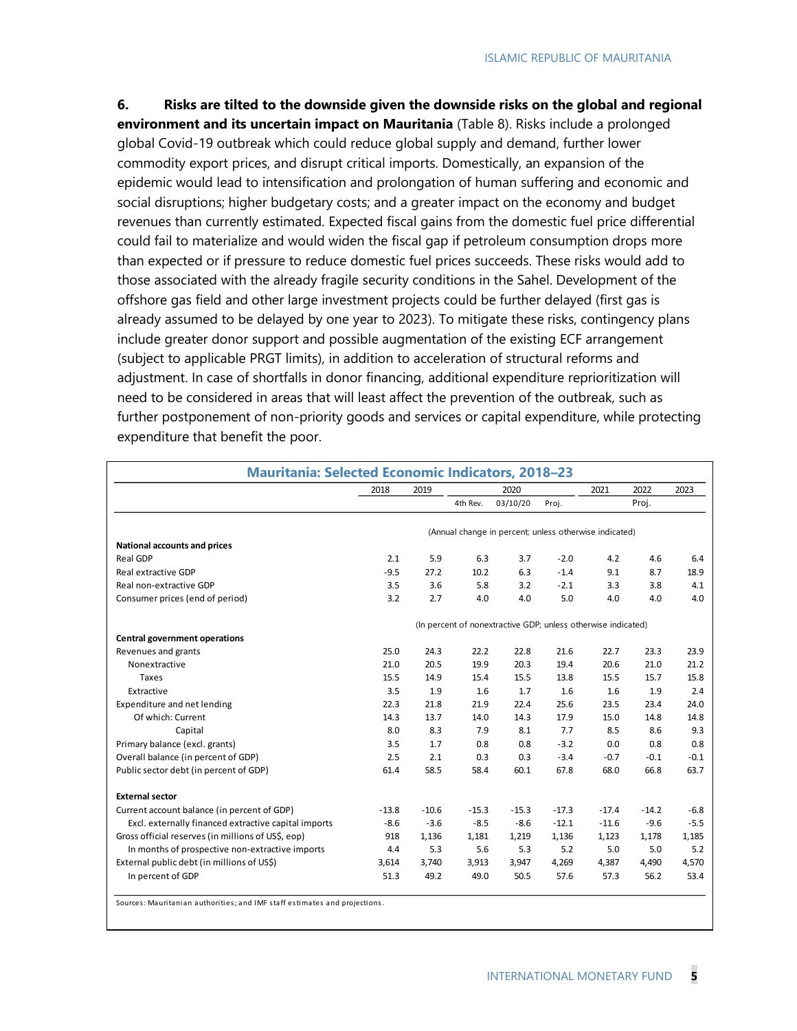**6. Risks are tilted to the downside given the downside risks on the global and regional environment and its uncertain impact on Mauritania** (Table 8). Risks include a prolonged global Covid-19 outbreak which could reduce global supply and demand, further lower commodity export prices, and disrupt critical imports. Domestically, an expansion of the epidemic would lead to intensification and prolongation of human suffering and economic and social disruptions; higher budgetary costs; and a greater impact on the economy and budget revenues than currently estimated. Expected fiscal gains from the domestic fuel price differential could fail to materialize and would widen the fiscal gap if petroleum consumption drops more than expected or if pressure to reduce domestic fuel prices succeeds. These risks would add to those associated with the already fragile security conditions in the Sahel. Development of the offshore gas field and other large investment projects could be further delayed (first gas is already assumed to be delayed by one year to 2023). To mitigate these risks, contingency plans include greater donor support and possible augmentation of the existing ECF arrangement (subject to applicable PRGT limits), in addition to acceleration of structural reforms and adjustment. In case of shortfalls in donor financing, additional expenditure reprioritization will need to be considered in areas that will least affect the prevention of the outbreak, such as further postponement of non-priority goods and services or capital expenditure, while protecting expenditure that benefit the poor.

**Mauritania: Selected Economic Indicators, 2018–23**

| | 2018 | 2019 | 2020 | | | 2021 | 2022 | 2023 |
|---|---|---|---|---|---|---|---|---|
| | | | 4th Rev. | 03/10/20 | Proj. | | Proj. | |
| | (Annual change in percent; unless otherwise indicated) | | | | | | | |
| **National accounts and prices** | | | | | | | | |
| Real GDP | 2.1 | 5.9 | 6.3 | 3.7 | -2.0 | 4.2 | 4.6 | 6.4 |
| Real extractive GDP | -9.5 | 27.2 | 10.2 | 6.3 | -1.4 | 9.1 | 8.7 | 18.9 |
| Real non-extractive GDP | 3.5 | 3.6 | 5.8 | 3.2 | -2.1 | 3.3 | 3.8 | 4.1 |
| Consumer prices (end of period) | 3.2 | 2.7 | 4.0 | 4.0 | 5.0 | 4.0 | 4.0 | 4.0 |
| | (In percent of nonextractive GDP; unless otherwise indicated) | | | | | | | |
| **Central government operations** | | | | | | | | |
| Revenues and grants | 25.0 | 24.3 | 22.2 | 22.8 | 21.6 | 22.7 | 23.3 | 23.9 |
| Nonextractive | 21.0 | 20.5 | 19.9 | 20.3 | 19.4 | 20.6 | 21.0 | 21.2 |
| Taxes | 15.5 | 14.9 | 15.4 | 15.5 | 13.8 | 15.5 | 15.7 | 15.8 |
| Extractive | 3.5 | 1.9 | 1.6 | 1.7 | 1.6 | 1.6 | 1.9 | 2.4 |
| Expenditure and net lending | 22.3 | 21.8 | 21.9 | 22.4 | 25.6 | 23.5 | 23.4 | 24.0 |
| Of which: Current | 14.3 | 13.7 | 14.0 | 14.3 | 17.9 | 15.0 | 14.8 | 14.8 |
| Capital | 8.0 | 8.3 | 7.9 | 8.1 | 7.7 | 8.5 | 8.6 | 9.3 |
| Primary balance (excl. grants) | 3.5 | 1.7 | 0.8 | 0.8 | -3.2 | 0.0 | 0.8 | 0.8 |
| Overall balance (in percent of GDP) | 2.5 | 2.1 | 0.3 | 0.3 | -3.4 | -0.7 | -0.1 | -0.1 |
| Public sector debt (in percent of GDP) | 61.4 | 58.5 | 58.4 | 60.1 | 67.8 | 68.0 | 66.8 | 63.7 |
| **External sector** | | | | | | | | |
| Current account balance (in percent of GDP) | -13.8 | -10.6 | -15.3 | -15.3 | -17.3 | -17.4 | -14.2 | -6.8 |
| Excl. externally financed extractive capital imports | -8.6 | -3.6 | -8.5 | -8.6 | -12.1 | -11.6 | -9.6 | -5.5 |
| Gross official reserves (in millions of US$, eop) | 918 | 1,136 | 1,181 | 1,219 | 1,136 | 1,123 | 1,178 | 1,185 |
| In months of prospective non-extractive imports | 4.4 | 5.3 | 5.6 | 5.3 | 5.2 | 5.0 | 5.0 | 5.2 |
| External public debt (in millions of US$) | 3,614 | 3,740 | 3,913 | 3,947 | 4,269 | 4,387 | 4,490 | 4,570 |
| In percent of GDP | 51.3 | 49.2 | 49.0 | 50.5 | 57.6 | 57.3 | 56.2 | 53.4 |

Sources: Mauritanian authorities; and IMF staff estimates and projections.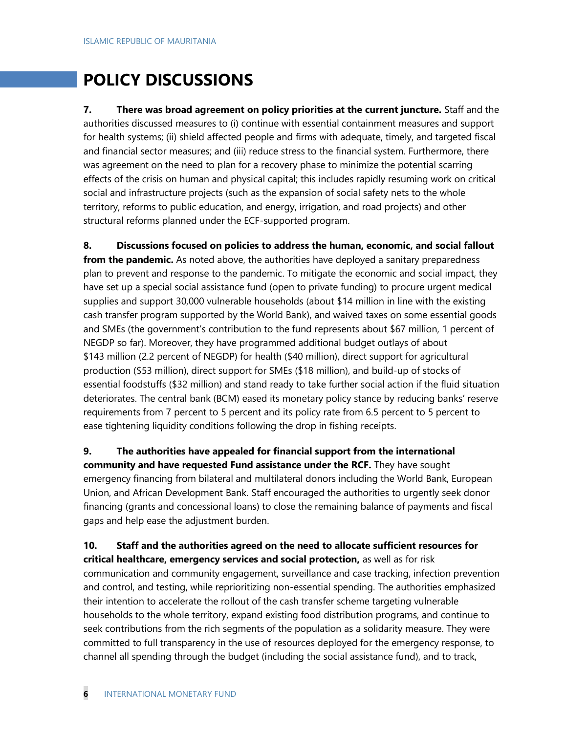# POLICY DISCUSSIONS

**7. There was broad agreement on policy priorities at the current juncture.** Staff and the authorities discussed measures to (i) continue with essential containment measures and support for health systems; (ii) shield affected people and firms with adequate, timely, and targeted fiscal and financial sector measures; and (iii) reduce stress to the financial system. Furthermore, there was agreement on the need to plan for a recovery phase to minimize the potential scarring effects of the crisis on human and physical capital; this includes rapidly resuming work on critical social and infrastructure projects (such as the expansion of social safety nets to the whole territory, reforms to public education, and energy, irrigation, and road projects) and other structural reforms planned under the ECF-supported program.

**8. Discussions focused on policies to address the human, economic, and social fallout from the pandemic.** As noted above, the authorities have deployed a sanitary preparedness plan to prevent and response to the pandemic. To mitigate the economic and social impact, they have set up a special social assistance fund (open to private funding) to procure urgent medical supplies and support 30,000 vulnerable households (about $14 million in line with the existing cash transfer program supported by the World Bank), and waived taxes on some essential goods and SMEs (the government's contribution to the fund represents about $67 million, 1 percent of NEGDP so far). Moreover, they have programmed additional budget outlays of about $143 million (2.2 percent of NEGDP) for health ($40 million), direct support for agricultural production ($53 million), direct support for SMEs ($18 million), and build-up of stocks of essential foodstuffs ($32 million) and stand ready to take further social action if the fluid situation deteriorates. The central bank (BCM) eased its monetary policy stance by reducing banks' reserve requirements from 7 percent to 5 percent and its policy rate from 6.5 percent to 5 percent to ease tightening liquidity conditions following the drop in fishing receipts.

**9. The authorities have appealed for financial support from the international community and have requested Fund assistance under the RCF.** They have sought emergency financing from bilateral and multilateral donors including the World Bank, European Union, and African Development Bank. Staff encouraged the authorities to urgently seek donor financing (grants and concessional loans) to close the remaining balance of payments and fiscal gaps and help ease the adjustment burden.

**10. Staff and the authorities agreed on the need to allocate sufficient resources for critical healthcare, emergency services and social protection,** as well as for risk communication and community engagement, surveillance and case tracking, infection prevention and control, and testing, while reprioritizing non-essential spending. The authorities emphasized their intention to accelerate the rollout of the cash transfer scheme targeting vulnerable households to the whole territory, expand existing food distribution programs, and continue to seek contributions from the rich segments of the population as a solidarity measure. They were committed to full transparency in the use of resources deployed for the emergency response, to channel all spending through the budget (including the social assistance fund), and to track,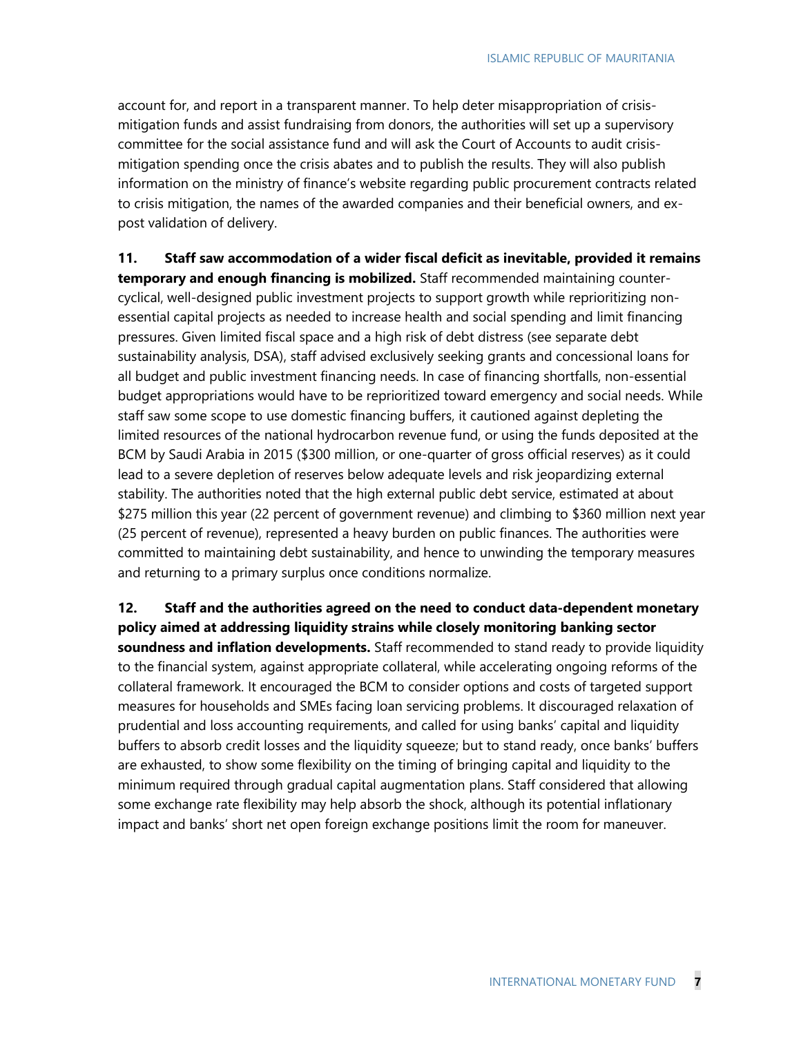account for, and report in a transparent manner. To help deter misappropriation of crisis-mitigation funds and assist fundraising from donors, the authorities will set up a supervisory committee for the social assistance fund and will ask the Court of Accounts to audit crisis-mitigation spending once the crisis abates and to publish the results. They will also publish information on the ministry of finance's website regarding public procurement contracts related to crisis mitigation, the names of the awarded companies and their beneficial owners, and ex-post validation of delivery.

**11. Staff saw accommodation of a wider fiscal deficit as inevitable, provided it remains temporary and enough financing is mobilized.** Staff recommended maintaining counter-cyclical, well-designed public investment projects to support growth while reprioritizing non-essential capital projects as needed to increase health and social spending and limit financing pressures. Given limited fiscal space and a high risk of debt distress (see separate debt sustainability analysis, DSA), staff advised exclusively seeking grants and concessional loans for all budget and public investment financing needs. In case of financing shortfalls, non-essential budget appropriations would have to be reprioritized toward emergency and social needs. While staff saw some scope to use domestic financing buffers, it cautioned against depleting the limited resources of the national hydrocarbon revenue fund, or using the funds deposited at the BCM by Saudi Arabia in 2015 ($300 million, or one-quarter of gross official reserves) as it could lead to a severe depletion of reserves below adequate levels and risk jeopardizing external stability. The authorities noted that the high external public debt service, estimated at about $275 million this year (22 percent of government revenue) and climbing to $360 million next year (25 percent of revenue), represented a heavy burden on public finances. The authorities were committed to maintaining debt sustainability, and hence to unwinding the temporary measures and returning to a primary surplus once conditions normalize.

**12. Staff and the authorities agreed on the need to conduct data-dependent monetary policy aimed at addressing liquidity strains while closely monitoring banking sector soundness and inflation developments.** Staff recommended to stand ready to provide liquidity to the financial system, against appropriate collateral, while accelerating ongoing reforms of the collateral framework. It encouraged the BCM to consider options and costs of targeted support measures for households and SMEs facing loan servicing problems. It discouraged relaxation of prudential and loss accounting requirements, and called for using banks' capital and liquidity buffers to absorb credit losses and the liquidity squeeze; but to stand ready, once banks' buffers are exhausted, to show some flexibility on the timing of bringing capital and liquidity to the minimum required through gradual capital augmentation plans. Staff considered that allowing some exchange rate flexibility may help absorb the shock, although its potential inflationary impact and banks' short net open foreign exchange positions limit the room for maneuver.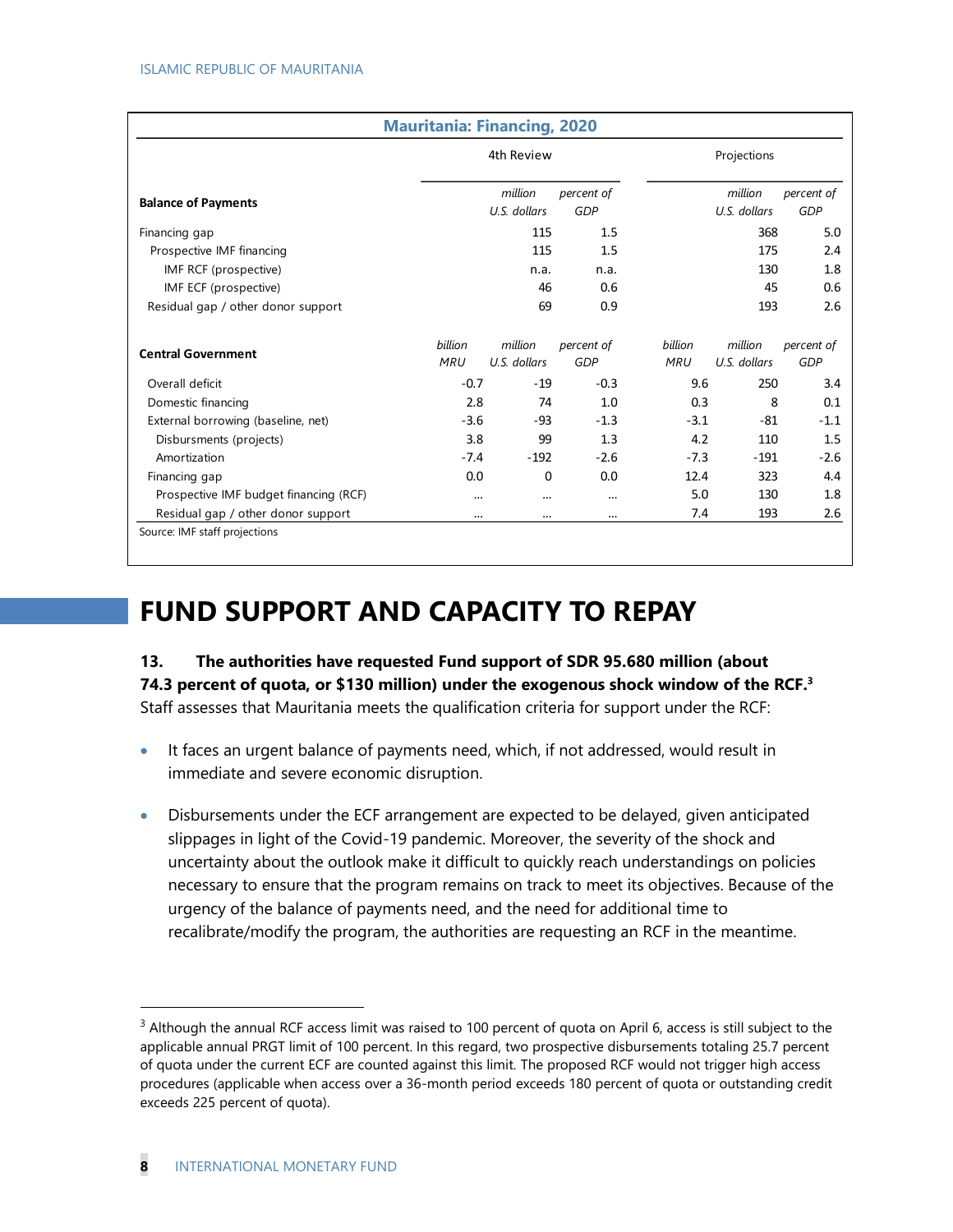**Mauritania: Financing, 2020**

| | 4th Review | | | Projections | | |
|---|---|---|---|---|---|---|
| **Balance of Payments** | | *million U.S. dollars* | *percent of GDP* | | *million U.S. dollars* | *percent of GDP* |
| Financing gap | | 115 | 1.5 | | 368 | 5.0 |
| Prospective IMF financing | | 115 | 1.5 | | 175 | 2.4 |
| IMF RCF (prospective) | | n.a. | n.a. | | 130 | 1.8 |
| IMF ECF (prospective) | | 46 | 0.6 | | 45 | 0.6 |
| Residual gap / other donor support | | 69 | 0.9 | | 193 | 2.6 |
| **Central Government** | *billion MRU* | *million U.S. dollars* | *percent of GDP* | *billion MRU* | *million U.S. dollars* | *percent of GDP* |
| Overall deficit | -0.7 | -19 | -0.3 | 9.6 | 250 | 3.4 |
| Domestic financing | 2.8 | 74 | 1.0 | 0.3 | 8 | 0.1 |
| External borrowing (baseline, net) | -3.6 | -93 | -1.3 | -3.1 | -81 | -1.1 |
| Disbursments (projects) | 3.8 | 99 | 1.3 | 4.2 | 110 | 1.5 |
| Amortization | -7.4 | -192 | -2.6 | -7.3 | -191 | -2.6 |
| Financing gap | 0.0 | 0 | 0.0 | 12.4 | 323 | 4.4 |
| Prospective IMF budget financing (RCF) | … | … | … | 5.0 | 130 | 1.8 |
| Residual gap / other donor support | … | … | … | 7.4 | 193 | 2.6 |

Source: IMF staff projections

## FUND SUPPORT AND CAPACITY TO REPAY

**13. The authorities have requested Fund support of SDR 95.680 million (about 74.3 percent of quota, or $130 million) under the exogenous shock window of the RCF.**[3] Staff assesses that Mauritania meets the qualification criteria for support under the RCF:

- It faces an urgent balance of payments need, which, if not addressed, would result in immediate and severe economic disruption.
- Disbursements under the ECF arrangement are expected to be delayed, given anticipated slippages in light of the Covid-19 pandemic. Moreover, the severity of the shock and uncertainty about the outlook make it difficult to quickly reach understandings on policies necessary to ensure that the program remains on track to meet its objectives. Because of the urgency of the balance of payments need, and the need for additional time to recalibrate/modify the program, the authorities are requesting an RCF in the meantime.

[3] Although the annual RCF access limit was raised to 100 percent of quota on April 6, access is still subject to the applicable annual PRGT limit of 100 percent. In this regard, two prospective disbursements totaling 25.7 percent of quota under the current ECF are counted against this limit. The proposed RCF would not trigger high access procedures (applicable when access over a 36-month period exceeds 180 percent of quota or outstanding credit exceeds 225 percent of quota).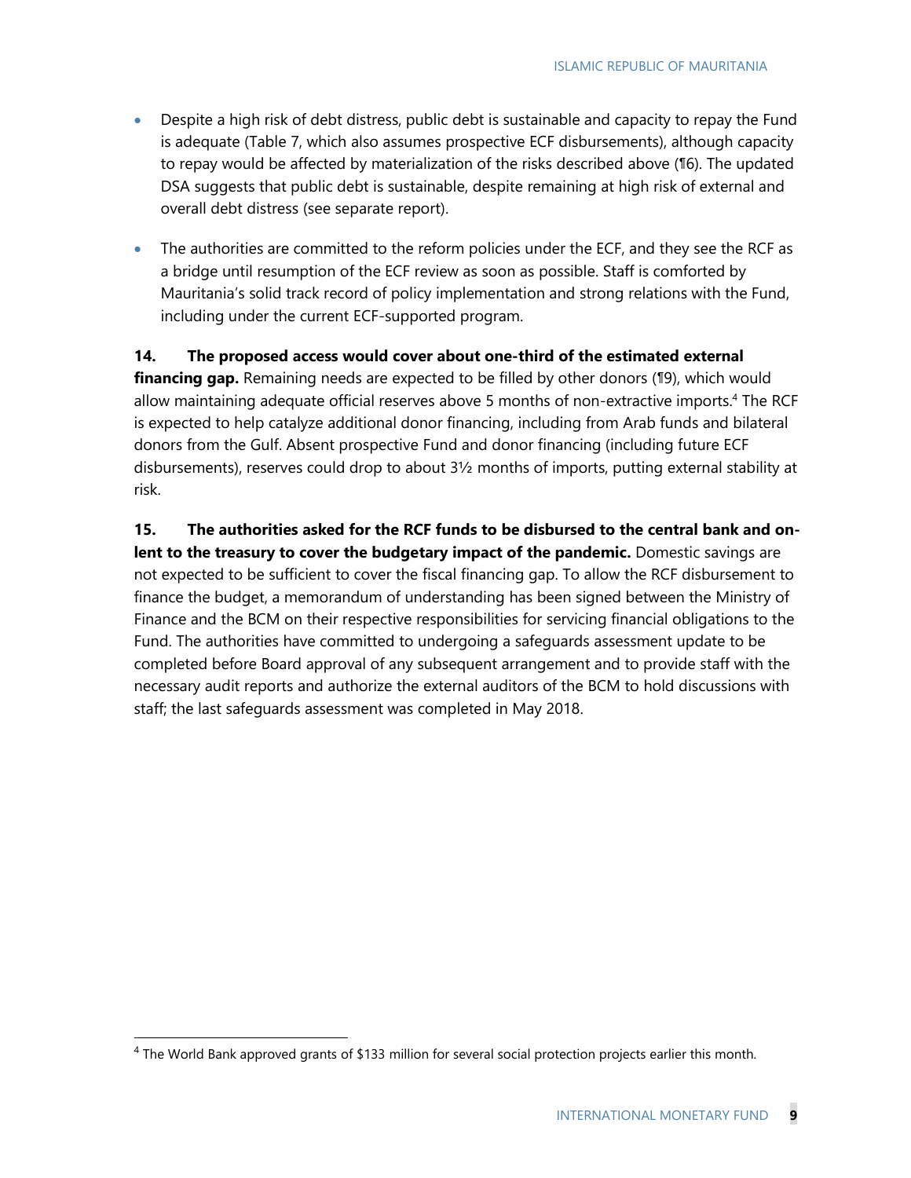- Despite a high risk of debt distress, public debt is sustainable and capacity to repay the Fund is adequate (Table 7, which also assumes prospective ECF disbursements), although capacity to repay would be affected by materialization of the risks described above (¶6). The updated DSA suggests that public debt is sustainable, despite remaining at high risk of external and overall debt distress (see separate report).

- The authorities are committed to the reform policies under the ECF, and they see the RCF as a bridge until resumption of the ECF review as soon as possible. Staff is comforted by Mauritania's solid track record of policy implementation and strong relations with the Fund, including under the current ECF-supported program.

**14. The proposed access would cover about one-third of the estimated external financing gap.** Remaining needs are expected to be filled by other donors (¶9), which would allow maintaining adequate official reserves above 5 months of non-extractive imports.[4] The RCF is expected to help catalyze additional donor financing, including from Arab funds and bilateral donors from the Gulf. Absent prospective Fund and donor financing (including future ECF disbursements), reserves could drop to about 3½ months of imports, putting external stability at risk.

**15. The authorities asked for the RCF funds to be disbursed to the central bank and on-lent to the treasury to cover the budgetary impact of the pandemic.** Domestic savings are not expected to be sufficient to cover the fiscal financing gap. To allow the RCF disbursement to finance the budget, a memorandum of understanding has been signed between the Ministry of Finance and the BCM on their respective responsibilities for servicing financial obligations to the Fund. The authorities have committed to undergoing a safeguards assessment update to be completed before Board approval of any subsequent arrangement and to provide staff with the necessary audit reports and authorize the external auditors of the BCM to hold discussions with staff; the last safeguards assessment was completed in May 2018.

[4] The World Bank approved grants of $133 million for several social protection projects earlier this month.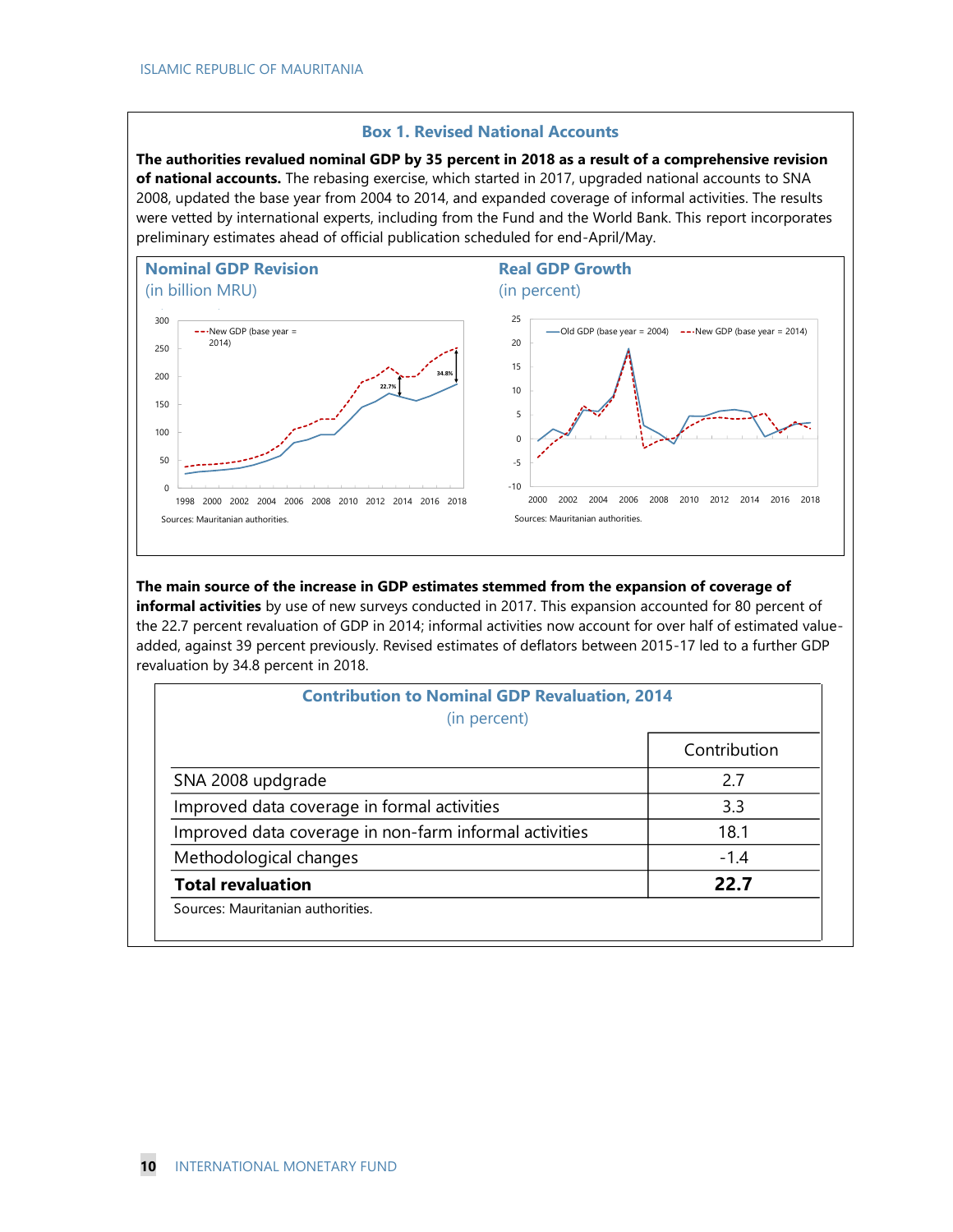## Box 1. Revised National Accounts

**The authorities revalued nominal GDP by 35 percent in 2018 as a result of a comprehensive revision of national accounts.** The rebasing exercise, which started in 2017, upgraded national accounts to SNA 2008, updated the base year from 2004 to 2014, and expanded coverage of informal activities. The results were vetted by international experts, including from the Fund and the World Bank. This report incorporates preliminary estimates ahead of official publication scheduled for end-April/May.

**Nominal GDP Revision**
(in billion MRU)

Sources: Mauritanian authorities.

**Real GDP Growth**
(in percent)

Sources: Mauritanian authorities.

**The main source of the increase in GDP estimates stemmed from the expansion of coverage of informal activities** by use of new surveys conducted in 2017. This expansion accounted for 80 percent of the 22.7 percent revaluation of GDP in 2014; informal activities now account for over half of estimated value-added, against 39 percent previously. Revised estimates of deflators between 2015-17 led to a further GDP revaluation by 34.8 percent in 2018.

**Contribution to Nominal GDP Revaluation, 2014**
(in percent)

| | Contribution |
|---|---|
| SNA 2008 updgrade | 2.7 |
| Improved data coverage in formal activities | 3.3 |
| Improved data coverage in non-farm informal activities | 18.1 |
| Methodological changes | -1.4 |
| **Total revaluation** | **22.7** |

Sources: Mauritanian authorities.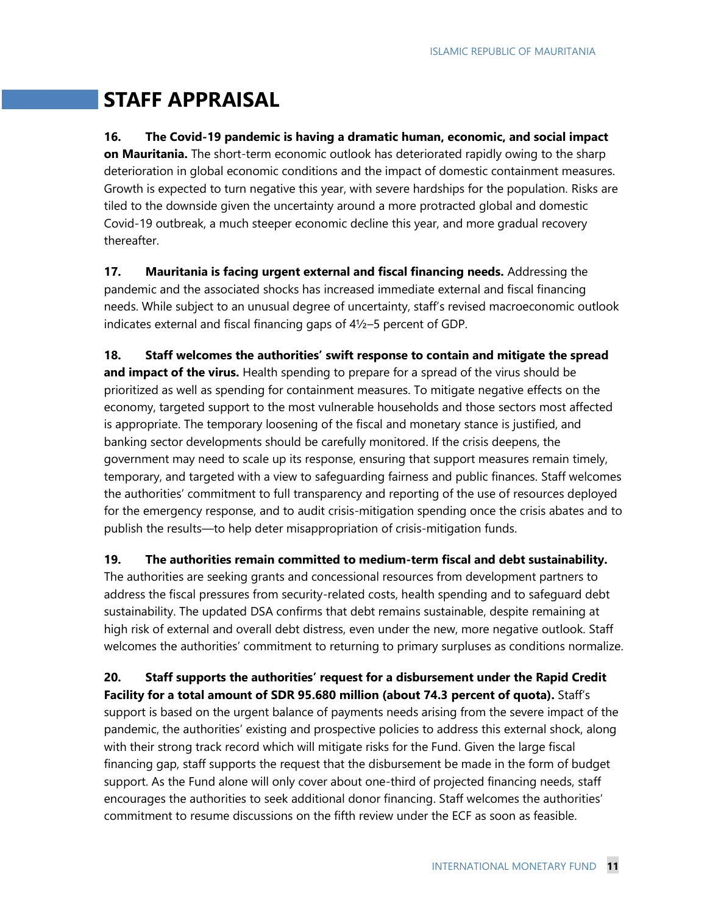## STAFF APPRAISAL

**16. The Covid-19 pandemic is having a dramatic human, economic, and social impact on Mauritania.** The short-term economic outlook has deteriorated rapidly owing to the sharp deterioration in global economic conditions and the impact of domestic containment measures. Growth is expected to turn negative this year, with severe hardships for the population. Risks are tiled to the downside given the uncertainty around a more protracted global and domestic Covid-19 outbreak, a much steeper economic decline this year, and more gradual recovery thereafter.

**17. Mauritania is facing urgent external and fiscal financing needs.** Addressing the pandemic and the associated shocks has increased immediate external and fiscal financing needs. While subject to an unusual degree of uncertainty, staff's revised macroeconomic outlook indicates external and fiscal financing gaps of 4½–5 percent of GDP.

**18. Staff welcomes the authorities' swift response to contain and mitigate the spread and impact of the virus.** Health spending to prepare for a spread of the virus should be prioritized as well as spending for containment measures. To mitigate negative effects on the economy, targeted support to the most vulnerable households and those sectors most affected is appropriate. The temporary loosening of the fiscal and monetary stance is justified, and banking sector developments should be carefully monitored. If the crisis deepens, the government may need to scale up its response, ensuring that support measures remain timely, temporary, and targeted with a view to safeguarding fairness and public finances. Staff welcomes the authorities' commitment to full transparency and reporting of the use of resources deployed for the emergency response, and to audit crisis-mitigation spending once the crisis abates and to publish the results—to help deter misappropriation of crisis-mitigation funds.

**19. The authorities remain committed to medium-term fiscal and debt sustainability.** The authorities are seeking grants and concessional resources from development partners to address the fiscal pressures from security-related costs, health spending and to safeguard debt sustainability. The updated DSA confirms that debt remains sustainable, despite remaining at high risk of external and overall debt distress, even under the new, more negative outlook. Staff welcomes the authorities' commitment to returning to primary surpluses as conditions normalize.

**20. Staff supports the authorities' request for a disbursement under the Rapid Credit Facility for a total amount of SDR 95.680 million (about 74.3 percent of quota).** Staff's support is based on the urgent balance of payments needs arising from the severe impact of the pandemic, the authorities' existing and prospective policies to address this external shock, along with their strong track record which will mitigate risks for the Fund. Given the large fiscal financing gap, staff supports the request that the disbursement be made in the form of budget support. As the Fund alone will only cover about one-third of projected financing needs, staff encourages the authorities to seek additional donor financing. Staff welcomes the authorities' commitment to resume discussions on the fifth review under the ECF as soon as feasible.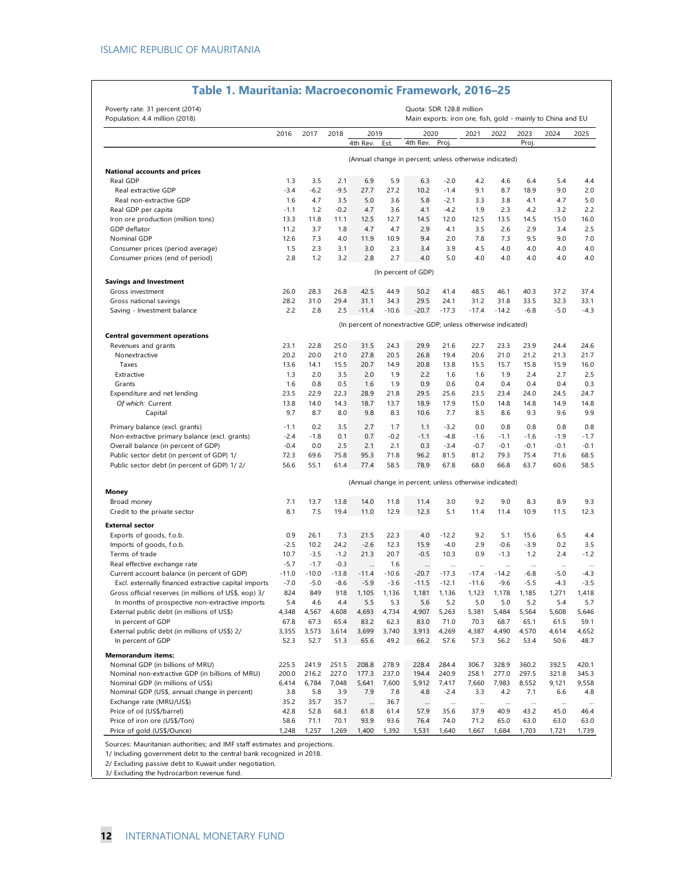## Table 1. Mauritania: Macroeconomic Framework, 2016–25

Poverty rate: 31 percent (2014)
Population: 4.4 million (2018)

Quota: SDR 128.8 million
Main exports: iron ore, fish, gold - mainly to China and EU

| | 2016 | 2017 | 2018 | 2019 | | 2020 | | 2021 | 2022 | 2023 | 2024 | 2025 |
|---|---|---|---|---|---|---|---|---|---|---|---|---|
| | | | | 4th Rev. | Est. | 4th Rev. | Proj. | | | Proj. | | |
| | (Annual change in percent; unless otherwise indicated) | | | | | | | | | | | |
| **National accounts and prices** | | | | | | | | | | | | |
| Real GDP | 1.3 | 3.5 | 2.1 | 6.9 | 5.9 | 6.3 | -2.0 | 4.2 | 4.6 | 6.4 | 5.4 | 4.4 |
| Real extractive GDP | -3.4 | -6.2 | -9.5 | 27.7 | 27.2 | 10.2 | -1.4 | 9.1 | 8.7 | 18.9 | 9.0 | 2.0 |
| Real non-extractive GDP | 1.6 | 4.7 | 3.5 | 5.0 | 3.6 | 5.8 | -2.1 | 3.3 | 3.8 | 4.1 | 4.7 | 5.0 |
| Real GDP per capita | -1.1 | 1.2 | -0.2 | 4.7 | 3.6 | 4.1 | -4.2 | 1.9 | 2.3 | 4.2 | 3.2 | 2.2 |
| Iron ore production (million tons) | 13.3 | 11.8 | 11.1 | 12.5 | 12.7 | 14.5 | 12.0 | 12.5 | 13.5 | 14.5 | 15.0 | 16.0 |
| GDP deflator | 11.2 | 3.7 | 1.8 | 4.7 | 4.7 | 2.9 | 4.1 | 3.5 | 2.6 | 2.9 | 3.4 | 2.5 |
| Nominal GDP | 12.6 | 7.3 | 4.0 | 11.9 | 10.9 | 9.4 | 2.0 | 7.8 | 7.3 | 9.5 | 9.0 | 7.0 |
| Consumer prices (period average) | 1.5 | 2.3 | 3.1 | 3.0 | 2.3 | 3.4 | 3.9 | 4.5 | 4.0 | 4.0 | 4.0 | 4.0 |
| Consumer prices (end of period) | 2.8 | 1.2 | 3.2 | 2.8 | 2.7 | 4.0 | 5.0 | 4.0 | 4.0 | 4.0 | 4.0 | 4.0 |
| | (In percent of GDP) | | | | | | | | | | | |
| **Savings and Investment** | | | | | | | | | | | | |
| Gross investment | 26.0 | 28.3 | 26.8 | 42.5 | 44.9 | 50.2 | 41.4 | 48.5 | 46.1 | 40.3 | 37.2 | 37.4 |
| Gross national savings | 28.2 | 31.0 | 29.4 | 31.1 | 34.3 | 29.5 | 24.1 | 31.2 | 31.8 | 33.5 | 32.3 | 33.1 |
| Saving - Investment balance | 2.2 | 2.8 | 2.5 | -11.4 | -10.6 | -20.7 | -17.3 | -17.4 | -14.2 | -6.8 | -5.0 | -4.3 |
| | (In percent of nonextractive GDP; unless otherwise indicated) | | | | | | | | | | | |
| **Central government operations** | | | | | | | | | | | | |
| Revenues and grants | 23.1 | 22.8 | 25.0 | 31.5 | 24.3 | 29.9 | 21.6 | 22.7 | 23.3 | 23.9 | 24.4 | 24.6 |
| Nonextractive | 20.2 | 20.0 | 21.0 | 27.8 | 20.5 | 26.8 | 19.4 | 20.6 | 21.0 | 21.2 | 21.3 | 21.7 |
| Taxes | 13.6 | 14.1 | 15.5 | 20.7 | 14.9 | 20.8 | 13.8 | 15.5 | 15.7 | 15.8 | 15.9 | 16.0 |
| Extractive | 1.3 | 2.0 | 3.5 | 2.0 | 1.9 | 2.2 | 1.6 | 1.6 | 1.9 | 2.4 | 2.7 | 2.5 |
| Grants | 1.6 | 0.8 | 0.5 | 1.6 | 1.9 | 0.9 | 0.6 | 0.4 | 0.4 | 0.4 | 0.4 | 0.3 |
| Expenditure and net lending | 23.5 | 22.9 | 22.3 | 28.9 | 21.8 | 29.5 | 25.6 | 23.5 | 23.4 | 24.0 | 24.5 | 24.7 |
| *Of which:* Current | 13.8 | 14.0 | 14.3 | 18.7 | 13.7 | 18.9 | 17.9 | 15.0 | 14.8 | 14.8 | 14.9 | 14.8 |
| Capital | 9.7 | 8.7 | 8.0 | 9.8 | 8.3 | 10.6 | 7.7 | 8.5 | 8.6 | 9.3 | 9.6 | 9.9 |
| Primary balance (excl. grants) | -1.1 | 0.2 | 3.5 | 2.7 | 1.7 | 1.1 | -3.2 | 0.0 | 0.8 | 0.8 | 0.8 | 0.8 |
| Non-extractive primary balance (excl. grants) | -2.4 | -1.8 | 0.1 | 0.7 | -0.2 | -1.1 | -4.8 | -1.6 | -1.1 | -1.6 | -1.9 | -1.7 |
| Overall balance (in percent of GDP) | -0.4 | 0.0 | 2.5 | 2.1 | 2.1 | 0.3 | -3.4 | -0.7 | -0.1 | -0.1 | -0.1 | -0.1 |
| Public sector debt (in percent of GDP) 1/ | 72.3 | 69.6 | 75.8 | 95.3 | 71.8 | 96.2 | 81.5 | 81.2 | 79.3 | 75.4 | 71.6 | 68.5 |
| Public sector debt (in percent of GDP) 1/ 2/ | 56.6 | 55.1 | 61.4 | 77.4 | 58.5 | 78.9 | 67.8 | 68.0 | 66.8 | 63.7 | 60.6 | 58.5 |
| | (Annual change in percent; unless otherwise indicated) | | | | | | | | | | | |
| **Money** | | | | | | | | | | | | |
| Broad money | 7.1 | 13.7 | 13.8 | 14.0 | 11.8 | 11.4 | 3.0 | 9.2 | 9.0 | 8.3 | 8.9 | 9.3 |
| Credit to the private sector | 8.1 | 7.5 | 19.4 | 11.0 | 12.9 | 12.3 | 5.1 | 11.4 | 11.4 | 10.9 | 11.5 | 12.3 |
| **External sector** | | | | | | | | | | | | |
| Exports of goods, f.o.b. | 0.9 | 26.1 | 7.3 | 21.5 | 22.3 | 4.0 | -12.2 | 9.2 | 5.1 | 15.6 | 6.5 | 4.4 |
| Imports of goods, f.o.b. | -2.5 | 10.2 | 24.2 | -2.6 | 12.3 | 15.9 | -4.0 | 2.9 | -0.6 | -3.9 | 0.2 | 3.5 |
| Terms of trade | 10.7 | -3.5 | -1.2 | 21.3 | 20.7 | -0.5 | 10.3 | 0.9 | -1.3 | 1.2 | 2.4 | -1.2 |
| Real effective exchange rate | -5.7 | -1.7 | -0.3 | ... | 1.6 | ... | ... | ... | ... | ... | ... | ... |
| Current account balance (in percent of GDP) | -11.0 | -10.0 | -13.8 | -11.4 | -10.6 | -20.7 | -17.3 | -17.4 | -14.2 | -6.8 | -5.0 | -4.3 |
| Excl. externally financed extractive capital imports | -7.0 | -5.0 | -8.6 | -5.9 | -3.6 | -11.5 | -12.1 | -11.6 | -9.6 | -5.5 | -4.3 | -3.5 |
| Gross official reserves (in millions of US$, eop) 3/ | 824 | 849 | 918 | 1,105 | 1,136 | 1,181 | 1,136 | 1,123 | 1,178 | 1,185 | 1,271 | 1,418 |
| In months of prospective non-extractive imports | 5.4 | 4.6 | 4.4 | 5.5 | 5.3 | 5.6 | 5.2 | 5.0 | 5.0 | 5.2 | 5.4 | 5.7 |
| External public debt (in millions of US$) | 4,348 | 4,567 | 4,608 | 4,693 | 4,734 | 4,907 | 5,263 | 5,381 | 5,484 | 5,564 | 5,608 | 5,646 |
| In percent of GDP | 67.8 | 67.3 | 65.4 | 83.2 | 62.3 | 83.0 | 71.0 | 70.3 | 68.7 | 65.1 | 61.5 | 59.1 |
| External public debt (in millions of US$) 2/ | 3,355 | 3,573 | 3,614 | 3,699 | 3,740 | 3,913 | 4,269 | 4,387 | 4,490 | 4,570 | 4,614 | 4,652 |
| In percent of GDP | 52.3 | 52.7 | 51.3 | 65.6 | 49.2 | 66.2 | 57.6 | 57.3 | 56.2 | 53.4 | 50.6 | 48.7 |
| **Memorandum items:** | | | | | | | | | | | | |
| Nominal GDP (in billions of MRU) | 225.5 | 241.9 | 251.5 | 208.8 | 278.9 | 228.4 | 284.4 | 306.7 | 328.9 | 360.2 | 392.5 | 420.1 |
| Nominal non-extractive GDP (in billions of MRU) | 200.0 | 216.2 | 227.0 | 177.3 | 237.0 | 194.4 | 240.9 | 258.1 | 277.0 | 297.5 | 321.8 | 345.3 |
| Nominal GDP (in millions of US$) | 6,414 | 6,784 | 7,048 | 5,641 | 7,600 | 5,912 | 7,417 | 7,660 | 7,983 | 8,552 | 9,121 | 9,558 |
| Nominal GDP (US$, annual change in percent) | 3.8 | 5.8 | 3.9 | 7.9 | 7.8 | 4.8 | -2.4 | 3.3 | 4.2 | 7.1 | 6.6 | 4.8 |
| Exchange rate (MRU/US$) | 35.2 | 35.7 | 35.7 | ... | 36.7 | ... | ... | ... | ... | ... | ... | ... |
| Price of oil (US$/barrel) | 42.8 | 52.8 | 68.3 | 61.8 | 61.4 | 57.9 | 35.6 | 37.9 | 40.9 | 43.2 | 45.0 | 46.4 |
| Price of iron ore (US$/Ton) | 58.6 | 71.1 | 70.1 | 93.9 | 93.6 | 76.4 | 74.0 | 71.2 | 65.0 | 63.0 | 63.0 | 63.0 |
| Price of gold (US$/Ounce) | 1,248 | 1,257 | 1,269 | 1,400 | 1,392 | 1,531 | 1,640 | 1,667 | 1,684 | 1,703 | 1,721 | 1,739 |

Sources: Mauritanian authorities; and IMF staff estimates and projections.
1/ Including government debt to the central bank recognized in 2018.
2/ Excluding passive debt to Kuwait under negotiation.
3/ Excluding the hydrocarbon revenue fund.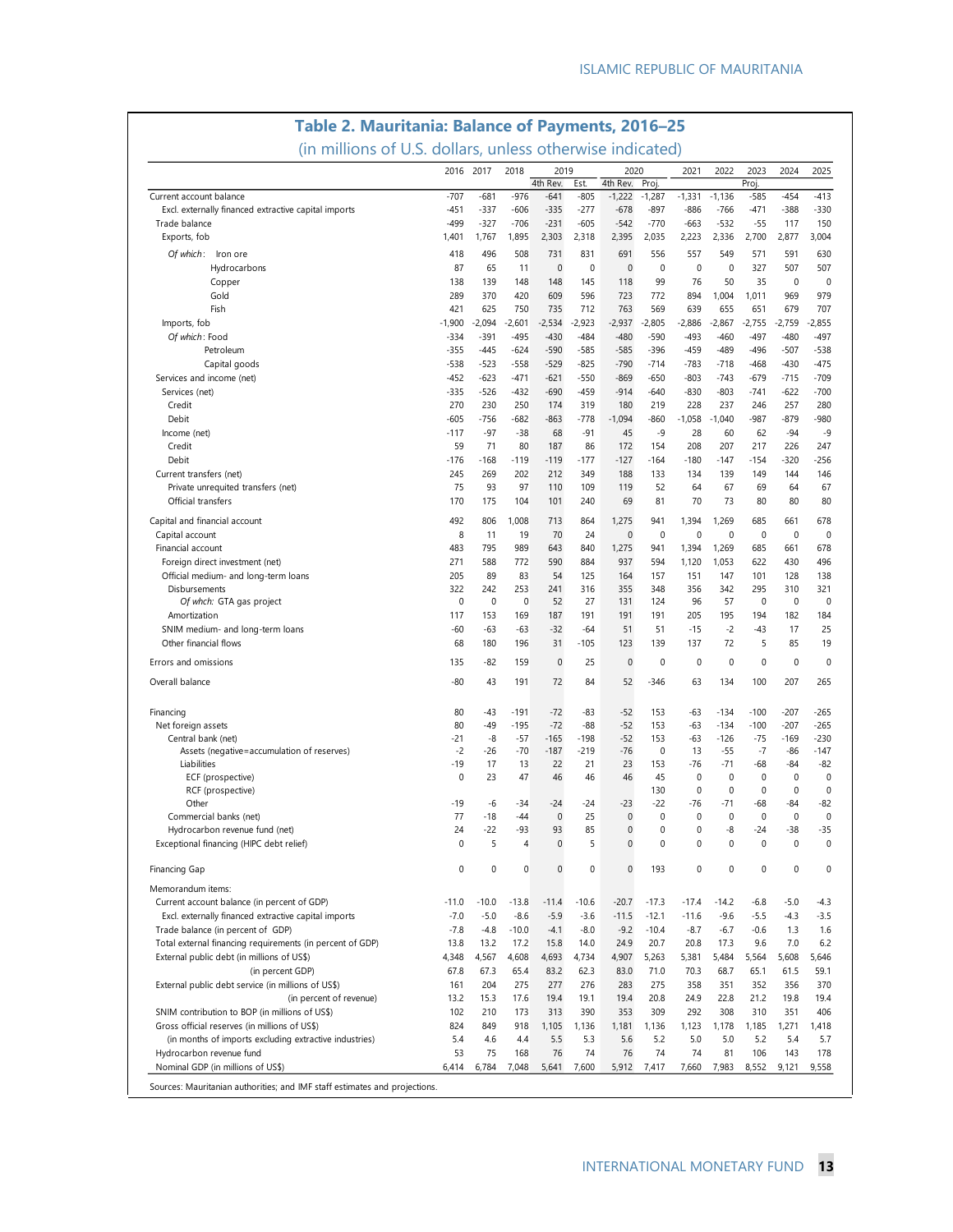## Table 2. Mauritania: Balance of Payments, 2016–25

(in millions of U.S. dollars, unless otherwise indicated)

| | 2016 | 2017 | 2018 | 2019 | | 2020 | | 2021 | 2022 | 2023 | 2024 | 2025 |
|---|---|---|---|---|---|---|---|---|---|---|---|---|
| | | | | 4th Rev. | Est. | 4th Rev. | Proj. | | | Proj. | | |
| Current account balance | -707 | -681 | -976 | -641 | -805 | -1,222 | -1,287 | -1,331 | -1,136 | -585 | -454 | -413 |
| Excl. externally financed extractive capital imports | -451 | -337 | -606 | -335 | -277 | -678 | -897 | -886 | -766 | -471 | -388 | -330 |
| Trade balance | -499 | -327 | -706 | -231 | -605 | -542 | -770 | -663 | -532 | -55 | 117 | 150 |
| Exports, fob | 1,401 | 1,767 | 1,895 | 2,303 | 2,318 | 2,395 | 2,035 | 2,223 | 2,336 | 2,700 | 2,877 | 3,004 |
| *Of which*: Iron ore | 418 | 496 | 508 | 731 | 831 | 691 | 556 | 557 | 549 | 571 | 591 | 630 |
| Hydrocarbons | 87 | 65 | 11 | 0 | 0 | 0 | 0 | 0 | 0 | 327 | 507 | 507 |
| Copper | 138 | 139 | 148 | 148 | 145 | 118 | 99 | 76 | 50 | 35 | 0 | 0 |
| Gold | 289 | 370 | 420 | 609 | 596 | 723 | 772 | 894 | 1,004 | 1,011 | 969 | 979 |
| Fish | 421 | 625 | 750 | 735 | 712 | 763 | 569 | 639 | 655 | 651 | 679 | 707 |
| Imports, fob | -1,900 | -2,094 | -2,601 | -2,534 | -2,923 | -2,937 | -2,805 | -2,886 | -2,867 | -2,755 | -2,759 | -2,855 |
| *Of which*: Food | -334 | -391 | -495 | -430 | -484 | -480 | -590 | -493 | -460 | -497 | -480 | -497 |
| Petroleum | -355 | -445 | -624 | -590 | -585 | -585 | -396 | -459 | -489 | -496 | -507 | -538 |
| Capital goods | -538 | -523 | -558 | -529 | -825 | -790 | -714 | -783 | -718 | -468 | -430 | -475 |
| Services and income (net) | -452 | -623 | -471 | -621 | -550 | -869 | -650 | -803 | -743 | -679 | -715 | -709 |
| Services (net) | -335 | -526 | -432 | -690 | -459 | -914 | -640 | -830 | -803 | -741 | -622 | -700 |
| Credit | 270 | 230 | 250 | 174 | 319 | 180 | 219 | 228 | 237 | 246 | 257 | 280 |
| Debit | -605 | -756 | -682 | -863 | -778 | -1,094 | -860 | -1,058 | -1,040 | -987 | -879 | -980 |
| Income (net) | -117 | -97 | -38 | 68 | -91 | 45 | -9 | 28 | 60 | 62 | -94 | -9 |
| Credit | 59 | 71 | 80 | 187 | 86 | 172 | 154 | 208 | 207 | 217 | 226 | 247 |
| Debit | -176 | -168 | -119 | -119 | -177 | -127 | -164 | -180 | -147 | -154 | -320 | -256 |
| Current transfers (net) | 245 | 269 | 202 | 212 | 349 | 188 | 133 | 134 | 139 | 149 | 144 | 146 |
| Private unrequited transfers (net) | 75 | 93 | 97 | 110 | 109 | 119 | 52 | 64 | 67 | 69 | 64 | 67 |
| Official transfers | 170 | 175 | 104 | 101 | 240 | 69 | 81 | 70 | 73 | 80 | 80 | 80 |
| Capital and financial account | 492 | 806 | 1,008 | 713 | 864 | 1,275 | 941 | 1,394 | 1,269 | 685 | 661 | 678 |
| Capital account | 8 | 11 | 19 | 70 | 24 | 0 | 0 | 0 | 0 | 0 | 0 | 0 |
| Financial account | 483 | 795 | 989 | 643 | 840 | 1,275 | 941 | 1,394 | 1,269 | 685 | 661 | 678 |
| Foreign direct investment (net) | 271 | 588 | 772 | 590 | 884 | 937 | 594 | 1,120 | 1,053 | 622 | 430 | 496 |
| Official medium- and long-term loans | 205 | 89 | 83 | 54 | 125 | 164 | 157 | 151 | 147 | 101 | 128 | 138 |
| Disbursements | 322 | 242 | 253 | 241 | 316 | 355 | 348 | 356 | 342 | 295 | 310 | 321 |
| *Of whch:* GTA gas project | 0 | 0 | 0 | 52 | 27 | 131 | 124 | 96 | 57 | 0 | 0 | 0 |
| Amortization | 117 | 153 | 169 | 187 | 191 | 191 | 191 | 205 | 195 | 194 | 182 | 184 |
| SNIM medium- and long-term loans | -60 | -63 | -63 | -32 | -64 | 51 | 51 | -15 | -2 | -43 | 17 | 25 |
| Other financial flows | 68 | 180 | 196 | 31 | -105 | 123 | 139 | 137 | 72 | 5 | 85 | 19 |
| Errors and omissions | 135 | -82 | 159 | 0 | 25 | 0 | 0 | 0 | 0 | 0 | 0 | 0 |
| Overall balance | -80 | 43 | 191 | 72 | 84 | 52 | -346 | 63 | 134 | 100 | 207 | 265 |
| Financing | 80 | -43 | -191 | -72 | -83 | -52 | 153 | -63 | -134 | -100 | -207 | -265 |
| Net foreign assets | 80 | -49 | -195 | -72 | -88 | -52 | 153 | -63 | -134 | -100 | -207 | -265 |
| Central bank (net) | -21 | -8 | -57 | -165 | -198 | -52 | 153 | -63 | -126 | -75 | -169 | -230 |
| Assets (negative=accumulation of reserves) | -2 | -26 | -70 | -187 | -219 | -76 | 0 | 13 | -55 | -7 | -86 | -147 |
| Liabilities | -19 | 17 | 13 | 22 | 21 | 23 | 153 | -76 | -71 | -68 | -84 | -82 |
| ECF (prospective) | 0 | 23 | 47 | 46 | 46 | 46 | 45 | 0 | 0 | 0 | 0 | 0 |
| RCF (prospective) | | | | | | | 130 | 0 | 0 | 0 | 0 | 0 |
| Other | -19 | -6 | -34 | -24 | -24 | -23 | -22 | -76 | -71 | -68 | -84 | -82 |
| Commercial banks (net) | 77 | -18 | -44 | 0 | 25 | 0 | 0 | 0 | 0 | 0 | 0 | 0 |
| Hydrocarbon revenue fund (net) | 24 | -22 | -93 | 93 | 85 | 0 | 0 | 0 | -8 | -24 | -38 | -35 |
| Exceptional financing (HIPC debt relief) | 0 | 5 | 4 | 0 | 5 | 0 | 0 | 0 | 0 | 0 | 0 | 0 |
| Financing Gap | 0 | 0 | 0 | 0 | 0 | 0 | 193 | 0 | 0 | 0 | 0 | 0 |
| Memorandum items: | | | | | | | | | | | | |
| Current account balance (in percent of GDP) | -11.0 | -10.0 | -13.8 | -11.4 | -10.6 | -20.7 | -17.3 | -17.4 | -14.2 | -6.8 | -5.0 | -4.3 |
| Excl. externally financed extractive capital imports | -7.0 | -5.0 | -8.6 | -5.9 | -3.6 | -11.5 | -12.1 | -11.6 | -9.6 | -5.5 | -4.3 | -3.5 |
| Trade balance (in percent of GDP) | -7.8 | -4.8 | -10.0 | -4.1 | -8.0 | -9.2 | -10.4 | -8.7 | -6.7 | -0.6 | 1.3 | 1.6 |
| Total external financing requirements (in percent of GDP) | 13.8 | 13.2 | 17.2 | 15.8 | 14.0 | 24.9 | 20.7 | 20.8 | 17.3 | 9.6 | 7.0 | 6.2 |
| External public debt (in millions of US$) | 4,348 | 4,567 | 4,608 | 4,693 | 4,734 | 4,907 | 5,263 | 5,381 | 5,484 | 5,564 | 5,608 | 5,646 |
| (in percent GDP) | 67.8 | 67.3 | 65.4 | 83.2 | 62.3 | 83.0 | 71.0 | 70.3 | 68.7 | 65.1 | 61.5 | 59.1 |
| External public debt service (in millions of US$) | 161 | 204 | 275 | 277 | 276 | 283 | 275 | 358 | 351 | 352 | 356 | 370 |
| (in percent of revenue) | 13.2 | 15.3 | 17.6 | 19.4 | 19.1 | 19.4 | 20.8 | 24.9 | 22.8 | 21.2 | 19.8 | 19.4 |
| SNIM contribution to BOP (in millions of US$) | 102 | 210 | 173 | 313 | 390 | 353 | 309 | 292 | 308 | 310 | 351 | 406 |
| Gross official reserves (in millions of US$) | 824 | 849 | 918 | 1,105 | 1,136 | 1,181 | 1,136 | 1,123 | 1,178 | 1,185 | 1,271 | 1,418 |
| (in months of imports excluding extractive industries) | 5.4 | 4.6 | 4.4 | 5.5 | 5.3 | 5.6 | 5.2 | 5.0 | 5.0 | 5.2 | 5.4 | 5.7 |
| Hydrocarbon revenue fund | 53 | 75 | 168 | 76 | 74 | 76 | 74 | 74 | 81 | 106 | 143 | 178 |
| Nominal GDP (in millions of US$) | 6,414 | 6,784 | 7,048 | 5,641 | 7,600 | 5,912 | 7,417 | 7,660 | 7,983 | 8,552 | 9,121 | 9,558 |

Sources: Mauritanian authorities; and IMF staff estimates and projections.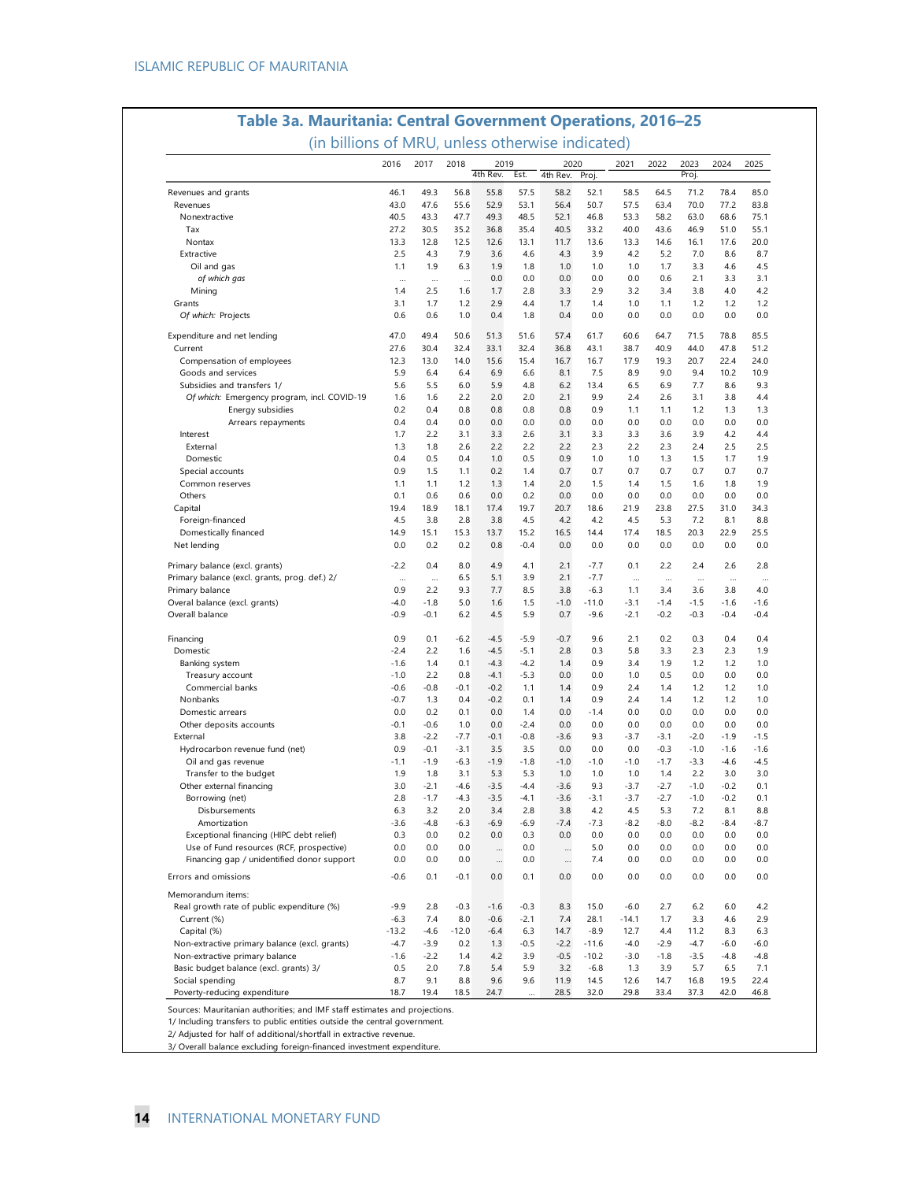## Table 3a. Mauritania: Central Government Operations, 2016–25

(in billions of MRU, unless otherwise indicated)

| | 2016 | 2017 | 2018 | 2019 | | 2020 | | 2021 | 2022 | 2023 | 2024 | 2025 |
|---|---|---|---|---|---|---|---|---|---|---|---|---|
| | | | | 4th Rev. | Est. | 4th Rev. | Proj. | | | Proj. | | |
| Revenues and grants | 46.1 | 49.3 | 56.8 | 55.8 | 57.5 | 58.2 | 52.1 | 58.5 | 64.5 | 71.2 | 78.4 | 85.0 |
| Revenues | 43.0 | 47.6 | 55.6 | 52.9 | 53.1 | 56.4 | 50.7 | 57.5 | 63.4 | 70.0 | 77.2 | 83.8 |
| Nonextractive | 40.5 | 43.3 | 47.7 | 49.3 | 48.5 | 52.1 | 46.8 | 53.3 | 58.2 | 63.0 | 68.6 | 75.1 |
| Tax | 27.2 | 30.5 | 35.2 | 36.8 | 35.4 | 40.5 | 33.2 | 40.0 | 43.6 | 46.9 | 51.0 | 55.1 |
| Nontax | 13.3 | 12.8 | 12.5 | 12.6 | 13.1 | 11.7 | 13.6 | 13.3 | 14.6 | 16.1 | 17.6 | 20.0 |
| Extractive | 2.5 | 4.3 | 7.9 | 3.6 | 4.6 | 4.3 | 3.9 | 4.2 | 5.2 | 7.0 | 8.6 | 8.7 |
| Oil and gas | 1.1 | 1.9 | 6.3 | 1.9 | 1.8 | 1.0 | 1.0 | 1.0 | 1.7 | 3.3 | 4.6 | 4.5 |
| *of which gas* | ... | ... | ... | 0.0 | 0.0 | 0.0 | 0.0 | 0.0 | 0.6 | 2.1 | 3.3 | 3.1 |
| Mining | 1.4 | 2.5 | 1.6 | 1.7 | 2.8 | 3.3 | 2.9 | 3.2 | 3.4 | 3.8 | 4.0 | 4.2 |
| Grants | 3.1 | 1.7 | 1.2 | 2.9 | 4.4 | 1.7 | 1.4 | 1.0 | 1.1 | 1.2 | 1.2 | 1.2 |
| *Of which:* Projects | 0.6 | 0.6 | 1.0 | 0.4 | 1.8 | 0.4 | 0.0 | 0.0 | 0.0 | 0.0 | 0.0 | 0.0 |
| Expenditure and net lending | 47.0 | 49.4 | 50.6 | 51.3 | 51.6 | 57.4 | 61.7 | 60.6 | 64.7 | 71.5 | 78.8 | 85.5 |
| Current | 27.6 | 30.4 | 32.4 | 33.1 | 32.4 | 36.8 | 43.1 | 38.7 | 40.9 | 44.0 | 47.8 | 51.2 |
| Compensation of employees | 12.3 | 13.0 | 14.0 | 15.6 | 15.4 | 16.7 | 16.7 | 17.9 | 19.3 | 20.7 | 22.4 | 24.0 |
| Goods and services | 5.9 | 6.4 | 6.4 | 6.9 | 6.6 | 8.1 | 7.5 | 8.9 | 9.0 | 9.4 | 10.2 | 10.9 |
| Subsidies and transfers 1/ | 5.6 | 5.5 | 6.0 | 5.9 | 4.8 | 6.2 | 13.4 | 6.5 | 6.9 | 7.7 | 8.6 | 9.3 |
| *Of which:* Emergency program, incl. COVID-19 | 1.6 | 1.6 | 2.2 | 2.0 | 2.0 | 2.1 | 9.9 | 2.4 | 2.6 | 3.1 | 3.8 | 4.4 |
| Energy subsidies | 0.2 | 0.4 | 0.8 | 0.8 | 0.8 | 0.8 | 0.9 | 1.1 | 1.1 | 1.2 | 1.3 | 1.3 |
| Arrears repayments | 0.4 | 0.4 | 0.0 | 0.0 | 0.0 | 0.0 | 0.0 | 0.0 | 0.0 | 0.0 | 0.0 | 0.0 |
| Interest | 1.7 | 2.2 | 3.1 | 3.3 | 2.6 | 3.1 | 3.3 | 3.3 | 3.6 | 3.9 | 4.2 | 4.4 |
| External | 1.3 | 1.8 | 2.6 | 2.2 | 2.2 | 2.2 | 2.3 | 2.2 | 2.3 | 2.4 | 2.5 | 2.5 |
| Domestic | 0.4 | 0.5 | 0.4 | 1.0 | 0.5 | 0.9 | 1.0 | 1.0 | 1.3 | 1.5 | 1.7 | 1.9 |
| Special accounts | 0.9 | 1.5 | 1.1 | 0.2 | 1.4 | 0.7 | 0.7 | 0.7 | 0.7 | 0.7 | 0.7 | 0.7 |
| Common reserves | 1.1 | 1.1 | 1.2 | 1.3 | 1.4 | 2.0 | 1.5 | 1.4 | 1.5 | 1.6 | 1.8 | 1.9 |
| Others | 0.1 | 0.6 | 0.6 | 0.0 | 0.2 | 0.0 | 0.0 | 0.0 | 0.0 | 0.0 | 0.0 | 0.0 |
| Capital | 19.4 | 18.9 | 18.1 | 17.4 | 19.7 | 20.7 | 18.6 | 21.9 | 23.8 | 27.5 | 31.0 | 34.3 |
| Foreign-financed | 4.5 | 3.8 | 2.8 | 3.8 | 4.5 | 4.2 | 4.2 | 4.5 | 5.3 | 7.2 | 8.1 | 8.8 |
| Domestically financed | 14.9 | 15.1 | 15.3 | 13.7 | 15.2 | 16.5 | 14.4 | 17.4 | 18.5 | 20.3 | 22.9 | 25.5 |
| Net lending | 0.0 | 0.2 | 0.2 | 0.8 | -0.4 | 0.0 | 0.0 | 0.0 | 0.0 | 0.0 | 0.0 | 0.0 |
| Primary balance (excl. grants) | -2.2 | 0.4 | 8.0 | 4.9 | 4.1 | 2.1 | -7.7 | 0.1 | 2.2 | 2.4 | 2.6 | 2.8 |
| Primary balance (excl. grants, prog. def.) 2/ | ... | ... | 6.5 | 5.1 | 3.9 | 2.1 | -7.7 | ... | ... | ... | ... | ... |
| Primary balance | 0.9 | 2.2 | 9.3 | 7.7 | 8.5 | 3.8 | -6.3 | 1.1 | 3.4 | 3.6 | 3.8 | 4.0 |
| Overal balance (excl. grants) | -4.0 | -1.8 | 5.0 | 1.6 | 1.5 | -1.0 | -11.0 | -3.1 | -1.4 | -1.5 | -1.6 | -1.6 |
| Overall balance | -0.9 | -0.1 | 6.2 | 4.5 | 5.9 | 0.7 | -9.6 | -2.1 | -0.2 | -0.3 | -0.4 | -0.4 |
| Financing | 0.9 | 0.1 | -6.2 | -4.5 | -5.9 | -0.7 | 9.6 | 2.1 | 0.2 | 0.3 | 0.4 | 0.4 |
| Domestic | -2.4 | 2.2 | 1.6 | -4.5 | -5.1 | 2.8 | 0.3 | 5.8 | 3.3 | 2.3 | 2.3 | 1.9 |
| Banking system | -1.6 | 1.4 | 0.1 | -4.3 | -4.2 | 1.4 | 0.9 | 3.4 | 1.9 | 1.2 | 1.2 | 1.0 |
| Treasury account | -1.0 | 2.2 | 0.8 | -4.1 | -5.3 | 0.0 | 0.0 | 1.0 | 0.5 | 0.0 | 0.0 | 0.0 |
| Commercial banks | -0.6 | -0.8 | -0.1 | -0.2 | 1.1 | 1.4 | 0.9 | 2.4 | 1.4 | 1.2 | 1.2 | 1.0 |
| Nonbanks | -0.7 | 1.3 | 0.4 | -0.2 | 0.1 | 1.4 | 0.9 | 2.4 | 1.4 | 1.2 | 1.2 | 1.0 |
| Domestic arrears | 0.0 | 0.2 | 0.1 | 0.0 | 1.4 | 0.0 | -1.4 | 0.0 | 0.0 | 0.0 | 0.0 | 0.0 |
| Other deposits accounts | -0.1 | -0.6 | 1.0 | 0.0 | -2.4 | 0.0 | 0.0 | 0.0 | 0.0 | 0.0 | 0.0 | 0.0 |
| External | 3.8 | -2.2 | -7.7 | -0.1 | -0.8 | -3.6 | 9.3 | -3.7 | -3.1 | -2.0 | -1.9 | -1.5 |
| Hydrocarbon revenue fund (net) | 0.9 | -0.1 | -3.1 | 3.5 | 3.5 | 0.0 | 0.0 | 0.0 | -0.3 | -1.0 | -1.6 | -1.6 |
| Oil and gas revenue | -1.1 | -1.9 | -6.3 | -1.9 | -1.8 | -1.0 | -1.0 | -1.0 | -1.7 | -3.3 | -4.6 | -4.5 |
| Transfer to the budget | 1.9 | 1.8 | 3.1 | 5.3 | 5.3 | 1.0 | 1.0 | 1.0 | 1.4 | 2.2 | 3.0 | 3.0 |
| Other external financing | 3.0 | -2.1 | -4.6 | -3.5 | -4.4 | -3.6 | 9.3 | -3.7 | -2.7 | -1.0 | -0.2 | 0.1 |
| Borrowing (net) | 2.8 | -1.7 | -4.3 | -3.5 | -4.1 | -3.6 | -3.1 | -3.7 | -2.7 | -1.0 | -0.2 | 0.1 |
| Disbursements | 6.3 | 3.2 | 2.0 | 3.4 | 2.8 | 3.8 | 4.2 | 4.5 | 5.3 | 7.2 | 8.1 | 8.8 |
| Amortization | -3.6 | -4.8 | -6.3 | -6.9 | -6.9 | -7.4 | -7.3 | -8.2 | -8.0 | -8.2 | -8.4 | -8.7 |
| Exceptional financing (HIPC debt relief) | 0.3 | 0.0 | 0.2 | 0.0 | 0.3 | 0.0 | 0.0 | 0.0 | 0.0 | 0.0 | 0.0 | 0.0 |
| Use of Fund resources (RCF, prospective) | 0.0 | 0.0 | 0.0 | ... | 0.0 | ... | 5.0 | 0.0 | 0.0 | 0.0 | 0.0 | 0.0 |
| Financing gap / unidentified donor support | 0.0 | 0.0 | 0.0 | ... | 0.0 | ... | 7.4 | 0.0 | 0.0 | 0.0 | 0.0 | 0.0 |
| Errors and omissions | -0.6 | 0.1 | -0.1 | 0.0 | 0.1 | 0.0 | 0.0 | 0.0 | 0.0 | 0.0 | 0.0 | 0.0 |
| Memorandum items: | | | | | | | | | | | | |
| Real growth rate of public expenditure (%) | -9.9 | 2.8 | -0.3 | -1.6 | -0.3 | 8.3 | 15.0 | -6.0 | 2.7 | 6.2 | 6.0 | 4.2 |
| Current (%) | -6.3 | 7.4 | 8.0 | -0.6 | -2.1 | 7.4 | 28.1 | -14.1 | 1.7 | 3.3 | 4.6 | 2.9 |
| Capital (%) | -13.2 | -4.6 | -12.0 | -6.4 | 6.3 | 14.7 | -8.9 | 12.7 | 4.4 | 11.2 | 8.3 | 6.3 |
| Non-extractive primary balance (excl. grants) | -4.7 | -3.9 | 0.2 | 1.3 | -0.5 | -2.2 | -11.6 | -4.0 | -2.9 | -4.7 | -6.0 | -6.0 |
| Non-extractive primary balance | -1.6 | -2.2 | 1.4 | 4.2 | 3.9 | -0.5 | -10.2 | -3.0 | -1.8 | -3.5 | -4.8 | -4.8 |
| Basic budget balance (excl. grants) 3/ | 0.5 | 2.0 | 7.8 | 5.4 | 5.9 | 3.2 | -6.8 | 1.3 | 3.9 | 5.7 | 6.5 | 7.1 |
| Social spending | 8.7 | 9.1 | 8.8 | 9.6 | 9.6 | 11.9 | 14.5 | 12.6 | 14.7 | 16.8 | 19.5 | 22.4 |
| Poverty-reducing expenditure | 18.7 | 19.4 | 18.5 | 24.7 | ... | 28.5 | 32.0 | 29.8 | 33.4 | 37.3 | 42.0 | 46.8 |

Sources: Mauritanian authorities; and IMF staff estimates and projections.

1/ Including transfers to public entities outside the central government.

2/ Adjusted for half of additional/shortfall in extractive revenue.

3/ Overall balance excluding foreign-financed investment expenditure.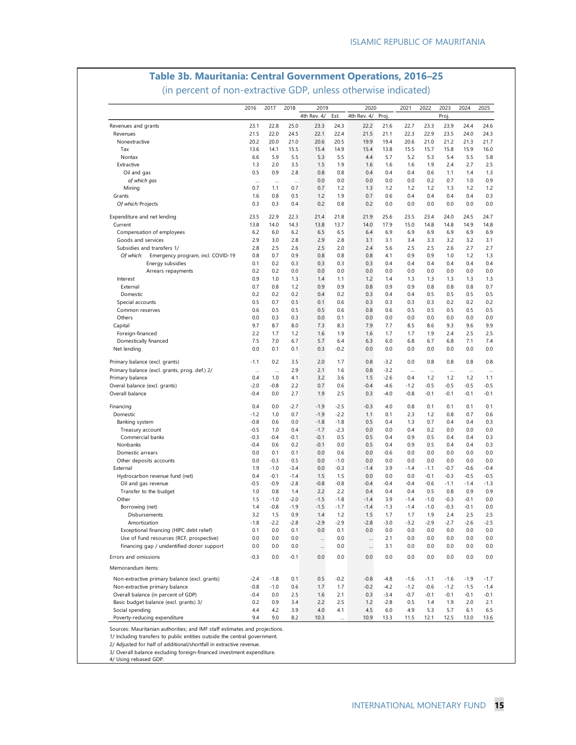## Table 3b. Mauritania: Central Government Operations, 2016–25

(in percent of non-extractive GDP, unless otherwise indicated)

| | 2016 | 2017 | 2018 | 2019 | | 2020 | | 2021 | 2022 | 2023 | 2024 | 2025 |
|---|---|---|---|---|---|---|---|---|---|---|---|---|
| | | | | 4th Rev. 4/ | Est. | 4th Rev. 4/ | Proj. | | | Proj. | | |
| Revenues and grants | 23.1 | 22.8 | 25.0 | 23.3 | 24.3 | 22.2 | 21.6 | 22.7 | 23.3 | 23.9 | 24.4 | 24.6 |
| Revenues | 21.5 | 22.0 | 24.5 | 22.1 | 22.4 | 21.5 | 21.1 | 22.3 | 22.9 | 23.5 | 24.0 | 24.3 |
| Nonextractive | 20.2 | 20.0 | 21.0 | 20.6 | 20.5 | 19.9 | 19.4 | 20.6 | 21.0 | 21.2 | 21.3 | 21.7 |
| Tax | 13.6 | 14.1 | 15.5 | 15.4 | 14.9 | 15.4 | 13.8 | 15.5 | 15.7 | 15.8 | 15.9 | 16.0 |
| Nontax | 6.6 | 5.9 | 5.5 | 5.3 | 5.5 | 4.4 | 5.7 | 5.2 | 5.3 | 5.4 | 5.5 | 5.8 |
| Extractive | 1.3 | 2.0 | 3.5 | 1.5 | 1.9 | 1.6 | 1.6 | 1.6 | 1.9 | 2.4 | 2.7 | 2.5 |
| Oil and gas | 0.5 | 0.9 | 2.8 | 0.8 | 0.8 | 0.4 | 0.4 | 0.4 | 0.6 | 1.1 | 1.4 | 1.3 |
| *of which gas* | ... | ... | ... | 0.0 | 0.0 | 0.0 | 0.0 | 0.0 | 0.2 | 0.7 | 1.0 | 0.9 |
| Mining | 0.7 | 1.1 | 0.7 | 0.7 | 1.2 | 1.3 | 1.2 | 1.2 | 1.2 | 1.3 | 1.2 | 1.2 |
| Grants | 1.6 | 0.8 | 0.5 | 1.2 | 1.9 | 0.7 | 0.6 | 0.4 | 0.4 | 0.4 | 0.4 | 0.3 |
| *Of which:* Projects | 0.3 | 0.3 | 0.4 | 0.2 | 0.8 | 0.2 | 0.0 | 0.0 | 0.0 | 0.0 | 0.0 | 0.0 |
| Expenditure and net lending | 23.5 | 22.9 | 22.3 | 21.4 | 21.8 | 21.9 | 25.6 | 23.5 | 23.4 | 24.0 | 24.5 | 24.7 |
| Current | 13.8 | 14.0 | 14.3 | 13.8 | 13.7 | 14.0 | 17.9 | 15.0 | 14.8 | 14.8 | 14.9 | 14.8 |
| Compensation of employees | 6.2 | 6.0 | 6.2 | 6.5 | 6.5 | 6.4 | 6.9 | 6.9 | 6.9 | 6.9 | 6.9 | 6.9 |
| Goods and services | 2.9 | 3.0 | 2.8 | 2.9 | 2.8 | 3.1 | 3.1 | 3.4 | 3.3 | 3.2 | 3.2 | 3.1 |
| Subsidies and transfers 1/ | 2.8 | 2.5 | 2.6 | 2.5 | 2.0 | 2.4 | 5.6 | 2.5 | 2.5 | 2.6 | 2.7 | 2.7 |
| *Of which:* Emergency program, incl. COVID-19 | 0.8 | 0.7 | 0.9 | 0.8 | 0.8 | 0.8 | 4.1 | 0.9 | 0.9 | 1.0 | 1.2 | 1.3 |
| Energy subsidies | 0.1 | 0.2 | 0.3 | 0.3 | 0.3 | 0.3 | 0.4 | 0.4 | 0.4 | 0.4 | 0.4 | 0.4 |
| Arrears repayments | 0.2 | 0.2 | 0.0 | 0.0 | 0.0 | 0.0 | 0.0 | 0.0 | 0.0 | 0.0 | 0.0 | 0.0 |
| Interest | 0.9 | 1.0 | 1.3 | 1.4 | 1.1 | 1.2 | 1.4 | 1.3 | 1.3 | 1.3 | 1.3 | 1.3 |
| External | 0.7 | 0.8 | 1.2 | 0.9 | 0.9 | 0.8 | 0.9 | 0.9 | 0.8 | 0.8 | 0.8 | 0.7 |
| Domestic | 0.2 | 0.2 | 0.2 | 0.4 | 0.2 | 0.3 | 0.4 | 0.4 | 0.5 | 0.5 | 0.5 | 0.5 |
| Special accounts | 0.5 | 0.7 | 0.5 | 0.1 | 0.6 | 0.3 | 0.3 | 0.3 | 0.3 | 0.2 | 0.2 | 0.2 |
| Common reserves | 0.6 | 0.5 | 0.5 | 0.5 | 0.6 | 0.8 | 0.6 | 0.5 | 0.5 | 0.5 | 0.5 | 0.5 |
| Others | 0.0 | 0.3 | 0.3 | 0.0 | 0.1 | 0.0 | 0.0 | 0.0 | 0.0 | 0.0 | 0.0 | 0.0 |
| Capital | 9.7 | 8.7 | 8.0 | 7.3 | 8.3 | 7.9 | 7.7 | 8.5 | 8.6 | 9.3 | 9.6 | 9.9 |
| Foreign-financed | 2.2 | 1.7 | 1.2 | 1.6 | 1.9 | 1.6 | 1.7 | 1.7 | 1.9 | 2.4 | 2.5 | 2.5 |
| Domestically financed | 7.5 | 7.0 | 6.7 | 5.7 | 6.4 | 6.3 | 6.0 | 6.8 | 6.7 | 6.8 | 7.1 | 7.4 |
| Net lending | 0.0 | 0.1 | 0.1 | 0.3 | -0.2 | 0.0 | 0.0 | 0.0 | 0.0 | 0.0 | 0.0 | 0.0 |
| Primary balance (excl. grants) | -1.1 | 0.2 | 3.5 | 2.0 | 1.7 | 0.8 | -3.2 | 0.0 | 0.8 | 0.8 | 0.8 | 0.8 |
| Primary balance (excl. grants, prog. def.) 2/ | ... | ... | 2.9 | 2.1 | 1.6 | 0.8 | -3.2 | ... | ... | ... | ... | ... |
| Primary balance | 0.4 | 1.0 | 4.1 | 3.2 | 3.6 | 1.5 | -2.6 | 0.4 | 1.2 | 1.2 | 1.2 | 1.1 |
| Overal balance (excl. grants) | -2.0 | -0.8 | 2.2 | 0.7 | 0.6 | -0.4 | -4.6 | -1.2 | -0.5 | -0.5 | -0.5 | -0.5 |
| Overall balance | -0.4 | 0.0 | 2.7 | 1.9 | 2.5 | 0.3 | -4.0 | -0.8 | -0.1 | -0.1 | -0.1 | -0.1 |
| Financing | 0.4 | 0.0 | -2.7 | -1.9 | -2.5 | -0.3 | 4.0 | 0.8 | 0.1 | 0.1 | 0.1 | 0.1 |
| Domestic | -1.2 | 1.0 | 0.7 | -1.9 | -2.2 | 1.1 | 0.1 | 2.3 | 1.2 | 0.8 | 0.7 | 0.6 |
| Banking system | -0.8 | 0.6 | 0.0 | -1.8 | -1.8 | 0.5 | 0.4 | 1.3 | 0.7 | 0.4 | 0.4 | 0.3 |
| Treasury account | -0.5 | 1.0 | 0.4 | -1.7 | -2.3 | 0.0 | 0.0 | 0.4 | 0.2 | 0.0 | 0.0 | 0.0 |
| Commercial banks | -0.3 | -0.4 | -0.1 | -0.1 | 0.5 | 0.5 | 0.4 | 0.9 | 0.5 | 0.4 | 0.4 | 0.3 |
| Nonbanks | -0.4 | 0.6 | 0.2 | -0.1 | 0.0 | 0.5 | 0.4 | 0.9 | 0.5 | 0.4 | 0.4 | 0.3 |
| Domestic arrears | 0.0 | 0.1 | 0.1 | 0.0 | 0.6 | 0.0 | -0.6 | 0.0 | 0.0 | 0.0 | 0.0 | 0.0 |
| Other deposits accounts | 0.0 | -0.3 | 0.5 | 0.0 | -1.0 | 0.0 | 0.0 | 0.0 | 0.0 | 0.0 | 0.0 | 0.0 |
| External | 1.9 | -1.0 | -3.4 | 0.0 | -0.3 | -1.4 | 3.9 | -1.4 | -1.1 | -0.7 | -0.6 | -0.4 |
| Hydrocarbon revenue fund (net) | 0.4 | -0.1 | -1.4 | 1.5 | 1.5 | 0.0 | 0.0 | 0.0 | -0.1 | -0.3 | -0.5 | -0.5 |
| Oil and gas revenue | -0.5 | -0.9 | -2.8 | -0.8 | -0.8 | -0.4 | -0.4 | -0.4 | -0.6 | -1.1 | -1.4 | -1.3 |
| Transfer to the budget | 1.0 | 0.8 | 1.4 | 2.2 | 2.2 | 0.4 | 0.4 | 0.4 | 0.5 | 0.8 | 0.9 | 0.9 |
| Other | 1.5 | -1.0 | -2.0 | -1.5 | -1.8 | -1.4 | 3.9 | -1.4 | -1.0 | -0.3 | -0.1 | 0.0 |
| Borrowing (net) | 1.4 | -0.8 | -1.9 | -1.5 | -1.7 | -1.4 | -1.3 | -1.4 | -1.0 | -0.3 | -0.1 | 0.0 |
| Disbursements | 3.2 | 1.5 | 0.9 | 1.4 | 1.2 | 1.5 | 1.7 | 1.7 | 1.9 | 2.4 | 2.5 | 2.5 |
| Amortization | -1.8 | -2.2 | -2.8 | -2.9 | -2.9 | -2.8 | -3.0 | -3.2 | -2.9 | -2.7 | -2.6 | -2.5 |
| Exceptional financing (HIPC debt relief) | 0.1 | 0.0 | 0.1 | 0.0 | 0.1 | 0.0 | 0.0 | 0.0 | 0.0 | 0.0 | 0.0 | 0.0 |
| Use of Fund resources (RCF, prospective) | 0.0 | 0.0 | 0.0 | ... | 0.0 | ... | 2.1 | 0.0 | 0.0 | 0.0 | 0.0 | 0.0 |
| Financing gap / unidentified donor support | 0.0 | 0.0 | 0.0 | ... | 0.0 | ... | 3.1 | 0.0 | 0.0 | 0.0 | 0.0 | 0.0 |
| Errors and omissions | -0.3 | 0.0 | -0.1 | 0.0 | 0.0 | 0.0 | 0.0 | 0.0 | 0.0 | 0.0 | 0.0 | 0.0 |
| Memorandum items: | | | | | | | | | | | | |
| Non-extractive primary balance (excl. grants) | -2.4 | -1.8 | 0.1 | 0.5 | -0.2 | -0.8 | -4.8 | -1.6 | -1.1 | -1.6 | -1.9 | -1.7 |
| Non-extractive primary balance | -0.8 | -1.0 | 0.6 | 1.7 | 1.7 | -0.2 | -4.2 | -1.2 | -0.6 | -1.2 | -1.5 | -1.4 |
| Overall balance (in percent of GDP) | -0.4 | 0.0 | 2.5 | 1.6 | 2.1 | 0.3 | -3.4 | -0.7 | -0.1 | -0.1 | -0.1 | -0.1 |
| Basic budget balance (excl. grants) 3/ | 0.2 | 0.9 | 3.4 | 2.2 | 2.5 | 1.2 | -2.8 | 0.5 | 1.4 | 1.9 | 2.0 | 2.1 |
| Social spending | 4.4 | 4.2 | 3.9 | 4.0 | 4.1 | 4.5 | 6.0 | 4.9 | 5.3 | 5.7 | 6.1 | 6.5 |
| Poverty-reducing expenditure | 9.4 | 9.0 | 8.2 | 10.3 | ... | 10.9 | 13.3 | 11.5 | 12.1 | 12.5 | 13.0 | 13.6 |

Sources: Mauritanian authorities; and IMF staff estimates and projections.

1/ Including transfers to public entities outside the central government.

2/ Adjusted for half of additional/shortfall in extractive revenue.

3/ Overall balance excluding foreign-financed investment expenditure.

4/ Using rebased GDP.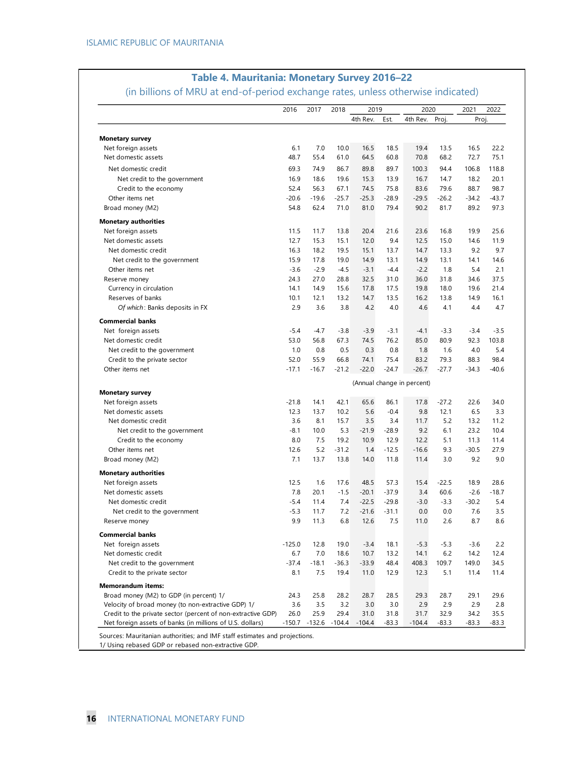## Table 4. Mauritania: Monetary Survey 2016–22

(in billions of MRU at end-of-period exchange rates, unless otherwise indicated)

| | 2016 | 2017 | 2018 | 2019 | | 2020 | | 2021 | 2022 |
|---|---|---|---|---|---|---|---|---|---|
| | | | | 4th Rev. | Est. | 4th Rev. | Proj. | Proj. | |
| **Monetary survey** | | | | | | | | | |
| Net foreign assets | 6.1 | 7.0 | 10.0 | 16.5 | 18.5 | 19.4 | 13.5 | 16.5 | 22.2 |
| Net domestic assets | 48.7 | 55.4 | 61.0 | 64.5 | 60.8 | 70.8 | 68.2 | 72.7 | 75.1 |
| Net domestic credit | 69.3 | 74.9 | 86.7 | 89.8 | 89.7 | 100.3 | 94.4 | 106.8 | 118.8 |
| Net credit to the government | 16.9 | 18.6 | 19.6 | 15.3 | 13.9 | 16.7 | 14.7 | 18.2 | 20.1 |
| Credit to the economy | 52.4 | 56.3 | 67.1 | 74.5 | 75.8 | 83.6 | 79.6 | 88.7 | 98.7 |
| Other items net | -20.6 | -19.6 | -25.7 | -25.3 | -28.9 | -29.5 | -26.2 | -34.2 | -43.7 |
| Broad money (M2) | 54.8 | 62.4 | 71.0 | 81.0 | 79.4 | 90.2 | 81.7 | 89.2 | 97.3 |
| **Monetary authorities** | | | | | | | | | |
| Net foreign assets | 11.5 | 11.7 | 13.8 | 20.4 | 21.6 | 23.6 | 16.8 | 19.9 | 25.6 |
| Net domestic assets | 12.7 | 15.3 | 15.1 | 12.0 | 9.4 | 12.5 | 15.0 | 14.6 | 11.9 |
| Net domestic credit | 16.3 | 18.2 | 19.5 | 15.1 | 13.7 | 14.7 | 13.3 | 9.2 | 9.7 |
| Net credit to the government | 15.9 | 17.8 | 19.0 | 14.9 | 13.1 | 14.9 | 13.1 | 14.1 | 14.6 |
| Other items net | -3.6 | -2.9 | -4.5 | -3.1 | -4.4 | -2.2 | 1.8 | 5.4 | 2.1 |
| Reserve money | 24.3 | 27.0 | 28.8 | 32.5 | 31.0 | 36.0 | 31.8 | 34.6 | 37.5 |
| Currency in circulation | 14.1 | 14.9 | 15.6 | 17.8 | 17.5 | 19.8 | 18.0 | 19.6 | 21.4 |
| Reserves of banks | 10.1 | 12.1 | 13.2 | 14.7 | 13.5 | 16.2 | 13.8 | 14.9 | 16.1 |
| *Of which*: Banks deposits in FX | 2.9 | 3.6 | 3.8 | 4.2 | 4.0 | 4.6 | 4.1 | 4.4 | 4.7 |
| **Commercial banks** | | | | | | | | | |
| Net foreign assets | -5.4 | -4.7 | -3.8 | -3.9 | -3.1 | -4.1 | -3.3 | -3.4 | -3.5 |
| Net domestic credit | 53.0 | 56.8 | 67.3 | 74.5 | 76.2 | 85.0 | 80.9 | 92.3 | 103.8 |
| Net credit to the government | 1.0 | 0.8 | 0.5 | 0.3 | 0.8 | 1.8 | 1.6 | 4.0 | 5.4 |
| Credit to the private sector | 52.0 | 55.9 | 66.8 | 74.1 | 75.4 | 83.2 | 79.3 | 88.3 | 98.4 |
| Other items net | -17.1 | -16.7 | -21.2 | -22.0 | -24.7 | -26.7 | -27.7 | -34.3 | -40.6 |
| | (Annual change in percent) | | | | | | | | |
| **Monetary survey** | | | | | | | | | |
| Net foreign assets | -21.8 | 14.1 | 42.1 | 65.6 | 86.1 | 17.8 | -27.2 | 22.6 | 34.0 |
| Net domestic assets | 12.3 | 13.7 | 10.2 | 5.6 | -0.4 | 9.8 | 12.1 | 6.5 | 3.3 |
| Net domestic credit | 3.6 | 8.1 | 15.7 | 3.5 | 3.4 | 11.7 | 5.2 | 13.2 | 11.2 |
| Net credit to the government | -8.1 | 10.0 | 5.3 | -21.9 | -28.9 | 9.2 | 6.1 | 23.2 | 10.4 |
| Credit to the economy | 8.0 | 7.5 | 19.2 | 10.9 | 12.9 | 12.2 | 5.1 | 11.3 | 11.4 |
| Other items net | 12.6 | 5.2 | -31.2 | 1.4 | -12.5 | -16.6 | 9.3 | -30.5 | 27.9 |
| Broad money (M2) | 7.1 | 13.7 | 13.8 | 14.0 | 11.8 | 11.4 | 3.0 | 9.2 | 9.0 |
| **Monetary authorities** | | | | | | | | | |
| Net foreign assets | 12.5 | 1.6 | 17.6 | 48.5 | 57.3 | 15.4 | -22.5 | 18.9 | 28.6 |
| Net domestic assets | 7.8 | 20.1 | -1.5 | -20.1 | -37.9 | 3.4 | 60.6 | -2.6 | -18.7 |
| Net domestic credit | -5.4 | 11.4 | 7.4 | -22.5 | -29.8 | -3.0 | -3.3 | -30.2 | 5.4 |
| Net credit to the government | -5.3 | 11.7 | 7.2 | -21.6 | -31.1 | 0.0 | 0.0 | 7.6 | 3.5 |
| Reserve money | 9.9 | 11.3 | 6.8 | 12.6 | 7.5 | 11.0 | 2.6 | 8.7 | 8.6 |
| **Commercial banks** | | | | | | | | | |
| Net foreign assets | -125.0 | 12.8 | 19.0 | -3.4 | 18.1 | -5.3 | -5.3 | -3.6 | 2.2 |
| Net domestic credit | 6.7 | 7.0 | 18.6 | 10.7 | 13.2 | 14.1 | 6.2 | 14.2 | 12.4 |
| Net credit to the government | -37.4 | -18.1 | -36.3 | -33.9 | 48.4 | 408.3 | 109.7 | 149.0 | 34.5 |
| Credit to the private sector | 8.1 | 7.5 | 19.4 | 11.0 | 12.9 | 12.3 | 5.1 | 11.4 | 11.4 |
| **Memorandum items:** | | | | | | | | | |
| Broad money (M2) to GDP (in percent) 1/ | 24.3 | 25.8 | 28.2 | 28.7 | 28.5 | 29.3 | 28.7 | 29.1 | 29.6 |
| Velocity of broad money (to non-extractive GDP) 1/ | 3.6 | 3.5 | 3.2 | 3.0 | 3.0 | 2.9 | 2.9 | 2.9 | 2.8 |
| Credit to the private sector (percent of non-extractive GDP) | 26.0 | 25.9 | 29.4 | 31.0 | 31.8 | 31.7 | 32.9 | 34.2 | 35.5 |
| Net foreign assets of banks (in millions of U.S. dollars) | -150.7 | -132.6 | -104.4 | -104.4 | -83.3 | -104.4 | -83.3 | -83.3 | -83.3 |

Sources: Mauritanian authorities; and IMF staff estimates and projections.
1/ Using rebased GDP or rebased non-extractive GDP.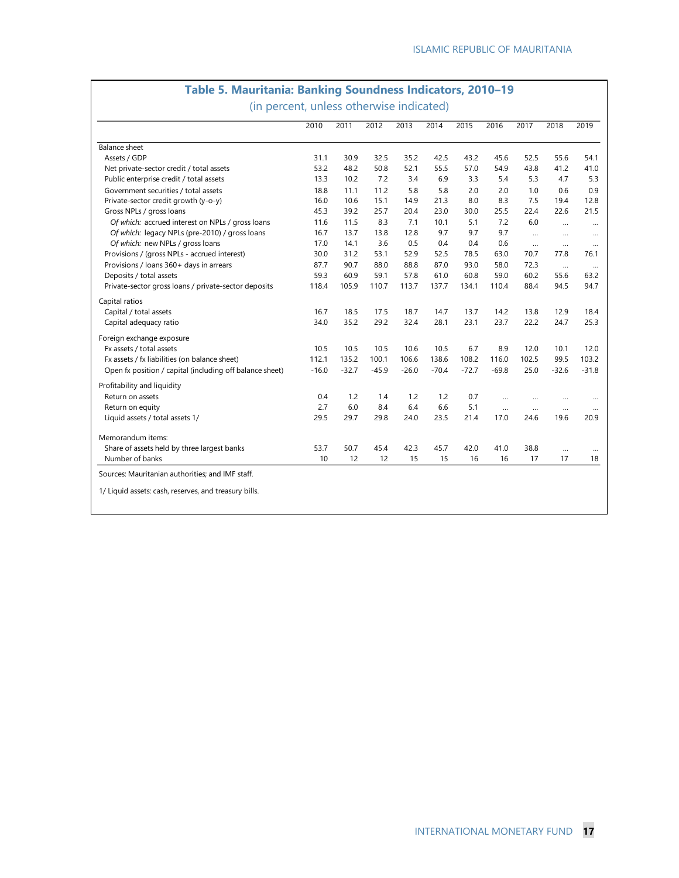## Table 5. Mauritania: Banking Soundness Indicators, 2010–19

(in percent, unless otherwise indicated)

| | 2010 | 2011 | 2012 | 2013 | 2014 | 2015 | 2016 | 2017 | 2018 | 2019 |
|---|---|---|---|---|---|---|---|---|---|---|
| **Balance sheet** | | | | | | | | | | |
| Assets / GDP | 31.1 | 30.9 | 32.5 | 35.2 | 42.5 | 43.2 | 45.6 | 52.5 | 55.6 | 54.1 |
| Net private-sector credit / total assets | 53.2 | 48.2 | 50.8 | 52.1 | 55.5 | 57.0 | 54.9 | 43.8 | 41.2 | 41.0 |
| Public enterprise credit / total assets | 13.3 | 10.2 | 7.2 | 3.4 | 6.9 | 3.3 | 5.4 | 5.3 | 4.7 | 5.3 |
| Government securities / total assets | 18.8 | 11.1 | 11.2 | 5.8 | 5.8 | 2.0 | 2.0 | 1.0 | 0.6 | 0.9 |
| Private-sector credit growth (y-o-y) | 16.0 | 10.6 | 15.1 | 14.9 | 21.3 | 8.0 | 8.3 | 7.5 | 19.4 | 12.8 |
| Gross NPLs / gross loans | 45.3 | 39.2 | 25.7 | 20.4 | 23.0 | 30.0 | 25.5 | 22.4 | 22.6 | 21.5 |
| *Of which:* accrued interest on NPLs / gross loans | 11.6 | 11.5 | 8.3 | 7.1 | 10.1 | 5.1 | 7.2 | 6.0 | ... | ... |
| *Of which:* legacy NPLs (pre-2010) / gross loans | 16.7 | 13.7 | 13.8 | 12.8 | 9.7 | 9.7 | 9.7 | ... | ... | ... |
| *Of which:* new NPLs / gross loans | 17.0 | 14.1 | 3.6 | 0.5 | 0.4 | 0.4 | 0.6 | ... | ... | ... |
| Provisions / (gross NPLs - accrued interest) | 30.0 | 31.2 | 53.1 | 52.9 | 52.5 | 78.5 | 63.0 | 70.7 | 77.8 | 76.1 |
| Provisions / loans 360+ days in arrears | 87.7 | 90.7 | 88.0 | 88.8 | 87.0 | 93.0 | 58.0 | 72.3 | ... | ... |
| Deposits / total assets | 59.3 | 60.9 | 59.1 | 57.8 | 61.0 | 60.8 | 59.0 | 60.2 | 55.6 | 63.2 |
| Private-sector gross loans / private-sector deposits | 118.4 | 105.9 | 110.7 | 113.7 | 137.7 | 134.1 | 110.4 | 88.4 | 94.5 | 94.7 |
| **Capital ratios** | | | | | | | | | | |
| Capital / total assets | 16.7 | 18.5 | 17.5 | 18.7 | 14.7 | 13.7 | 14.2 | 13.8 | 12.9 | 18.4 |
| Capital adequacy ratio | 34.0 | 35.2 | 29.2 | 32.4 | 28.1 | 23.1 | 23.7 | 22.2 | 24.7 | 25.3 |
| **Foreign exchange exposure** | | | | | | | | | | |
| Fx assets / total assets | 10.5 | 10.5 | 10.5 | 10.6 | 10.5 | 6.7 | 8.9 | 12.0 | 10.1 | 12.0 |
| Fx assets / fx liabilities (on balance sheet) | 112.1 | 135.2 | 100.1 | 106.6 | 138.6 | 108.2 | 116.0 | 102.5 | 99.5 | 103.2 |
| Open fx position / capital (including off balance sheet) | -16.0 | -32.7 | -45.9 | -26.0 | -70.4 | -72.7 | -69.8 | 25.0 | -32.6 | -31.8 |
| **Profitability and liquidity** | | | | | | | | | | |
| Return on assets | 0.4 | 1.2 | 1.4 | 1.2 | 1.2 | 0.7 | ... | ... | ... | ... |
| Return on equity | 2.7 | 6.0 | 8.4 | 6.4 | 6.6 | 5.1 | ... | ... | ... | ... |
| Liquid assets / total assets 1/ | 29.5 | 29.7 | 29.8 | 24.0 | 23.5 | 21.4 | 17.0 | 24.6 | 19.6 | 20.9 |
| **Memorandum items:** | | | | | | | | | | |
| Share of assets held by three largest banks | 53.7 | 50.7 | 45.4 | 42.3 | 45.7 | 42.0 | 41.0 | 38.8 | ... | ... |
| Number of banks | 10 | 12 | 12 | 15 | 15 | 16 | 16 | 17 | 17 | 18 |

Sources: Mauritanian authorities; and IMF staff.

1/ Liquid assets: cash, reserves, and treasury bills.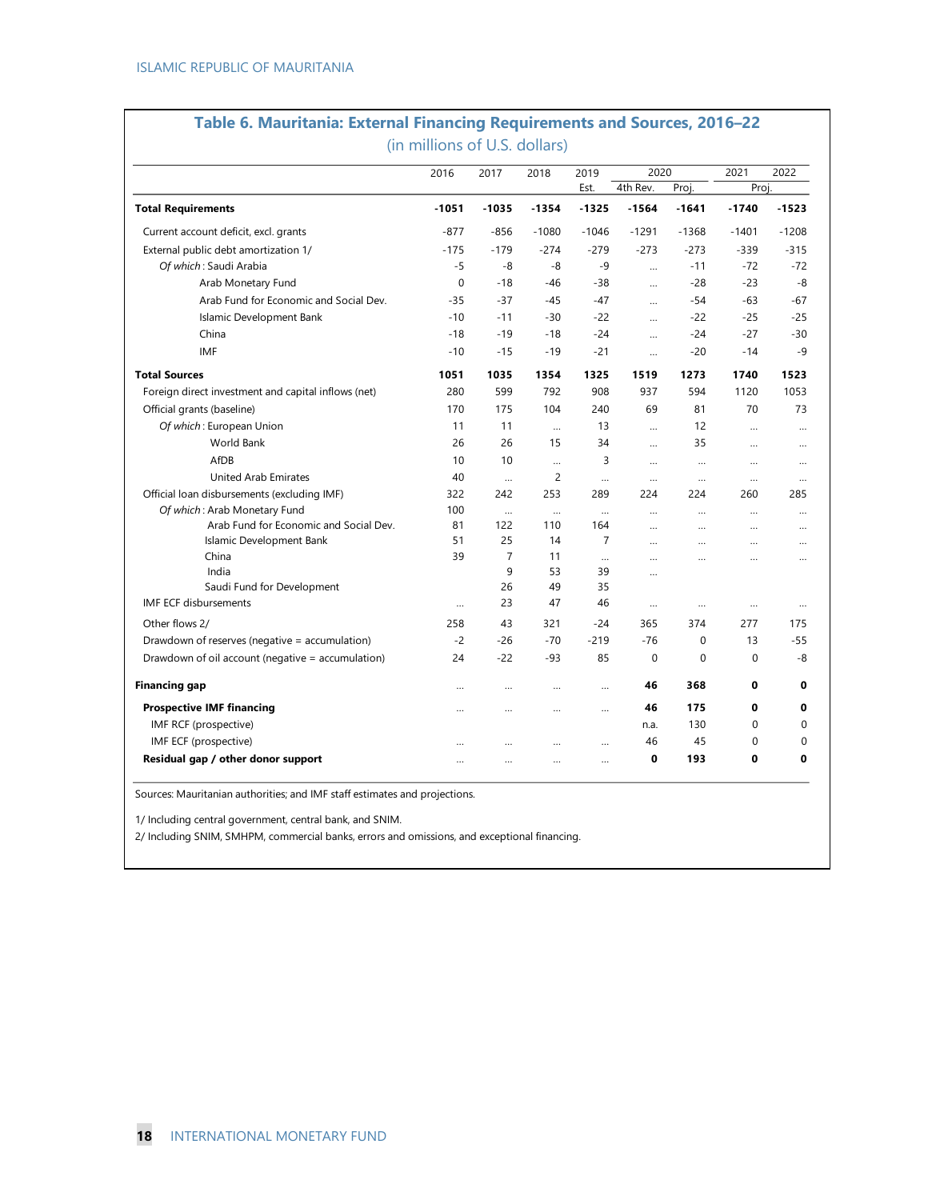## Table 6. Mauritania: External Financing Requirements and Sources, 2016–22

(in millions of U.S. dollars)

| | 2016 | 2017 | 2018 | 2019 | 2020 | | 2021 | 2022 |
|---|---|---|---|---|---|---|---|---|
| | | | | Est. | 4th Rev. | Proj. | Proj. | |
| **Total Requirements** | **-1051** | **-1035** | **-1354** | **-1325** | **-1564** | **-1641** | **-1740** | **-1523** |
| Current account deficit, excl. grants | -877 | -856 | -1080 | -1046 | -1291 | -1368 | -1401 | -1208 |
| External public debt amortization 1/ | -175 | -179 | -274 | -279 | -273 | -273 | -339 | -315 |
| *Of which* : Saudi Arabia | -5 | -8 | -8 | -9 | … | -11 | -72 | -72 |
| Arab Monetary Fund | 0 | -18 | -46 | -38 | … | -28 | -23 | -8 |
| Arab Fund for Economic and Social Dev. | -35 | -37 | -45 | -47 | … | -54 | -63 | -67 |
| Islamic Development Bank | -10 | -11 | -30 | -22 | … | -22 | -25 | -25 |
| China | -18 | -19 | -18 | -24 | … | -24 | -27 | -30 |
| IMF | -10 | -15 | -19 | -21 | … | -20 | -14 | -9 |
| **Total Sources** | **1051** | **1035** | **1354** | **1325** | **1519** | **1273** | **1740** | **1523** |
| Foreign direct investment and capital inflows (net) | 280 | 599 | 792 | 908 | 937 | 594 | 1120 | 1053 |
| Official grants (baseline) | 170 | 175 | 104 | 240 | 69 | 81 | 70 | 73 |
| *Of which* : European Union | 11 | 11 | … | 13 | … | 12 | … | … |
| World Bank | 26 | 26 | 15 | 34 | … | 35 | … | … |
| AfDB | 10 | 10 | … | 3 | … | … | … | … |
| United Arab Emirates | 40 | … | 2 | … | … | … | … | … |
| Official loan disbursements (excluding IMF) | 322 | 242 | 253 | 289 | 224 | 224 | 260 | 285 |
| *Of which* : Arab Monetary Fund | 100 | … | … | … | … | … | … | … |
| Arab Fund for Economic and Social Dev. | 81 | 122 | 110 | 164 | … | … | … | … |
| Islamic Development Bank | 51 | 25 | 14 | 7 | … | … | … | … |
| China | 39 | 7 | 11 | … | … | … | … | … |
| India | | 9 | 53 | 39 | … | | | |
| Saudi Fund for Development | | 26 | 49 | 35 | | | | |
| IMF ECF disbursements | … | 23 | 47 | 46 | … | … | … | … |
| Other flows 2/ | 258 | 43 | 321 | -24 | 365 | 374 | 277 | 175 |
| Drawdown of reserves (negative = accumulation) | -2 | -26 | -70 | -219 | -76 | 0 | 13 | -55 |
| Drawdown of oil account (negative = accumulation) | 24 | -22 | -93 | 85 | 0 | 0 | 0 | -8 |
| **Financing gap** | … | … | … | … | **46** | **368** | **0** | **0** |
| **Prospective IMF financing** | … | … | … | … | **46** | **175** | **0** | **0** |
| IMF RCF (prospective) | | | | | n.a. | 130 | 0 | 0 |
| IMF ECF (prospective) | … | … | … | … | 46 | 45 | 0 | 0 |
| **Residual gap / other donor support** | … | … | … | … | **0** | **193** | **0** | **0** |

Sources: Mauritanian authorities; and IMF staff estimates and projections.

1/ Including central government, central bank, and SNIM.

2/ Including SNIM, SMHPM, commercial banks, errors and omissions, and exceptional financing.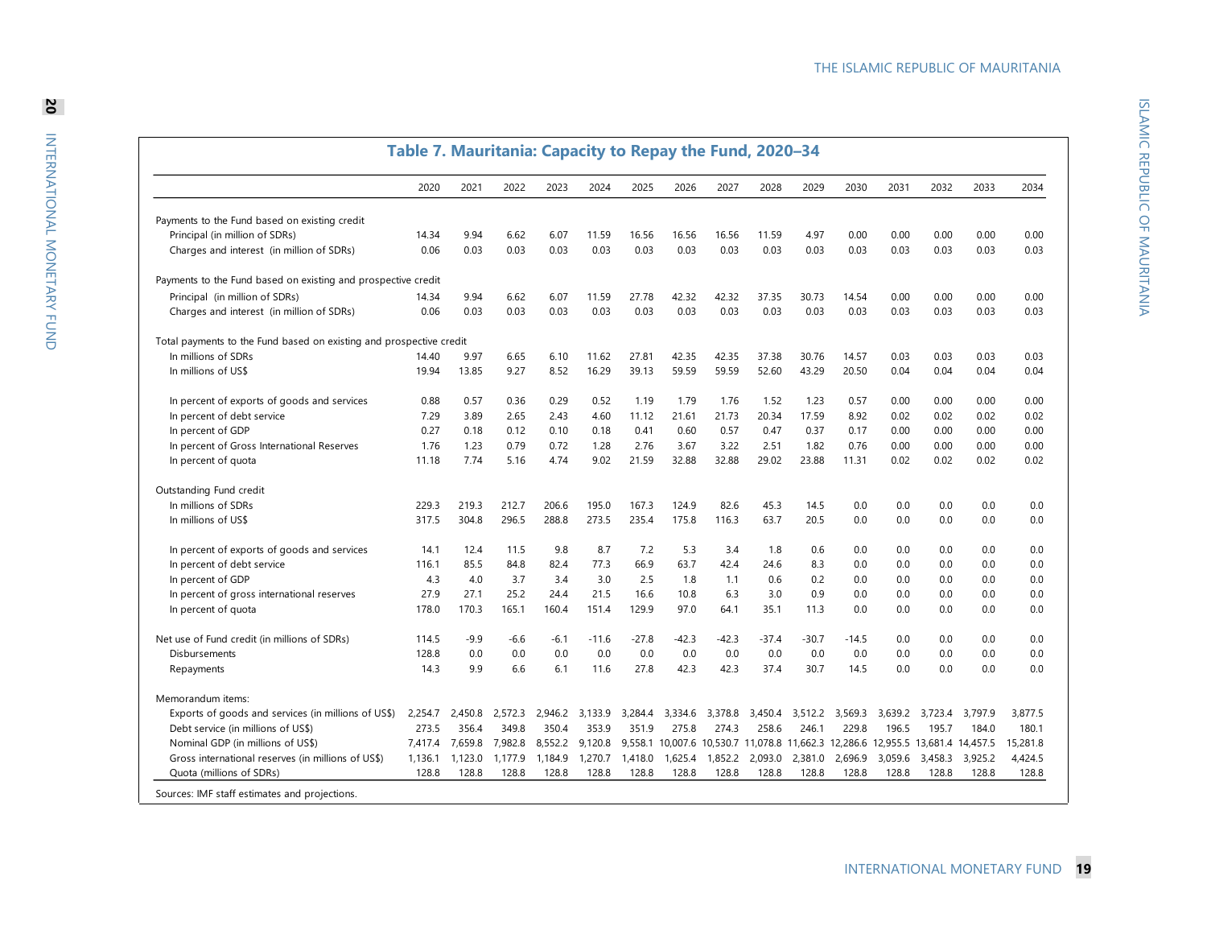## Table 7. Mauritania: Capacity to Repay the Fund, 2020–34

| | 2020 | 2021 | 2022 | 2023 | 2024 | 2025 | 2026 | 2027 | 2028 | 2029 | 2030 | 2031 | 2032 | 2033 | 2034 |
|---|---|---|---|---|---|---|---|---|---|---|---|---|---|---|---|
| Payments to the Fund based on existing credit | | | | | | | | | | | | | | | |
| Principal (in million of SDRs) | 14.34 | 9.94 | 6.62 | 6.07 | 11.59 | 16.56 | 16.56 | 16.56 | 11.59 | 4.97 | 0.00 | 0.00 | 0.00 | 0.00 | 0.00 |
| Charges and interest (in million of SDRs) | 0.06 | 0.03 | 0.03 | 0.03 | 0.03 | 0.03 | 0.03 | 0.03 | 0.03 | 0.03 | 0.03 | 0.03 | 0.03 | 0.03 | 0.03 |
| Payments to the Fund based on existing and prospective credit | | | | | | | | | | | | | | | |
| Principal (in million of SDRs) | 14.34 | 9.94 | 6.62 | 6.07 | 11.59 | 27.78 | 42.32 | 42.32 | 37.35 | 30.73 | 14.54 | 0.00 | 0.00 | 0.00 | 0.00 |
| Charges and interest (in million of SDRs) | 0.06 | 0.03 | 0.03 | 0.03 | 0.03 | 0.03 | 0.03 | 0.03 | 0.03 | 0.03 | 0.03 | 0.03 | 0.03 | 0.03 | 0.03 |
| Total payments to the Fund based on existing and prospective credit | | | | | | | | | | | | | | | |
| In millions of SDRs | 14.40 | 9.97 | 6.65 | 6.10 | 11.62 | 27.81 | 42.35 | 42.35 | 37.38 | 30.76 | 14.57 | 0.03 | 0.03 | 0.03 | 0.03 |
| In millions of US$ | 19.94 | 13.85 | 9.27 | 8.52 | 16.29 | 39.13 | 59.59 | 59.59 | 52.60 | 43.29 | 20.50 | 0.04 | 0.04 | 0.04 | 0.04 |
| In percent of exports of goods and services | 0.88 | 0.57 | 0.36 | 0.29 | 0.52 | 1.19 | 1.79 | 1.76 | 1.52 | 1.23 | 0.57 | 0.00 | 0.00 | 0.00 | 0.00 |
| In percent of debt service | 7.29 | 3.89 | 2.65 | 2.43 | 4.60 | 11.12 | 21.61 | 21.73 | 20.34 | 17.59 | 8.92 | 0.02 | 0.02 | 0.02 | 0.02 |
| In percent of GDP | 0.27 | 0.18 | 0.12 | 0.10 | 0.18 | 0.41 | 0.60 | 0.57 | 0.47 | 0.37 | 0.17 | 0.00 | 0.00 | 0.00 | 0.00 |
| In percent of Gross International Reserves | 1.76 | 1.23 | 0.79 | 0.72 | 1.28 | 2.76 | 3.67 | 3.22 | 2.51 | 1.82 | 0.76 | 0.00 | 0.00 | 0.00 | 0.00 |
| In percent of quota | 11.18 | 7.74 | 5.16 | 4.74 | 9.02 | 21.59 | 32.88 | 32.88 | 29.02 | 23.88 | 11.31 | 0.02 | 0.02 | 0.02 | 0.02 |
| Outstanding Fund credit | | | | | | | | | | | | | | | |
| In millions of SDRs | 229.3 | 219.3 | 212.7 | 206.6 | 195.0 | 167.3 | 124.9 | 82.6 | 45.3 | 14.5 | 0.0 | 0.0 | 0.0 | 0.0 | 0.0 |
| In millions of US$ | 317.5 | 304.8 | 296.5 | 288.8 | 273.5 | 235.4 | 175.8 | 116.3 | 63.7 | 20.5 | 0.0 | 0.0 | 0.0 | 0.0 | 0.0 |
| In percent of exports of goods and services | 14.1 | 12.4 | 11.5 | 9.8 | 8.7 | 7.2 | 5.3 | 3.4 | 1.8 | 0.6 | 0.0 | 0.0 | 0.0 | 0.0 | 0.0 |
| In percent of debt service | 116.1 | 85.5 | 84.8 | 82.4 | 77.3 | 66.9 | 63.7 | 42.4 | 24.6 | 8.3 | 0.0 | 0.0 | 0.0 | 0.0 | 0.0 |
| In percent of GDP | 4.3 | 4.0 | 3.7 | 3.4 | 3.0 | 2.5 | 1.8 | 1.1 | 0.6 | 0.2 | 0.0 | 0.0 | 0.0 | 0.0 | 0.0 |
| In percent of gross international reserves | 27.9 | 27.1 | 25.2 | 24.4 | 21.5 | 16.6 | 10.8 | 6.3 | 3.0 | 0.9 | 0.0 | 0.0 | 0.0 | 0.0 | 0.0 |
| In percent of quota | 178.0 | 170.3 | 165.1 | 160.4 | 151.4 | 129.9 | 97.0 | 64.1 | 35.1 | 11.3 | 0.0 | 0.0 | 0.0 | 0.0 | 0.0 |
| Net use of Fund credit (in millions of SDRs) | 114.5 | -9.9 | -6.6 | -6.1 | -11.6 | -27.8 | -42.3 | -42.3 | -37.4 | -30.7 | -14.5 | 0.0 | 0.0 | 0.0 | 0.0 |
| Disbursements | 128.8 | 0.0 | 0.0 | 0.0 | 0.0 | 0.0 | 0.0 | 0.0 | 0.0 | 0.0 | 0.0 | 0.0 | 0.0 | 0.0 | 0.0 |
| Repayments | 14.3 | 9.9 | 6.6 | 6.1 | 11.6 | 27.8 | 42.3 | 42.3 | 37.4 | 30.7 | 14.5 | 0.0 | 0.0 | 0.0 | 0.0 |
| Memorandum items: | | | | | | | | | | | | | | | |
| Exports of goods and services (in millions of US$) | 2,254.7 | 2,450.8 | 2,572.3 | 2,946.2 | 3,133.9 | 3,284.4 | 3,334.6 | 3,378.8 | 3,450.4 | 3,512.2 | 3,569.3 | 3,639.2 | 3,723.4 | 3,797.9 | 3,877.5 |
| Debt service (in millions of US$) | 273.5 | 356.4 | 349.8 | 350.4 | 353.9 | 351.9 | 275.8 | 274.3 | 258.6 | 246.1 | 229.8 | 196.5 | 195.7 | 184.0 | 180.1 |
| Nominal GDP (in millions of US$) | 7,417.4 | 7,659.8 | 7,982.8 | 8,552.2 | 9,120.8 | 9,558.1 | 10,007.6 | 10,530.7 | 11,078.8 | 11,662.3 | 12,286.6 | 12,955.5 | 13,681.4 | 14,457.5 | 15,281.8 |
| Gross international reserves (in millions of US$) | 1,136.1 | 1,123.0 | 1,177.9 | 1,184.9 | 1,270.7 | 1,418.0 | 1,625.4 | 1,852.2 | 2,093.0 | 2,381.0 | 2,696.9 | 3,059.6 | 3,458.3 | 3,925.2 | 4,424.5 |
| Quota (millions of SDRs) | 128.8 | 128.8 | 128.8 | 128.8 | 128.8 | 128.8 | 128.8 | 128.8 | 128.8 | 128.8 | 128.8 | 128.8 | 128.8 | 128.8 | 128.8 |

Sources: IMF staff estimates and projections.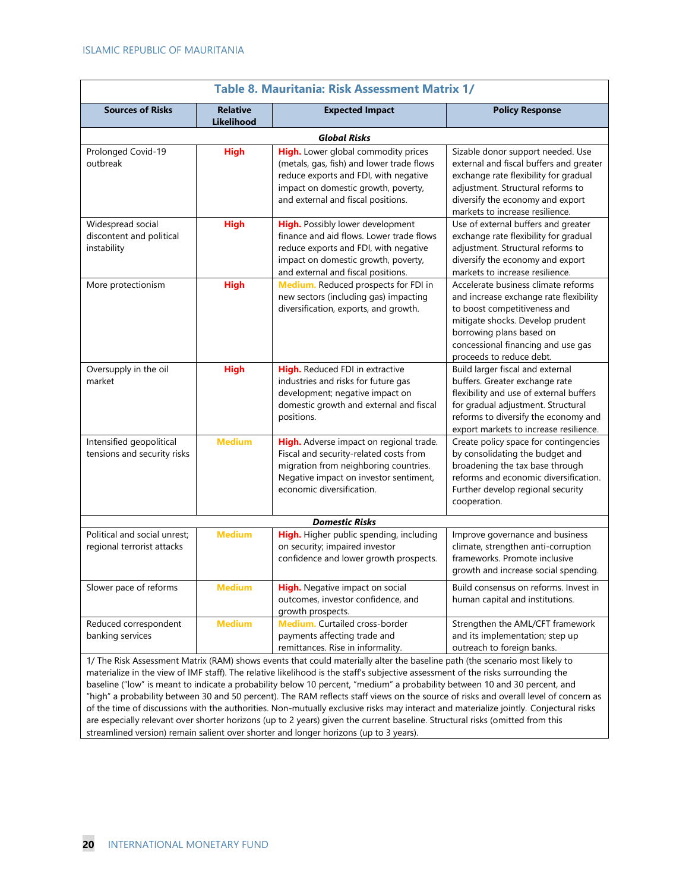**Table 8. Mauritania: Risk Assessment Matrix 1/**

| Sources of Risks | Relative Likelihood | Expected Impact | Policy Response |
|---|---|---|---|
| ***Global Risks*** | | | |
| Prolonged Covid-19 outbreak | **High** | **High.** Lower global commodity prices (metals, gas, fish) and lower trade flows reduce exports and FDI, with negative impact on domestic growth, poverty, and external and fiscal positions. | Sizable donor support needed. Use external and fiscal buffers and greater exchange rate flexibility for gradual adjustment. Structural reforms to diversify the economy and export markets to increase resilience. |
| Widespread social discontent and political instability | **High** | **High.** Possibly lower development finance and aid flows. Lower trade flows reduce exports and FDI, with negative impact on domestic growth, poverty, and external and fiscal positions. | Use of external buffers and greater exchange rate flexibility for gradual adjustment. Structural reforms to diversify the economy and export markets to increase resilience. |
| More protectionism | **High** | **Medium.** Reduced prospects for FDI in new sectors (including gas) impacting diversification, exports, and growth. | Accelerate business climate reforms and increase exchange rate flexibility to boost competitiveness and mitigate shocks. Develop prudent borrowing plans based on concessional financing and use gas proceeds to reduce debt. |
| Oversupply in the oil market | **High** | **High.** Reduced FDI in extractive industries and risks for future gas development; negative impact on domestic growth and external and fiscal positions. | Build larger fiscal and external buffers. Greater exchange rate flexibility and use of external buffers for gradual adjustment. Structural reforms to diversify the economy and export markets to increase resilience. |
| Intensified geopolitical tensions and security risks | **Medium** | **High.** Adverse impact on regional trade. Fiscal and security-related costs from migration from neighboring countries. Negative impact on investor sentiment, economic diversification. | Create policy space for contingencies by consolidating the budget and broadening the tax base through reforms and economic diversification. Further develop regional security cooperation. |
| ***Domestic Risks*** | | | |
| Political and social unrest; regional terrorist attacks | **Medium** | **High.** Higher public spending, including on security; impaired investor confidence and lower growth prospects. | Improve governance and business climate, strengthen anti-corruption frameworks. Promote inclusive growth and increase social spending. |
| Slower pace of reforms | **Medium** | **High.** Negative impact on social outcomes, investor confidence, and growth prospects. | Build consensus on reforms. Invest in human capital and institutions. |
| Reduced correspondent banking services | **Medium** | **Medium.** Curtailed cross-border payments affecting trade and remittances. Rise in informality. | Strengthen the AML/CFT framework and its implementation; step up outreach to foreign banks. |

1/ The Risk Assessment Matrix (RAM) shows events that could materially alter the baseline path (the scenario most likely to materialize in the view of IMF staff). The relative likelihood is the staff's subjective assessment of the risks surrounding the baseline ("low" is meant to indicate a probability below 10 percent, "medium" a probability between 10 and 30 percent, and "high" a probability between 30 and 50 percent). The RAM reflects staff views on the source of risks and overall level of concern as of the time of discussions with the authorities. Non-mutually exclusive risks may interact and materialize jointly. Conjectural risks are especially relevant over shorter horizons (up to 2 years) given the current baseline. Structural risks (omitted from this streamlined version) remain salient over shorter and longer horizons (up to 3 years).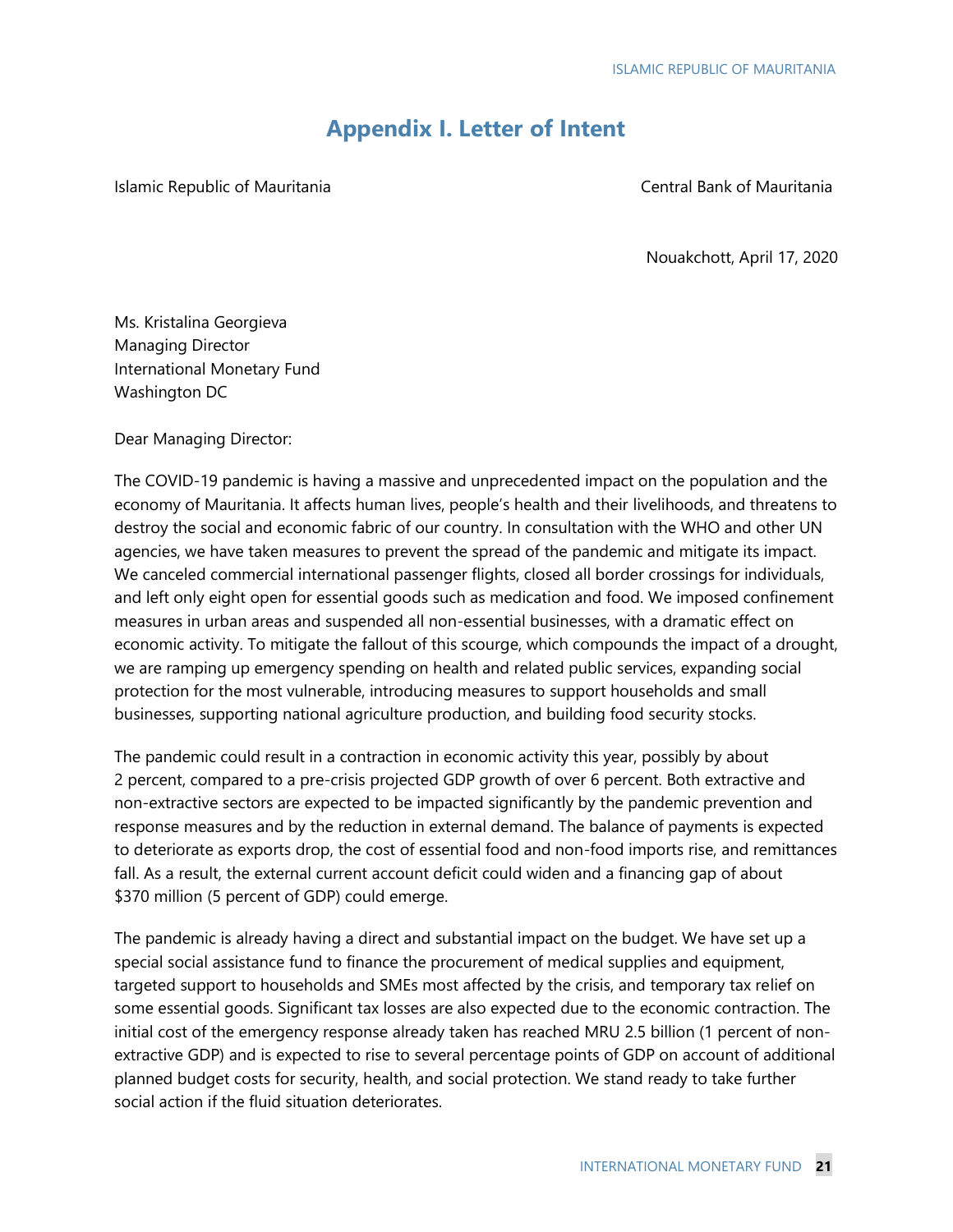# Appendix I. Letter of Intent

Islamic Republic of Mauritania　　　　　　　　　　　　　　　　　　　　Central Bank of Mauritania

Nouakchott, April 17, 2020

Ms. Kristalina Georgieva
Managing Director
International Monetary Fund
Washington DC

Dear Managing Director:

The COVID-19 pandemic is having a massive and unprecedented impact on the population and the economy of Mauritania. It affects human lives, people's health and their livelihoods, and threatens to destroy the social and economic fabric of our country. In consultation with the WHO and other UN agencies, we have taken measures to prevent the spread of the pandemic and mitigate its impact. We canceled commercial international passenger flights, closed all border crossings for individuals, and left only eight open for essential goods such as medication and food. We imposed confinement measures in urban areas and suspended all non-essential businesses, with a dramatic effect on economic activity. To mitigate the fallout of this scourge, which compounds the impact of a drought, we are ramping up emergency spending on health and related public services, expanding social protection for the most vulnerable, introducing measures to support households and small businesses, supporting national agriculture production, and building food security stocks.

The pandemic could result in a contraction in economic activity this year, possibly by about 2 percent, compared to a pre-crisis projected GDP growth of over 6 percent. Both extractive and non-extractive sectors are expected to be impacted significantly by the pandemic prevention and response measures and by the reduction in external demand. The balance of payments is expected to deteriorate as exports drop, the cost of essential food and non-food imports rise, and remittances fall. As a result, the external current account deficit could widen and a financing gap of about $370 million (5 percent of GDP) could emerge.

The pandemic is already having a direct and substantial impact on the budget. We have set up a special social assistance fund to finance the procurement of medical supplies and equipment, targeted support to households and SMEs most affected by the crisis, and temporary tax relief on some essential goods. Significant tax losses are also expected due to the economic contraction. The initial cost of the emergency response already taken has reached MRU 2.5 billion (1 percent of non-extractive GDP) and is expected to rise to several percentage points of GDP on account of additional planned budget costs for security, health, and social protection. We stand ready to take further social action if the fluid situation deteriorates.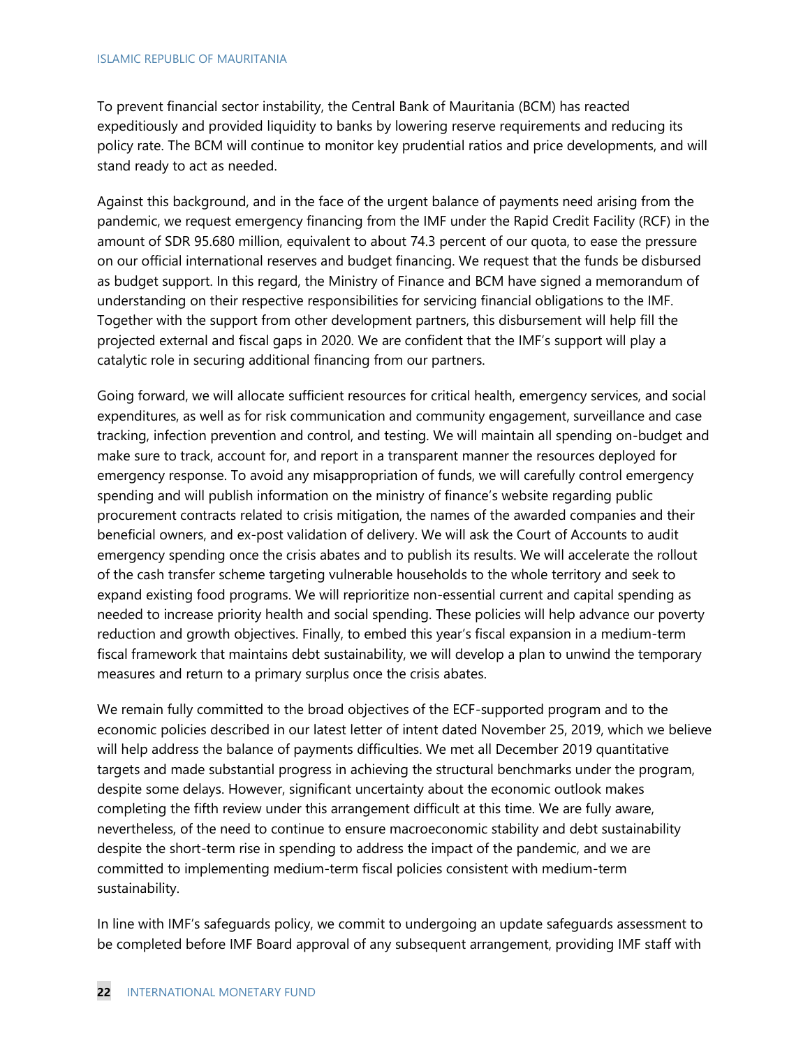To prevent financial sector instability, the Central Bank of Mauritania (BCM) has reacted expeditiously and provided liquidity to banks by lowering reserve requirements and reducing its policy rate. The BCM will continue to monitor key prudential ratios and price developments, and will stand ready to act as needed.

Against this background, and in the face of the urgent balance of payments need arising from the pandemic, we request emergency financing from the IMF under the Rapid Credit Facility (RCF) in the amount of SDR 95.680 million, equivalent to about 74.3 percent of our quota, to ease the pressure on our official international reserves and budget financing. We request that the funds be disbursed as budget support. In this regard, the Ministry of Finance and BCM have signed a memorandum of understanding on their respective responsibilities for servicing financial obligations to the IMF. Together with the support from other development partners, this disbursement will help fill the projected external and fiscal gaps in 2020. We are confident that the IMF's support will play a catalytic role in securing additional financing from our partners.

Going forward, we will allocate sufficient resources for critical health, emergency services, and social expenditures, as well as for risk communication and community engagement, surveillance and case tracking, infection prevention and control, and testing. We will maintain all spending on-budget and make sure to track, account for, and report in a transparent manner the resources deployed for emergency response. To avoid any misappropriation of funds, we will carefully control emergency spending and will publish information on the ministry of finance's website regarding public procurement contracts related to crisis mitigation, the names of the awarded companies and their beneficial owners, and ex-post validation of delivery. We will ask the Court of Accounts to audit emergency spending once the crisis abates and to publish its results. We will accelerate the rollout of the cash transfer scheme targeting vulnerable households to the whole territory and seek to expand existing food programs. We will reprioritize non-essential current and capital spending as needed to increase priority health and social spending. These policies will help advance our poverty reduction and growth objectives. Finally, to embed this year's fiscal expansion in a medium-term fiscal framework that maintains debt sustainability, we will develop a plan to unwind the temporary measures and return to a primary surplus once the crisis abates.

We remain fully committed to the broad objectives of the ECF-supported program and to the economic policies described in our latest letter of intent dated November 25, 2019, which we believe will help address the balance of payments difficulties. We met all December 2019 quantitative targets and made substantial progress in achieving the structural benchmarks under the program, despite some delays. However, significant uncertainty about the economic outlook makes completing the fifth review under this arrangement difficult at this time. We are fully aware, nevertheless, of the need to continue to ensure macroeconomic stability and debt sustainability despite the short-term rise in spending to address the impact of the pandemic, and we are committed to implementing medium-term fiscal policies consistent with medium-term sustainability.

In line with IMF's safeguards policy, we commit to undergoing an update safeguards assessment to be completed before IMF Board approval of any subsequent arrangement, providing IMF staff with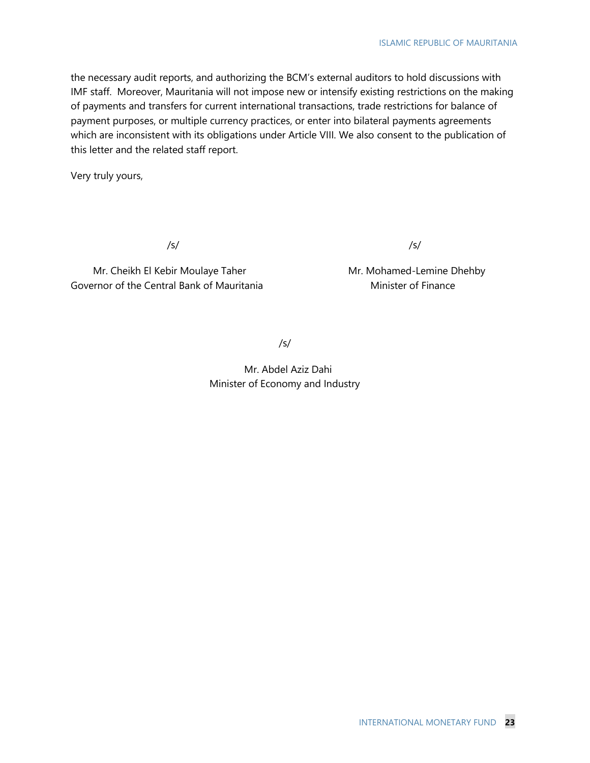the necessary audit reports, and authorizing the BCM's external auditors to hold discussions with IMF staff. Moreover, Mauritania will not impose new or intensify existing restrictions on the making of payments and transfers for current international transactions, trade restrictions for balance of payment purposes, or multiple currency practices, or enter into bilateral payments agreements which are inconsistent with its obligations under Article VIII. We also consent to the publication of this letter and the related staff report.

Very truly yours,

/s/

Mr. Cheikh El Kebir Moulaye Taher
Governor of the Central Bank of Mauritania

/s/

Mr. Mohamed-Lemine Dhehby
Minister of Finance

/s/

Mr. Abdel Aziz Dahi
Minister of Economy and Industry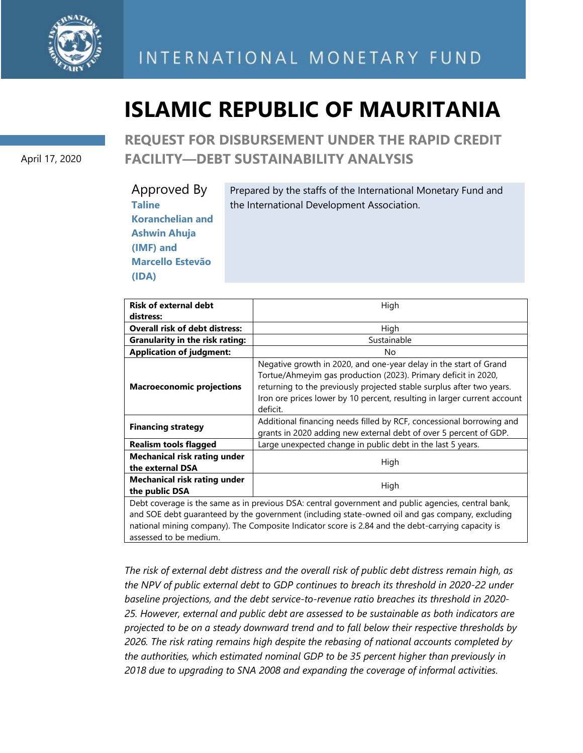INTERNATIONAL MONETARY FUND

# ISLAMIC REPUBLIC OF MAURITANIA

April 17, 2020

## REQUEST FOR DISBURSEMENT UNDER THE RAPID CREDIT FACILITY—DEBT SUSTAINABILITY ANALYSIS

Approved By **Taline Koranchelian and Ashwin Ahuja (IMF) and Marcello Estevão (IDA)**

Prepared by the staffs of the International Monetary Fund and the International Development Association.

| | |
|---|---|
| **Risk of external debt distress:** | High |
| **Overall risk of debt distress:** | High |
| **Granularity in the risk rating:** | Sustainable |
| **Application of judgment:** | No |
| **Macroeconomic projections** | Negative growth in 2020, and one-year delay in the start of Grand Tortue/Ahmeyim gas production (2023). Primary deficit in 2020, returning to the previously projected stable surplus after two years. Iron ore prices lower by 10 percent, resulting in larger current account deficit. |
| **Financing strategy** | Additional financing needs filled by RCF, concessional borrowing and grants in 2020 adding new external debt of over 5 percent of GDP. |
| **Realism tools flagged** | Large unexpected change in public debt in the last 5 years. |
| **Mechanical risk rating under the external DSA** | High |
| **Mechanical risk rating under the public DSA** | High |
| Debt coverage is the same as in previous DSA: central government and public agencies, central bank, and SOE debt guaranteed by the government (including state-owned oil and gas company, excluding national mining company). The Composite Indicator score is 2.84 and the debt-carrying capacity is assessed to be medium. | |

*The risk of external debt distress and the overall risk of public debt distress remain high, as the NPV of public external debt to GDP continues to breach its threshold in 2020-22 under baseline projections, and the debt service-to-revenue ratio breaches its threshold in 2020-25. However, external and public debt are assessed to be sustainable as both indicators are projected to be on a steady downward trend and to fall below their respective thresholds by 2026. The risk rating remains high despite the rebasing of national accounts completed by the authorities, which estimated nominal GDP to be 35 percent higher than previously in 2018 due to upgrading to SNA 2008 and expanding the coverage of informal activities.*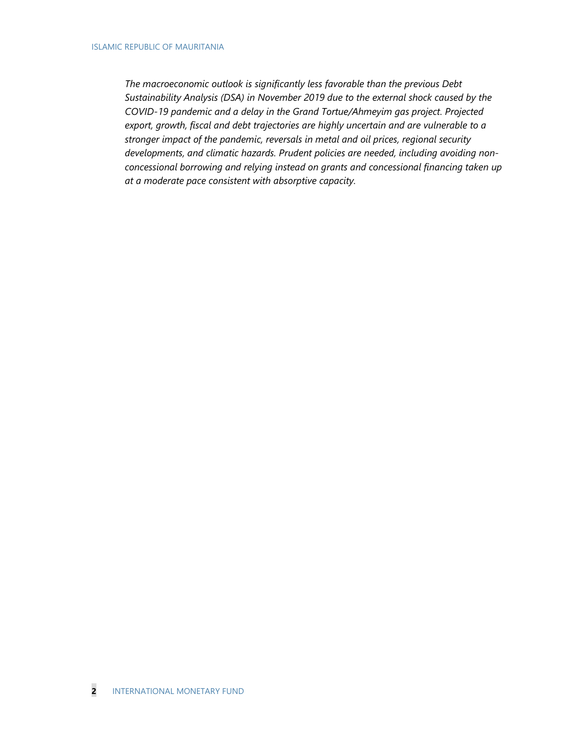*The macroeconomic outlook is significantly less favorable than the previous Debt Sustainability Analysis (DSA) in November 2019 due to the external shock caused by the COVID-19 pandemic and a delay in the Grand Tortue/Ahmeyim gas project. Projected export, growth, fiscal and debt trajectories are highly uncertain and are vulnerable to a stronger impact of the pandemic, reversals in metal and oil prices, regional security developments, and climatic hazards. Prudent policies are needed, including avoiding non-concessional borrowing and relying instead on grants and concessional financing taken up at a moderate pace consistent with absorptive capacity.*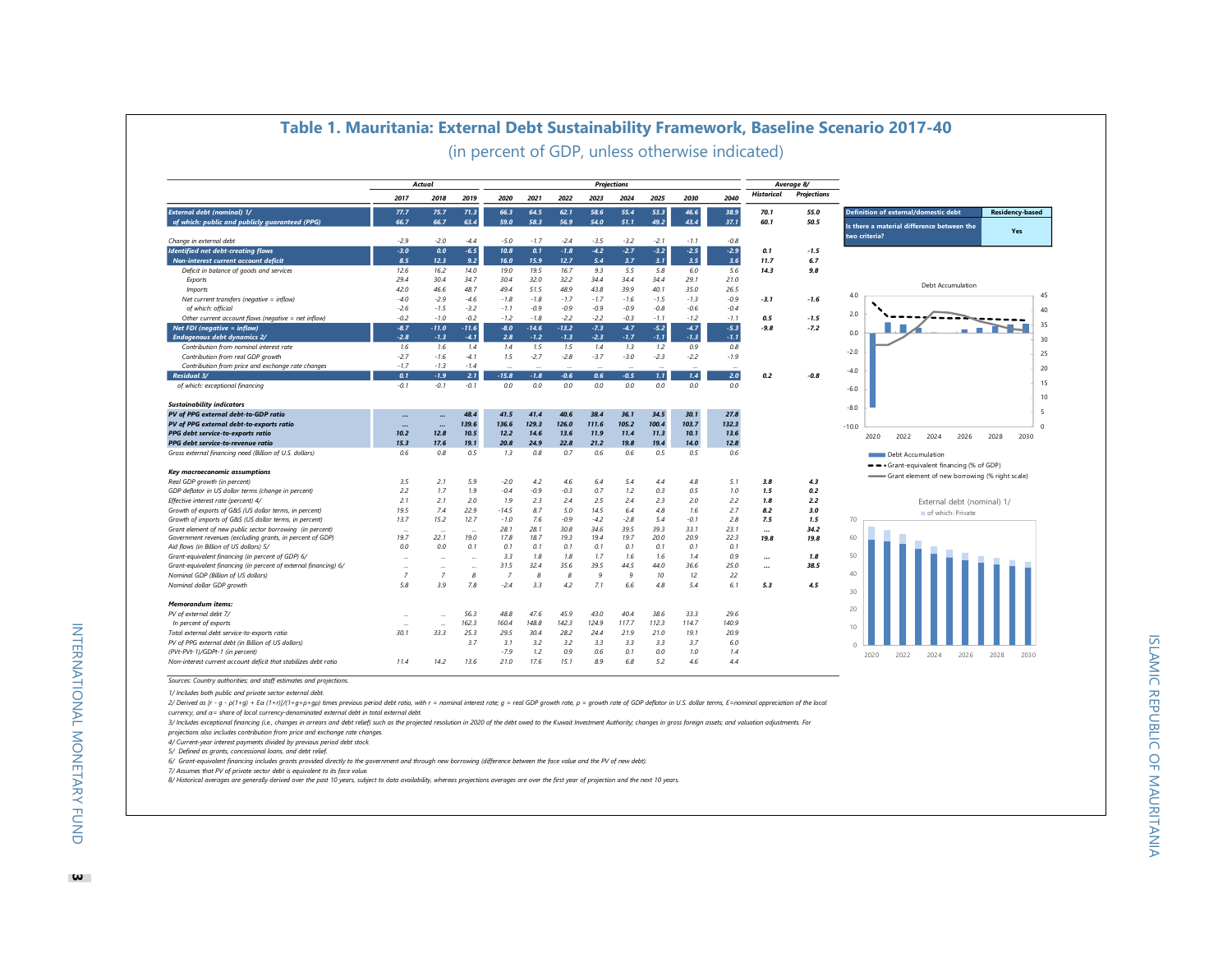# Table 1. Mauritania: External Debt Sustainability Framework, Baseline Scenario 2017-40

(in percent of GDP, unless otherwise indicated)

| | Actual | | | Projections | | | | | | | | Average 8/ | |
|---|---|---|---|---|---|---|---|---|---|---|---|---|---|
| | 2017 | 2018 | 2019 | 2020 | 2021 | 2022 | 2023 | 2024 | 2025 | 2030 | 2040 | Historical | Projections |
| **External debt (nominal) 1/** | 77.7 | 75.7 | 71.3 | 66.3 | 64.5 | 62.1 | 58.6 | 55.4 | 53.3 | 46.6 | 38.9 | 70.1 | 55.0 |
| of which: public and publicly guaranteed (PPG) | 66.7 | 66.7 | 63.4 | 59.0 | 58.3 | 56.9 | 54.0 | 51.1 | 49.2 | 43.4 | 37.1 | 60.1 | 50.5 |
| Change in external debt | -2.9 | -2.0 | -4.4 | -5.0 | -1.7 | -2.4 | -3.5 | -3.2 | -2.1 | -1.1 | -0.8 | | |
| **Identified net debt-creating flows** | -3.0 | 0.0 | -6.5 | 10.8 | 0.1 | -1.8 | -4.2 | -2.7 | -3.2 | -2.5 | -2.9 | 0.1 | -1.5 |
| Non-interest current account deficit | 8.5 | 12.3 | 9.2 | 16.0 | 15.9 | 12.7 | 5.4 | 3.7 | 3.1 | 3.5 | 3.6 | 11.7 | 6.7 |
| Deficit in balance of goods and services | 12.6 | 16.2 | 14.0 | 19.0 | 19.5 | 16.7 | 9.3 | 5.5 | 5.8 | 6.0 | 5.6 | 14.3 | 9.8 |
| Exports | 29.4 | 30.4 | 34.7 | 30.4 | 32.0 | 32.2 | 34.4 | 34.4 | 34.4 | 29.1 | 21.0 | | |
| Imports | 42.0 | 46.6 | 48.7 | 49.4 | 51.5 | 48.9 | 43.8 | 39.9 | 40.1 | 35.0 | 26.5 | | |
| Net current transfers (negative = inflow) | -4.0 | -2.9 | -4.6 | -1.8 | -1.8 | -1.7 | -1.7 | -1.6 | -1.5 | -1.3 | -0.9 | -3.1 | -1.6 |
| of which: official | -2.6 | -1.5 | -3.2 | -1.1 | -0.9 | -0.9 | -0.9 | -0.9 | -0.8 | -0.6 | -0.4 | | |
| Other current account flows (negative = net inflow) | -0.2 | -1.0 | -0.2 | -1.2 | -1.8 | -2.2 | -2.2 | -0.3 | -1.1 | -1.2 | -1.1 | 0.5 | -1.5 |
| Net FDI (negative = inflow) | -8.7 | -11.0 | -11.6 | -8.0 | -14.6 | -13.2 | -7.3 | -4.7 | -5.2 | -4.7 | -5.3 | -9.8 | -7.2 |
| Endogenous debt dynamics 2/ | -2.8 | -1.3 | -4.1 | 2.8 | -1.2 | -1.3 | -2.3 | -1.7 | -1.1 | -1.3 | -1.1 | | |
| Contribution from nominal interest rate | 1.6 | 1.6 | 1.4 | 1.4 | 1.5 | 1.5 | 1.4 | 1.3 | 1.2 | 0.9 | 0.8 | | |
| Contribution from real GDP growth | -2.7 | -1.6 | -4.1 | 1.5 | -2.7 | -2.8 | -3.7 | -3.0 | -2.3 | -2.2 | -1.9 | | |
| Contribution from price and exchange rate changes | -1.7 | -1.3 | -1.4 | ... | ... | ... | ... | ... | ... | ... | ... | | |
| **Residual 3/** | 0.1 | -1.9 | 2.1 | -15.8 | -1.8 | -0.6 | 0.6 | -0.5 | 1.1 | 1.4 | 2.0 | 0.2 | -0.8 |
| of which: exceptional financing | -0.1 | -0.1 | -0.1 | 0.0 | 0.0 | 0.0 | 0.0 | 0.0 | 0.0 | 0.0 | 0.0 | | |
| **Sustainability indicators** | | | | | | | | | | | | | |
| **PV of PPG external debt-to-GDP ratio** | ... | ... | 48.4 | 41.5 | 41.4 | 40.6 | 38.4 | 36.1 | 34.5 | 30.1 | 27.8 | | |
| **PV of PPG external debt-to-exports ratio** | ... | ... | 139.6 | 136.6 | 129.3 | 126.0 | 111.6 | 105.2 | 100.4 | 103.7 | 132.3 | | |
| **PPG debt service-to-exports ratio** | 10.2 | 12.8 | 10.5 | 12.2 | 14.6 | 13.6 | 11.9 | 11.4 | 11.3 | 10.1 | 13.6 | | |
| **PPG debt service-to-revenue ratio** | 15.3 | 17.6 | 19.1 | 20.8 | 24.9 | 22.8 | 21.2 | 19.8 | 19.4 | 14.0 | 12.8 | | |
| Gross external financing need (Billion of U.S. dollars) | 0.6 | 0.8 | 0.5 | 1.3 | 0.8 | 0.7 | 0.6 | 0.6 | 0.5 | 0.5 | 0.6 | | |
| **Key macroeconomic assumptions** | | | | | | | | | | | | | |
| Real GDP growth (in percent) | 3.5 | 2.1 | 5.9 | -2.0 | 4.2 | 4.6 | 6.4 | 5.4 | 4.4 | 4.8 | 5.1 | 3.8 | 4.3 |
| GDP deflator in US dollar terms (change in percent) | 2.2 | 1.7 | 1.9 | -0.4 | -0.9 | -0.3 | 0.7 | 1.2 | 0.3 | 0.5 | 1.0 | 1.5 | 0.2 |
| Effective interest rate (percent) 4/ | 2.1 | 2.1 | 2.0 | 1.9 | 2.3 | 2.4 | 2.5 | 2.4 | 2.3 | 2.0 | 2.2 | 1.8 | 2.2 |
| Growth of exports of G&S (US dollar terms, in percent) | 19.5 | 7.4 | 22.9 | -14.5 | 8.7 | 5.0 | 14.5 | 6.4 | 4.8 | 1.6 | 2.7 | 8.2 | 3.0 |
| Growth of imports of G&S (US dollar terms, in percent) | 13.7 | 15.2 | 12.7 | -1.0 | 7.6 | -0.9 | -4.2 | -2.8 | 5.4 | -0.1 | 2.8 | 7.5 | 1.5 |
| Grant element of new public sector borrowing (in percent) | ... | ... | ... | 28.1 | 28.1 | 30.8 | 34.6 | 39.5 | 39.3 | 33.1 | 23.1 | ... | 34.2 |
| Government revenues (excluding grants, in percent of GDP) | 19.7 | 22.1 | 19.0 | 17.8 | 18.7 | 19.3 | 19.4 | 19.7 | 20.0 | 20.9 | 22.3 | 19.8 | 19.8 |
| Aid flows (in Billion of US dollars) 5/ | 0.0 | 0.0 | 0.1 | 0.1 | 0.1 | 0.1 | 0.1 | 0.1 | 0.1 | 0.1 | 0.1 | | |
| Grant-equivalent financing (in percent of GDP) 6/ | ... | ... | ... | 3.3 | 1.8 | 1.8 | 1.7 | 1.6 | 1.6 | 1.4 | 0.9 | ... | 1.8 |
| Grant-equivalent financing (in percent of external financing) 6/ | ... | ... | ... | 31.5 | 32.4 | 35.6 | 39.5 | 44.5 | 44.0 | 36.6 | 25.0 | ... | 38.5 |
| Nominal GDP (Billion of US dollars) | 7 | 7 | 8 | 7 | 8 | 8 | 9 | 9 | 10 | 12 | 22 | | |
| Nominal dollar GDP growth | 5.8 | 3.9 | 7.8 | -2.4 | 3.3 | 4.2 | 7.1 | 6.6 | 4.8 | 5.4 | 6.1 | 5.3 | 4.5 |
| **Memorandum items:** | | | | | | | | | | | | | |
| PV of external debt 7/ | ... | ... | 56.3 | 48.8 | 47.6 | 45.9 | 43.0 | 40.4 | 38.6 | 33.3 | 29.6 | | |
| In percent of exports | ... | ... | 162.3 | 160.4 | 148.8 | 142.3 | 124.9 | 117.7 | 112.3 | 114.7 | 140.9 | | |
| Total external debt service-to-exports ratio | 30.1 | 33.3 | 25.3 | 29.5 | 30.4 | 28.2 | 24.4 | 21.9 | 21.0 | 19.1 | 20.9 | | |
| PV of PPG external debt (in Billion of US dollars) | | | 3.7 | 3.1 | 3.2 | 3.2 | 3.3 | 3.3 | 3.3 | 3.7 | 6.0 | | |
| (PVt-PVt-1)/GDPt-1 (in percent) | | | | -7.9 | 1.2 | 0.9 | 0.6 | 0.1 | 0.0 | 1.0 | 1.4 | | |
| Non-interest current account deficit that stabilizes debt ratio | 11.4 | 14.2 | 13.6 | 21.0 | 17.6 | 15.1 | 8.9 | 6.8 | 5.2 | 4.6 | 4.4 | | |

| Definition of external/domestic debt | Residency-based |
|---|---|
| Is there a material difference between the two criteria? | Yes |

Debt Accumulation

- Debt Accumulation
- Grant-equivalent financing (% of GDP)
- Grant element of new borrowing (% right scale)

External debt (nominal) 1/

- of which: Private

Sources: Country authorities; and staff estimates and projections.

1/ Includes both public and private sector external debt.

2/ Derived as [r - g - ρ(1+g) + Εα (1+r)]/(1+g+ρ+gρ) times previous period debt ratio, with r = nominal interest rate; g = real GDP growth rate, ρ = growth rate of GDP deflator in U.S. dollar terms, Ε=nominal appreciation of the local currency, and α= share of local currency-denominated external debt in total external debt.

3/ Includes exceptional financing (i.e., changes in arrears and debt relief) such as the projected resolution in 2020 of the debt owed to the Kuwait Investment Authority; changes in gross foreign assets; and valuation adjustments. For projections also includes contribution from price and exchange rate changes.

4/ Current-year interest payments divided by previous period debt stock.

5/ Defined as grants, concessional loans, and debt relief.

6/ Grant-equivalent financing includes grants provided directly to the government and through new borrowing (difference between the face value and the PV of new debt).

7/ Assumes that PV of private sector debt is equivalent to its face value.

8/ Historical averages are generally derived over the past 10 years, subject to data availability, whereas projections averages are over the first year of projection and the next 10 years.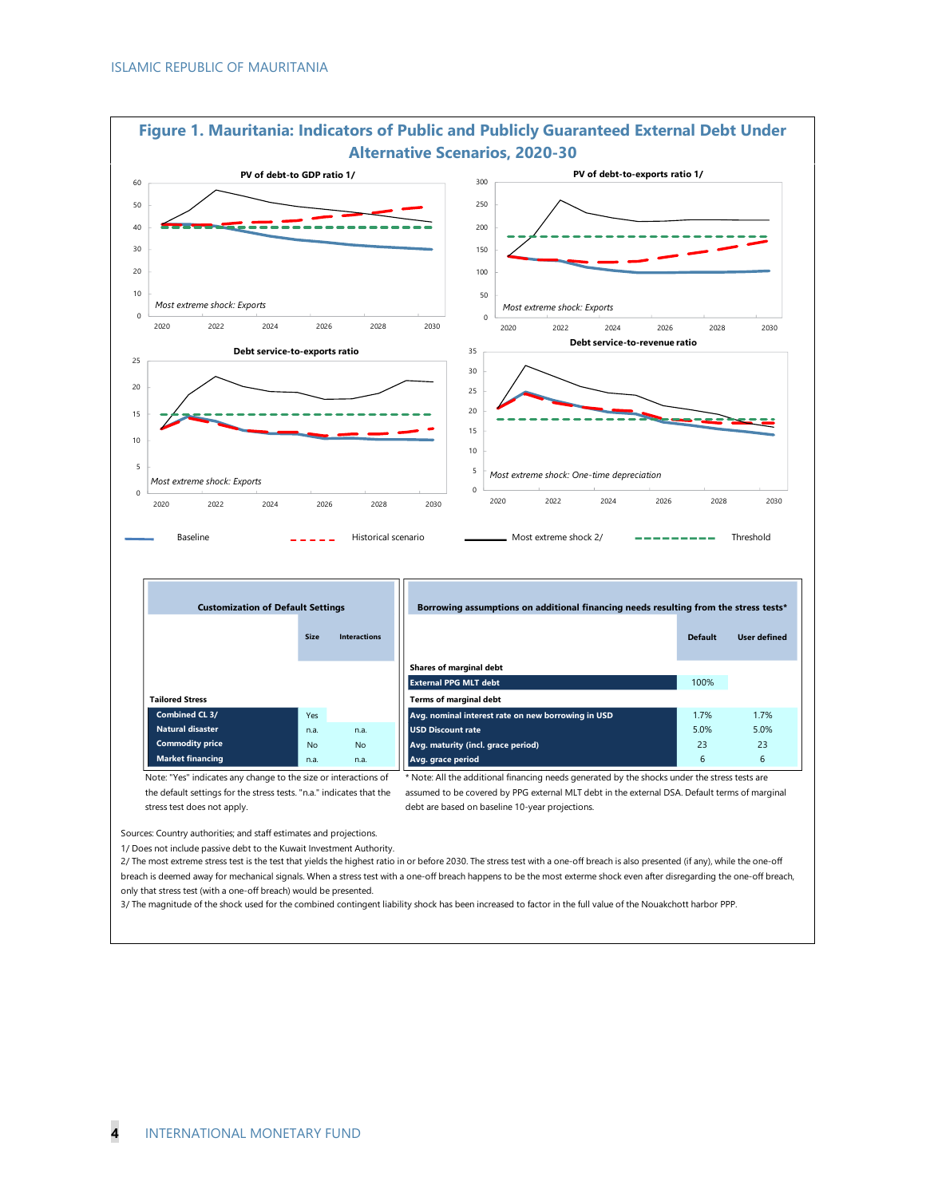## Figure 1. Mauritania: Indicators of Public and Publicly Guaranteed External Debt Under Alternative Scenarios, 2020-30

PV of debt-to GDP ratio 1/

*Most extreme shock: Exports*

PV of debt-to-exports ratio 1/

*Most extreme shock: Exports*

Debt service-to-exports ratio

*Most extreme shock: Exports*

Debt service-to-revenue ratio

*Most extreme shock: One-time depreciation*

Baseline — Historical scenario — Most extreme shock 2/ — Threshold

| Customization of Default Settings | Size | Interactions |
|---|---|---|
| **Tailored Stress** | | |
| Combined CL 3/ | Yes | |
| Natural disaster | n.a. | n.a. |
| Commodity price | No | No |
| Market financing | n.a. | n.a. |

Note: "Yes" indicates any change to the size or interactions of the default settings for the stress tests. "n.a." indicates that the stress test does not apply.

| Borrowing assumptions on additional financing needs resulting from the stress tests* | Default | User defined |
|---|---|---|
| **Shares of marginal debt** | | |
| External PPG MLT debt | 100% | |
| **Terms of marginal debt** | | |
| Avg. nominal interest rate on new borrowing in USD | 1.7% | 1.7% |
| USD Discount rate | 5.0% | 5.0% |
| Avg. maturity (incl. grace period) | 23 | 23 |
| Avg. grace period | 6 | 6 |

* Note: All the additional financing needs generated by the shocks under the stress tests are assumed to be covered by PPG external MLT debt in the external DSA. Default terms of marginal debt are based on baseline 10-year projections.

Sources: Country authorities; and staff estimates and projections.

1/ Does not include passive debt to the Kuwait Investment Authority.

2/ The most extreme stress test is the test that yields the highest ratio in or before 2030. The stress test with a one-off breach is also presented (if any), while the one-off breach is deemed away for mechanical signals. When a stress test with a one-off breach happens to be the most exterme shock even after disregarding the one-off breach, only that stress test (with a one-off breach) would be presented.

3/ The magnitude of the shock used for the combined contingent liability shock has been increased to factor in the full value of the Nouakchott harbor PPP.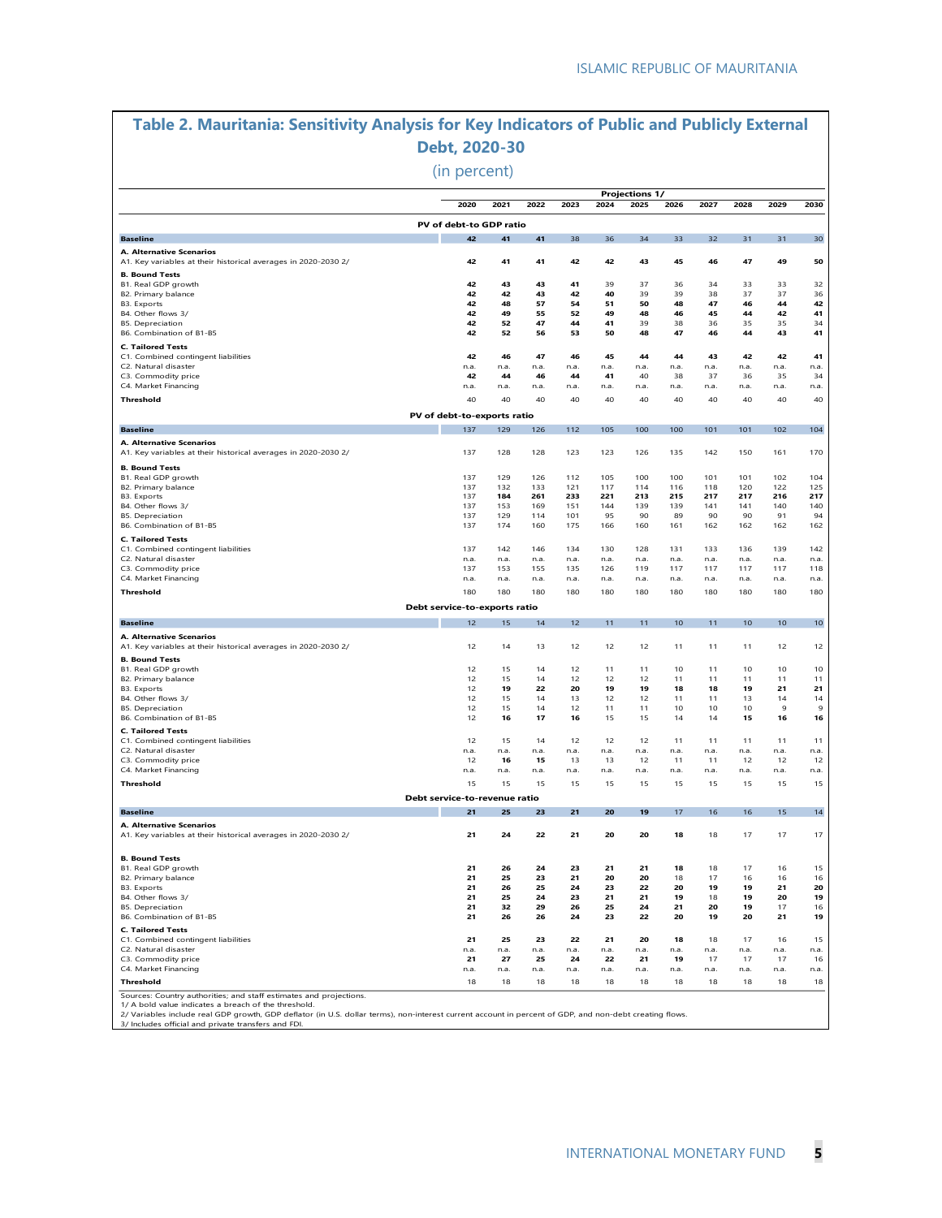## Table 2. Mauritania: Sensitivity Analysis for Key Indicators of Public and Publicly External Debt, 2020-30

(in percent)

| | Projections 1/ | | | | | | | | | | |
|---|---|---|---|---|---|---|---|---|---|---|---|
| | 2020 | 2021 | 2022 | 2023 | 2024 | 2025 | 2026 | 2027 | 2028 | 2029 | 2030 |
| **PV of debt-to GDP ratio** | | | | | | | | | | | |
| **Baseline** | 42 | 41 | 41 | 38 | 36 | 34 | 33 | 32 | 31 | 31 | 30 |
| **A. Alternative Scenarios** | | | | | | | | | | | |
| A1. Key variables at their historical averages in 2020-2030 2/ | 42 | 41 | 41 | 42 | 42 | 43 | 45 | 46 | 47 | 49 | 50 |
| **B. Bound Tests** | | | | | | | | | | | |
| B1. Real GDP growth | 42 | 43 | 43 | 41 | 39 | 37 | 36 | 34 | 33 | 33 | 32 |
| B2. Primary balance | 42 | 42 | 43 | 42 | 40 | 39 | 39 | 38 | 37 | 37 | 36 |
| B3. Exports | 42 | 48 | 57 | 54 | 51 | 50 | 48 | 47 | 46 | 44 | 42 |
| B4. Other flows 3/ | 42 | 49 | 55 | 52 | 49 | 48 | 46 | 45 | 44 | 42 | 41 |
| B5. Depreciation | 42 | 52 | 47 | 44 | 41 | 39 | 38 | 36 | 35 | 35 | 34 |
| B6. Combination of B1-B5 | 42 | 52 | 56 | 53 | 50 | 48 | 47 | 46 | 44 | 43 | 41 |
| **C. Tailored Tests** | | | | | | | | | | | |
| C1. Combined contingent liabilities | 42 | 46 | 47 | 46 | 45 | 44 | 44 | 43 | 42 | 42 | 41 |
| C2. Natural disaster | n.a. | n.a. | n.a. | n.a. | n.a. | n.a. | n.a. | n.a. | n.a. | n.a. | n.a. |
| C3. Commodity price | 42 | 44 | 46 | 44 | 41 | 40 | 38 | 37 | 36 | 35 | 34 |
| C4. Market Financing | n.a. | n.a. | n.a. | n.a. | n.a. | n.a. | n.a. | n.a. | n.a. | n.a. | n.a. |
| **Threshold** | 40 | 40 | 40 | 40 | 40 | 40 | 40 | 40 | 40 | 40 | 40 |
| **PV of debt-to-exports ratio** | | | | | | | | | | | |
| **Baseline** | 137 | 129 | 126 | 112 | 105 | 100 | 100 | 101 | 101 | 102 | 104 |
| **A. Alternative Scenarios** | | | | | | | | | | | |
| A1. Key variables at their historical averages in 2020-2030 2/ | 137 | 128 | 128 | 123 | 123 | 126 | 135 | 142 | 150 | 161 | 170 |
| **B. Bound Tests** | | | | | | | | | | | |
| B1. Real GDP growth | 137 | 129 | 126 | 112 | 105 | 100 | 100 | 101 | 101 | 102 | 104 |
| B2. Primary balance | 137 | 132 | 133 | 121 | 117 | 114 | 116 | 118 | 120 | 122 | 125 |
| B3. Exports | 137 | 184 | 261 | 233 | 221 | 213 | 215 | 217 | 217 | 216 | 217 |
| B4. Other flows 3/ | 137 | 153 | 169 | 151 | 144 | 139 | 139 | 141 | 141 | 140 | 140 |
| B5. Depreciation | 137 | 129 | 114 | 101 | 95 | 90 | 89 | 90 | 90 | 91 | 94 |
| B6. Combination of B1-B5 | 137 | 174 | 160 | 175 | 166 | 160 | 161 | 162 | 162 | 162 | 162 |
| **C. Tailored Tests** | | | | | | | | | | | |
| C1. Combined contingent liabilities | 137 | 142 | 146 | 134 | 130 | 128 | 131 | 133 | 136 | 139 | 142 |
| C2. Natural disaster | n.a. | n.a. | n.a. | n.a. | n.a. | n.a. | n.a. | n.a. | n.a. | n.a. | n.a. |
| C3. Commodity price | 137 | 153 | 155 | 135 | 126 | 119 | 117 | 117 | 117 | 117 | 118 |
| C4. Market Financing | n.a. | n.a. | n.a. | n.a. | n.a. | n.a. | n.a. | n.a. | n.a. | n.a. | n.a. |
| **Threshold** | 180 | 180 | 180 | 180 | 180 | 180 | 180 | 180 | 180 | 180 | 180 |
| **Debt service-to-exports ratio** | | | | | | | | | | | |
| **Baseline** | 12 | 15 | 14 | 12 | 11 | 11 | 10 | 11 | 10 | 10 | 10 |
| **A. Alternative Scenarios** | | | | | | | | | | | |
| A1. Key variables at their historical averages in 2020-2030 2/ | 12 | 14 | 13 | 12 | 12 | 12 | 11 | 11 | 11 | 12 | 12 |
| **B. Bound Tests** | | | | | | | | | | | |
| B1. Real GDP growth | 12 | 15 | 14 | 12 | 11 | 11 | 10 | 11 | 10 | 10 | 10 |
| B2. Primary balance | 12 | 15 | 14 | 12 | 12 | 12 | 11 | 11 | 11 | 11 | 11 |
| B3. Exports | 12 | 19 | 22 | 20 | 19 | 19 | 18 | 18 | 19 | 21 | 21 |
| B4. Other flows 3/ | 12 | 15 | 14 | 13 | 12 | 12 | 11 | 11 | 13 | 14 | 14 |
| B5. Depreciation | 12 | 15 | 14 | 12 | 11 | 11 | 10 | 10 | 10 | 9 | 9 |
| B6. Combination of B1-B5 | 12 | 16 | 17 | 16 | 15 | 15 | 14 | 14 | 15 | 16 | 16 |
| **C. Tailored Tests** | | | | | | | | | | | |
| C1. Combined contingent liabilities | 12 | 15 | 14 | 12 | 12 | 12 | 11 | 11 | 11 | 11 | 11 |
| C2. Natural disaster | n.a. | n.a. | n.a. | n.a. | n.a. | n.a. | n.a. | n.a. | n.a. | n.a. | n.a. |
| C3. Commodity price | 12 | 16 | 15 | 13 | 13 | 12 | 11 | 11 | 12 | 12 | 12 |
| C4. Market Financing | n.a. | n.a. | n.a. | n.a. | n.a. | n.a. | n.a. | n.a. | n.a. | n.a. | n.a. |
| **Threshold** | 15 | 15 | 15 | 15 | 15 | 15 | 15 | 15 | 15 | 15 | 15 |
| **Debt service-to-revenue ratio** | | | | | | | | | | | |
| **Baseline** | 21 | 25 | 23 | 21 | 20 | 19 | 17 | 16 | 16 | 15 | 14 |
| **A. Alternative Scenarios** | | | | | | | | | | | |
| A1. Key variables at their historical averages in 2020-2030 2/ | 21 | 24 | 22 | 21 | 20 | 20 | 18 | 18 | 17 | 17 | 17 |
| **B. Bound Tests** | | | | | | | | | | | |
| B1. Real GDP growth | 21 | 26 | 24 | 23 | 21 | 21 | 18 | 18 | 17 | 16 | 15 |
| B2. Primary balance | 21 | 25 | 23 | 21 | 20 | 20 | 18 | 17 | 16 | 16 | 16 |
| B3. Exports | 21 | 26 | 25 | 24 | 23 | 22 | 20 | 19 | 19 | 21 | 20 |
| B4. Other flows 3/ | 21 | 25 | 24 | 23 | 21 | 21 | 19 | 18 | 19 | 20 | 19 |
| B5. Depreciation | 21 | 32 | 29 | 26 | 25 | 24 | 21 | 20 | 19 | 17 | 16 |
| B6. Combination of B1-B5 | 21 | 26 | 26 | 24 | 23 | 22 | 20 | 19 | 20 | 21 | 19 |
| **C. Tailored Tests** | | | | | | | | | | | |
| C1. Combined contingent liabilities | 21 | 25 | 23 | 22 | 21 | 20 | 18 | 18 | 17 | 16 | 15 |
| C2. Natural disaster | n.a. | n.a. | n.a. | n.a. | n.a. | n.a. | n.a. | n.a. | n.a. | n.a. | n.a. |
| C3. Commodity price | 21 | 27 | 25 | 24 | 22 | 21 | 19 | 17 | 17 | 17 | 16 |
| C4. Market Financing | n.a. | n.a. | n.a. | n.a. | n.a. | n.a. | n.a. | n.a. | n.a. | n.a. | n.a. |
| **Threshold** | 18 | 18 | 18 | 18 | 18 | 18 | 18 | 18 | 18 | 18 | 18 |

Sources: Country authorities; and staff estimates and projections.
1/ A bold value indicates a breach of the threshold.
2/ Variables include real GDP growth, GDP deflator (in U.S. dollar terms), non-interest current account in percent of GDP, and non-debt creating flows.
3/ Includes official and private transfers and FDI.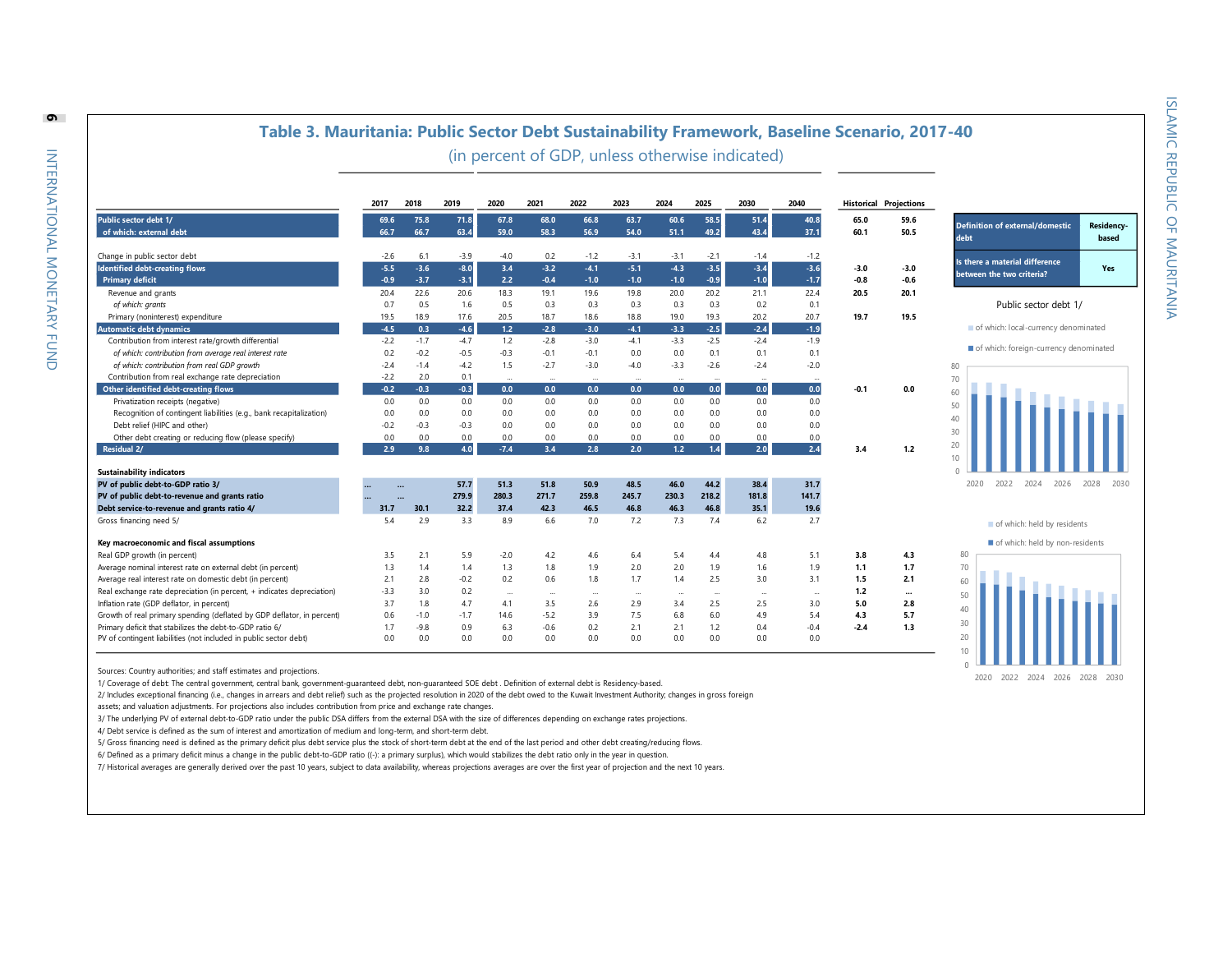# Table 3. Mauritania: Public Sector Debt Sustainability Framework, Baseline Scenario, 2017-40

(in percent of GDP, unless otherwise indicated)

| | 2017 | 2018 | 2019 | 2020 | 2021 | 2022 | 2023 | 2024 | 2025 | 2030 | 2040 | Historical | Projections |
|---|---|---|---|---|---|---|---|---|---|---|---|---|---|
| **Public sector debt 1/** | 69.6 | 75.8 | 71.8 | 67.8 | 68.0 | 66.8 | 63.7 | 60.6 | 58.5 | 51.4 | 40.8 | 65.0 | 59.6 |
| **of which: external debt** | 66.7 | 66.7 | 63.4 | 59.0 | 58.3 | 56.9 | 54.0 | 51.1 | 49.2 | 43.4 | 37.1 | 60.1 | 50.5 |
| | | | | | | | | | | | | | |
| Change in public sector debt | -2.6 | 6.1 | -3.9 | -4.0 | 0.2 | -1.2 | -3.1 | -3.1 | -2.1 | -1.4 | -1.2 | | |
| **Identified debt-creating flows** | -5.5 | -3.6 | -8.0 | 3.4 | -3.2 | -4.1 | -5.1 | -4.3 | -3.5 | -3.4 | -3.6 | -3.0 | -3.0 |
| **Primary deficit** | -0.9 | -3.7 | -3.1 | 2.2 | -0.4 | -1.0 | -1.0 | -1.0 | -0.9 | -1.0 | -1.7 | -0.8 | -0.6 |
| Revenue and grants | 20.4 | 22.6 | 20.6 | 18.3 | 19.1 | 19.6 | 19.8 | 20.0 | 20.2 | 21.1 | 22.4 | 20.5 | 20.1 |
| *of which: grants* | 0.7 | 0.5 | 1.6 | 0.5 | 0.3 | 0.3 | 0.3 | 0.3 | 0.3 | 0.2 | 0.1 | | |
| Primary (noninterest) expenditure | 19.5 | 18.9 | 17.6 | 20.5 | 18.7 | 18.6 | 18.8 | 19.0 | 19.3 | 20.2 | 20.7 | 19.7 | 19.5 |
| **Automatic debt dynamics** | -4.5 | 0.3 | -4.6 | 1.2 | -2.8 | -3.0 | -4.1 | -3.3 | -2.5 | -2.4 | -1.9 | | |
| Contribution from interest rate/growth differential | -2.2 | -1.7 | -4.7 | 1.2 | -2.8 | -3.0 | -4.1 | -3.3 | -2.5 | -2.4 | -1.9 | | |
| *of which: contribution from average real interest rate* | 0.2 | -0.2 | -0.5 | -0.3 | -0.1 | -0.1 | 0.0 | 0.0 | 0.1 | 0.1 | 0.1 | | |
| *of which: contribution from real GDP growth* | -2.4 | -1.4 | -4.2 | 1.5 | -2.7 | -3.0 | -4.0 | -3.3 | -2.6 | -2.4 | -2.0 | | |
| Contribution from real exchange rate depreciation | -2.2 | 2.0 | 0.1 | ... | ... | ... | ... | ... | ... | ... | ... | | |
| **Other identified debt-creating flows** | -0.2 | -0.3 | -0.3 | 0.0 | 0.0 | 0.0 | 0.0 | 0.0 | 0.0 | 0.0 | 0.0 | -0.1 | 0.0 |
| Privatization receipts (negative) | 0.0 | 0.0 | 0.0 | 0.0 | 0.0 | 0.0 | 0.0 | 0.0 | 0.0 | 0.0 | 0.0 | | |
| Recognition of contingent liabilities (e.g., bank recapitalization) | 0.0 | 0.0 | 0.0 | 0.0 | 0.0 | 0.0 | 0.0 | 0.0 | 0.0 | 0.0 | 0.0 | | |
| Debt relief (HIPC and other) | -0.2 | -0.3 | -0.3 | 0.0 | 0.0 | 0.0 | 0.0 | 0.0 | 0.0 | 0.0 | 0.0 | | |
| Other debt creating or reducing flow (please specify) | 0.0 | 0.0 | 0.0 | 0.0 | 0.0 | 0.0 | 0.0 | 0.0 | 0.0 | 0.0 | 0.0 | | |
| **Residual 2/** | 2.9 | 9.8 | 4.0 | -7.4 | 3.4 | 2.8 | 2.0 | 1.2 | 1.4 | 2.0 | 2.4 | 3.4 | 1.2 |
| | | | | | | | | | | | | | |
| **Sustainability indicators** | | | | | | | | | | | | | |
| **PV of public debt-to-GDP ratio 3/** | ... | ... | 57.7 | 51.3 | 51.8 | 50.9 | 48.5 | 46.0 | 44.2 | 38.4 | 31.7 | | |
| **PV of public debt-to-revenue and grants ratio** | ... | ... | 279.9 | 280.3 | 271.7 | 259.8 | 245.7 | 230.3 | 218.2 | 181.8 | 141.7 | | |
| **Debt service-to-revenue and grants ratio 4/** | 31.7 | 30.1 | 32.2 | 37.4 | 42.3 | 46.5 | 46.8 | 46.3 | 46.8 | 35.1 | 19.6 | | |
| Gross financing need 5/ | 5.4 | 2.9 | 3.3 | 8.9 | 6.6 | 7.0 | 7.2 | 7.3 | 7.4 | 6.2 | 2.7 | | |
| | | | | | | | | | | | | | |
| **Key macroeconomic and fiscal assumptions** | | | | | | | | | | | | | |
| Real GDP growth (in percent) | 3.5 | 2.1 | 5.9 | -2.0 | 4.2 | 4.6 | 6.4 | 5.4 | 4.4 | 4.8 | 5.1 | 3.8 | 4.3 |
| Average nominal interest rate on external debt (in percent) | 1.3 | 1.4 | 1.4 | 1.3 | 1.8 | 1.9 | 2.0 | 2.0 | 1.9 | 1.6 | 1.9 | 1.1 | 1.7 |
| Average real interest rate on domestic debt (in percent) | 2.1 | 2.8 | -0.2 | 0.2 | 0.6 | 1.8 | 1.7 | 1.4 | 2.5 | 3.0 | 3.1 | 1.5 | 2.1 |
| Real exchange rate depreciation (in percent, + indicates depreciation) | -3.3 | 3.0 | 0.2 | ... | ... | ... | ... | ... | ... | ... | ... | 1.2 | ... |
| Inflation rate (GDP deflator, in percent) | 3.7 | 1.8 | 4.7 | 4.1 | 3.5 | 2.6 | 2.9 | 3.4 | 2.5 | 2.5 | 3.0 | 5.0 | 2.8 |
| Growth of real primary spending (deflated by GDP deflator, in percent) | 0.6 | -1.0 | -1.7 | 14.6 | -5.2 | 3.9 | 7.5 | 6.8 | 6.0 | 4.9 | 5.4 | 4.3 | 5.7 |
| Primary deficit that stabilizes the debt-to-GDP ratio 6/ | 1.7 | -9.8 | 0.9 | 6.3 | -0.6 | 0.2 | 2.1 | 2.1 | 1.2 | 0.4 | -0.4 | -2.4 | 1.3 |
| PV of contingent liabilities (not included in public sector debt) | 0.0 | 0.0 | 0.0 | 0.0 | 0.0 | 0.0 | 0.0 | 0.0 | 0.0 | 0.0 | 0.0 | | |

| | |
|---|---|
| Definition of external/domestic debt | Residency-based |
| Is there a material difference between the two criteria? | Yes |

Public sector debt 1/

Sources: Country authorities; and staff estimates and projections.

1/ Coverage of debt: The central government, central bank, government-guaranteed debt, non-guaranteed SOE debt . Definition of external debt is Residency-based.

2/ Includes exceptional financing (i.e., changes in arrears and debt relief) such as the projected resolution in 2020 of the debt owed to the Kuwait Investment Authority; changes in gross foreign assets; and valuation adjustments. For projections also includes contribution from price and exchange rate changes.

3/ The underlying PV of external debt-to-GDP ratio under the public DSA differs from the external DSA with the size of differences depending on exchange rates projections.

4/ Debt service is defined as the sum of interest and amortization of medium and long-term, and short-term debt.

5/ Gross financing need is defined as the primary deficit plus debt service plus the stock of short-term debt at the end of the last period and other debt creating/reducing flows.

6/ Defined as a primary deficit minus a change in the public debt-to-GDP ratio ((-): a primary surplus), which would stabilizes the debt ratio only in the year in question.

7/ Historical averages are generally derived over the past 10 years, subject to data availability, whereas projections averages are over the first year of projection and the next 10 years.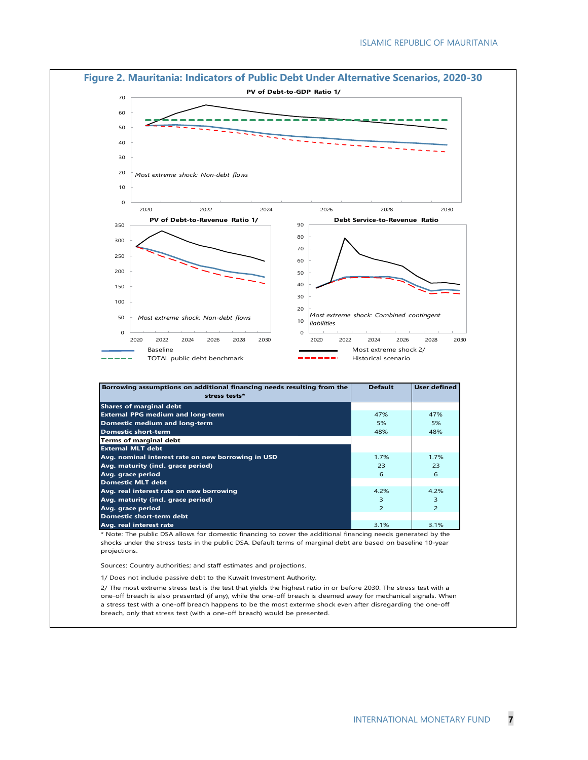## Figure 2. Mauritania: Indicators of Public Debt Under Alternative Scenarios, 2020-30

**PV of Debt-to-GDP Ratio 1/**

*Most extreme shock: Non-debt flows*

**PV of Debt-to-Revenue Ratio 1/**

*Most extreme shock: Non-debt flows*

**Debt Service-to-Revenue Ratio**

*Most extreme shock: Combined contingent liabilities*

Baseline — Most extreme shock 2/ — TOTAL public debt benchmark — Historical scenario

| Borrowing assumptions on additional financing needs resulting from the stress tests* | Default | User defined |
|---|---|---|
| **Shares of marginal debt** | | |
| External PPG medium and long-term | 47% | 47% |
| Domestic medium and long-term | 5% | 5% |
| Domestic short-term | 48% | 48% |
| **Terms of marginal debt** | | |
| External MLT debt | | |
| Avg. nominal interest rate on new borrowing in USD | 1.7% | 1.7% |
| Avg. maturity (incl. grace period) | 23 | 23 |
| Avg. grace period | 6 | 6 |
| Domestic MLT debt | | |
| Avg. real interest rate on new borrowing | 4.2% | 4.2% |
| Avg. maturity (incl. grace period) | 3 | 3 |
| Avg. grace period | 2 | 2 |
| Domestic short-term debt | | |
| Avg. real interest rate | 3.1% | 3.1% |

* Note: The public DSA allows for domestic financing to cover the additional financing needs generated by the shocks under the stress tests in the public DSA. Default terms of marginal debt are based on baseline 10-year projections.

Sources: Country authorities; and staff estimates and projections.

1/ Does not include passive debt to the Kuwait Investment Authority.

2/ The most extreme stress test is the test that yields the highest ratio in or before 2030. The stress test with a one-off breach is also presented (if any), while the one-off breach is deemed away for mechanical signals. When a stress test with a one-off breach happens to be the most exterme shock even after disregarding the one-off breach, only that stress test (with a one-off breach) would be presented.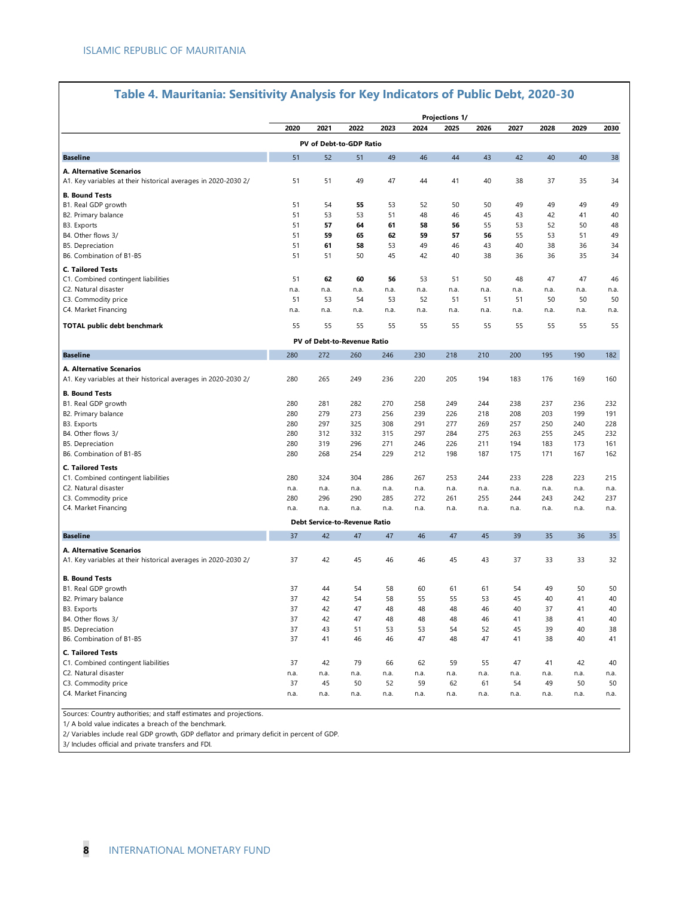## Table 4. Mauritania: Sensitivity Analysis for Key Indicators of Public Debt, 2020-30

| | Projections 1/ | | | | | | | | | | |
|---|---|---|---|---|---|---|---|---|---|---|---|
| | 2020 | 2021 | 2022 | 2023 | 2024 | 2025 | 2026 | 2027 | 2028 | 2029 | 2030 |
| **PV of Debt-to-GDP Ratio** | | | | | | | | | | | |
| **Baseline** | 51 | 52 | 51 | 49 | 46 | 44 | 43 | 42 | 40 | 40 | 38 |
| **A. Alternative Scenarios** | | | | | | | | | | | |
| A1. Key variables at their historical averages in 2020-2030 2/ | 51 | 51 | 49 | 47 | 44 | 41 | 40 | 38 | 37 | 35 | 34 |
| **B. Bound Tests** | | | | | | | | | | | |
| B1. Real GDP growth | 51 | 54 | **55** | 53 | 52 | 50 | 50 | 49 | 49 | 49 | 49 |
| B2. Primary balance | 51 | 53 | 53 | 51 | 48 | 46 | 45 | 43 | 42 | 41 | 40 |
| B3. Exports | 51 | **57** | **64** | **61** | **58** | **56** | 55 | 53 | 52 | 50 | 48 |
| B4. Other flows 3/ | 51 | **59** | **65** | **62** | **59** | **57** | **56** | 55 | 53 | 51 | 49 |
| B5. Depreciation | 51 | **61** | **58** | 53 | 49 | 46 | 43 | 40 | 38 | 36 | 34 |
| B6. Combination of B1-B5 | 51 | 51 | 50 | 45 | 42 | 40 | 38 | 36 | 36 | 35 | 34 |
| **C. Tailored Tests** | | | | | | | | | | | |
| C1. Combined contingent liabilities | 51 | **62** | **60** | **56** | 53 | 51 | 50 | 48 | 47 | 47 | 46 |
| C2. Natural disaster | n.a. | n.a. | n.a. | n.a. | n.a. | n.a. | n.a. | n.a. | n.a. | n.a. | n.a. |
| C3. Commodity price | 51 | 53 | 54 | 53 | 52 | 51 | 51 | 51 | 50 | 50 | 50 |
| C4. Market Financing | n.a. | n.a. | n.a. | n.a. | n.a. | n.a. | n.a. | n.a. | n.a. | n.a. | n.a. |
| **TOTAL public debt benchmark** | 55 | 55 | 55 | 55 | 55 | 55 | 55 | 55 | 55 | 55 | 55 |
| **PV of Debt-to-Revenue Ratio** | | | | | | | | | | | |
| **Baseline** | 280 | 272 | 260 | 246 | 230 | 218 | 210 | 200 | 195 | 190 | 182 |
| **A. Alternative Scenarios** | | | | | | | | | | | |
| A1. Key variables at their historical averages in 2020-2030 2/ | 280 | 265 | 249 | 236 | 220 | 205 | 194 | 183 | 176 | 169 | 160 |
| **B. Bound Tests** | | | | | | | | | | | |
| B1. Real GDP growth | 280 | 281 | 282 | 270 | 258 | 249 | 244 | 238 | 237 | 236 | 232 |
| B2. Primary balance | 280 | 279 | 273 | 256 | 239 | 226 | 218 | 208 | 203 | 199 | 191 |
| B3. Exports | 280 | 297 | 325 | 308 | 291 | 277 | 269 | 257 | 250 | 240 | 228 |
| B4. Other flows 3/ | 280 | 312 | 332 | 315 | 297 | 284 | 275 | 263 | 255 | 245 | 232 |
| B5. Depreciation | 280 | 319 | 296 | 271 | 246 | 226 | 211 | 194 | 183 | 173 | 161 |
| B6. Combination of B1-B5 | 280 | 268 | 254 | 229 | 212 | 198 | 187 | 175 | 171 | 167 | 162 |
| **C. Tailored Tests** | | | | | | | | | | | |
| C1. Combined contingent liabilities | 280 | 324 | 304 | 286 | 267 | 253 | 244 | 233 | 228 | 223 | 215 |
| C2. Natural disaster | n.a. | n.a. | n.a. | n.a. | n.a. | n.a. | n.a. | n.a. | n.a. | n.a. | n.a. |
| C3. Commodity price | 280 | 296 | 290 | 285 | 272 | 261 | 255 | 244 | 243 | 242 | 237 |
| C4. Market Financing | n.a. | n.a. | n.a. | n.a. | n.a. | n.a. | n.a. | n.a. | n.a. | n.a. | n.a. |
| **Debt Service-to-Revenue Ratio** | | | | | | | | | | | |
| **Baseline** | 37 | 42 | 47 | 47 | 46 | 47 | 45 | 39 | 35 | 36 | 35 |
| **A. Alternative Scenarios** | | | | | | | | | | | |
| A1. Key variables at their historical averages in 2020-2030 2/ | 37 | 42 | 45 | 46 | 46 | 45 | 43 | 37 | 33 | 33 | 32 |
| **B. Bound Tests** | | | | | | | | | | | |
| B1. Real GDP growth | 37 | 44 | 54 | 58 | 60 | 61 | 61 | 54 | 49 | 50 | 50 |
| B2. Primary balance | 37 | 42 | 54 | 58 | 55 | 55 | 53 | 45 | 40 | 41 | 40 |
| B3. Exports | 37 | 42 | 47 | 48 | 48 | 48 | 46 | 40 | 37 | 41 | 40 |
| B4. Other flows 3/ | 37 | 42 | 47 | 48 | 48 | 48 | 46 | 41 | 38 | 41 | 40 |
| B5. Depreciation | 37 | 43 | 51 | 53 | 53 | 54 | 52 | 45 | 39 | 40 | 38 |
| B6. Combination of B1-B5 | 37 | 41 | 46 | 46 | 47 | 48 | 47 | 41 | 38 | 40 | 41 |
| **C. Tailored Tests** | | | | | | | | | | | |
| C1. Combined contingent liabilities | 37 | 42 | 79 | 66 | 62 | 59 | 55 | 47 | 41 | 42 | 40 |
| C2. Natural disaster | n.a. | n.a. | n.a. | n.a. | n.a. | n.a. | n.a. | n.a. | n.a. | n.a. | n.a. |
| C3. Commodity price | 37 | 45 | 50 | 52 | 59 | 62 | 61 | 54 | 49 | 50 | 50 |
| C4. Market Financing | n.a. | n.a. | n.a. | n.a. | n.a. | n.a. | n.a. | n.a. | n.a. | n.a. | n.a. |

Sources: Country authorities; and staff estimates and projections.

1/ A bold value indicates a breach of the benchmark.

2/ Variables include real GDP growth, GDP deflator and primary deficit in percent of GDP.

3/ Includes official and private transfers and FDI.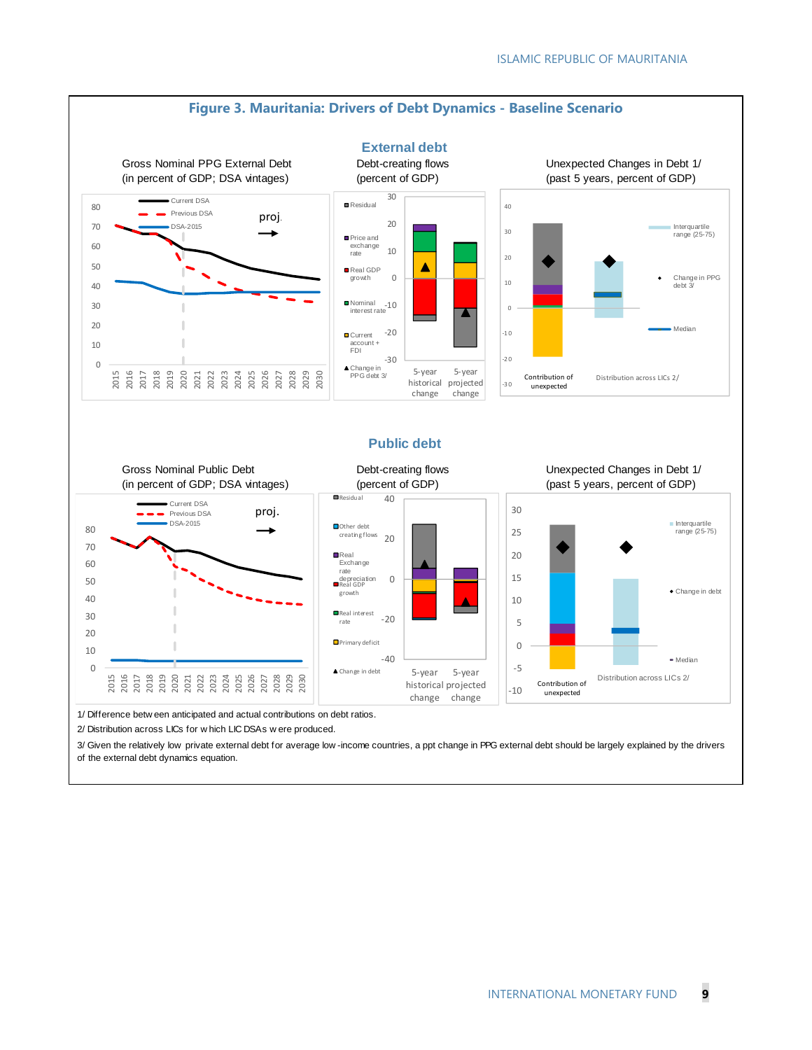**Figure 3. Mauritania: Drivers of Debt Dynamics - Baseline Scenario**

**External debt**

Gross Nominal PPG External Debt (in percent of GDP; DSA vintages)

Debt-creating flows (percent of GDP)

Unexpected Changes in Debt 1/ (past 5 years, percent of GDP)

**Public debt**

Gross Nominal Public Debt (in percent of GDP; DSA vintages)

Debt-creating flows (percent of GDP)

Unexpected Changes in Debt 1/ (past 5 years, percent of GDP)

1/ Difference between anticipated and actual contributions on debt ratios.

2/ Distribution across LICs for which LIC DSAs were produced.

3/ Given the relatively low private external debt for average low-income countries, a ppt change in PPG external debt should be largely explained by the drivers of the external debt dynamics equation.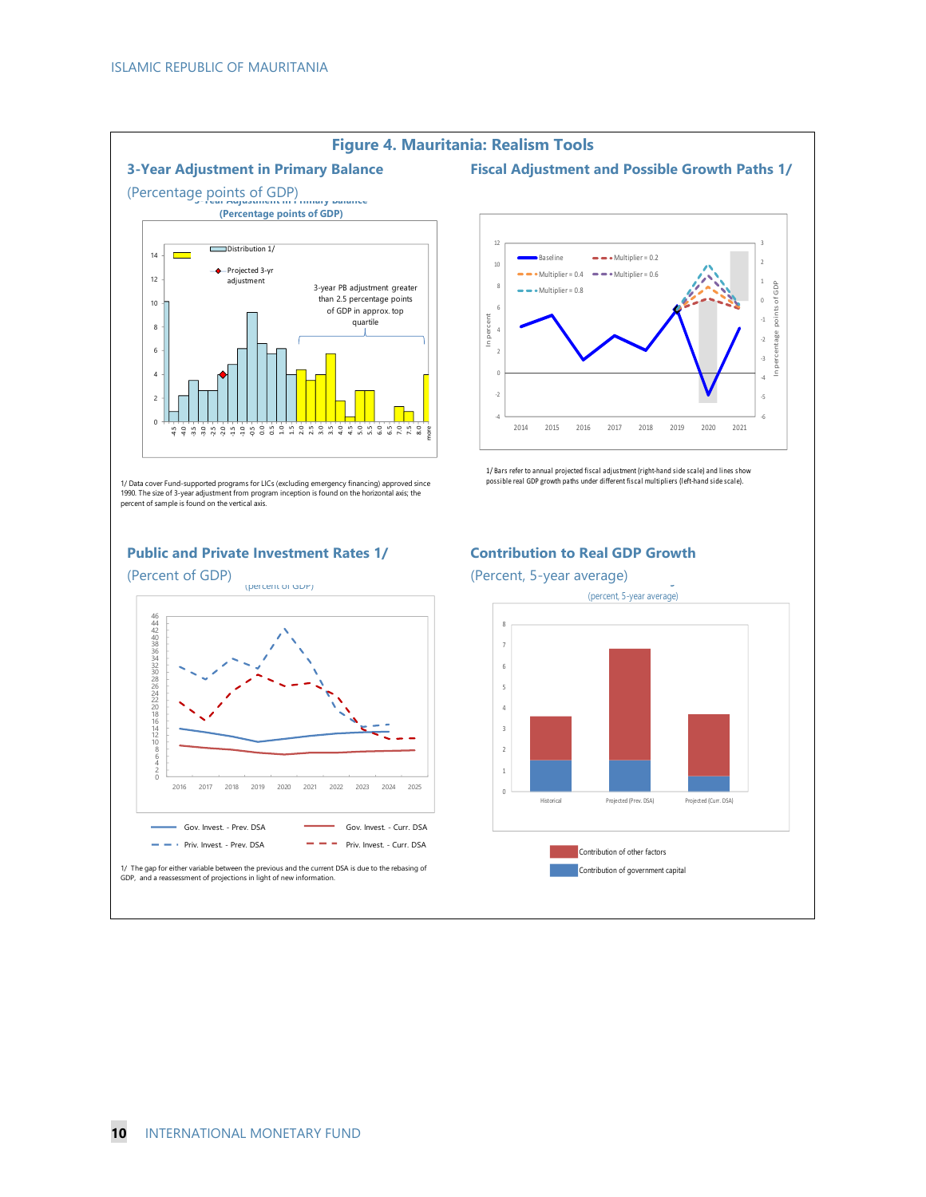## Figure 4. Mauritania: Realism Tools

### 3-Year Adjustment in Primary Balance

(Percentage points of GDP)

1/ Data cover Fund-supported programs for LICs (excluding emergency financing) approved since 1990. The size of 3-year adjustment from program inception is found on the horizontal axis; the percent of sample is found on the vertical axis.

### Fiscal Adjustment and Possible Growth Paths 1/

1/ Bars refer to annual projected fiscal adjustment (right-hand side scale) and lines show possible real GDP growth paths under different fiscal multipliers (left-hand side scale).

### Public and Private Investment Rates 1/

(Percent of GDP)

1/ The gap for either variable between the previous and the current DSA is due to the rebasing of GDP, and a reassessment of projections in light of new information.

### Contribution to Real GDP Growth

(Percent, 5-year average)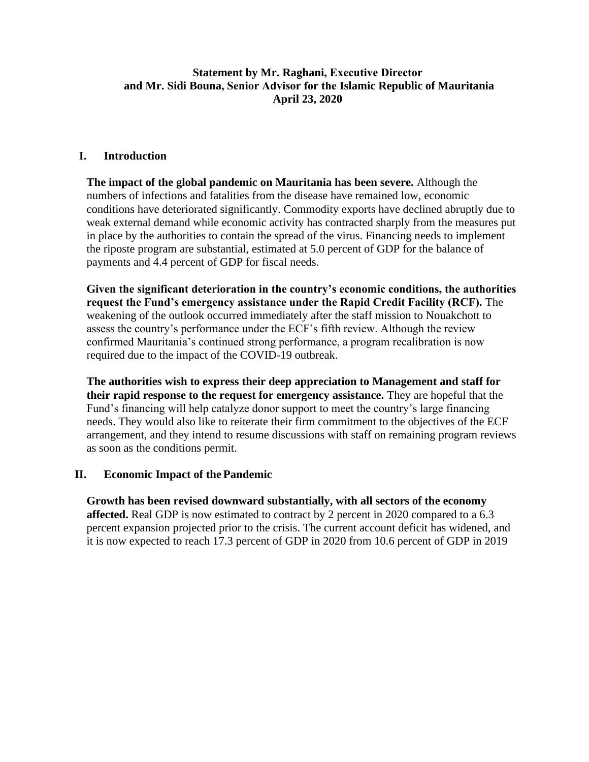**Statement by Mr. Raghani, Executive Director and Mr. Sidi Bouna, Senior Advisor for the Islamic Republic of Mauritania April 23, 2020**

## I. Introduction

**The impact of the global pandemic on Mauritania has been severe.** Although the numbers of infections and fatalities from the disease have remained low, economic conditions have deteriorated significantly. Commodity exports have declined abruptly due to weak external demand while economic activity has contracted sharply from the measures put in place by the authorities to contain the spread of the virus. Financing needs to implement the riposte program are substantial, estimated at 5.0 percent of GDP for the balance of payments and 4.4 percent of GDP for fiscal needs.

**Given the significant deterioration in the country's economic conditions, the authorities request the Fund's emergency assistance under the Rapid Credit Facility (RCF).** The weakening of the outlook occurred immediately after the staff mission to Nouakchott to assess the country's performance under the ECF's fifth review. Although the review confirmed Mauritania's continued strong performance, a program recalibration is now required due to the impact of the COVID-19 outbreak.

**The authorities wish to express their deep appreciation to Management and staff for their rapid response to the request for emergency assistance.** They are hopeful that the Fund's financing will help catalyze donor support to meet the country's large financing needs. They would also like to reiterate their firm commitment to the objectives of the ECF arrangement, and they intend to resume discussions with staff on remaining program reviews as soon as the conditions permit.

## II. Economic Impact of the Pandemic

**Growth has been revised downward substantially, with all sectors of the economy affected.** Real GDP is now estimated to contract by 2 percent in 2020 compared to a 6.3 percent expansion projected prior to the crisis. The current account deficit has widened, and it is now expected to reach 17.3 percent of GDP in 2020 from 10.6 percent of GDP in 2019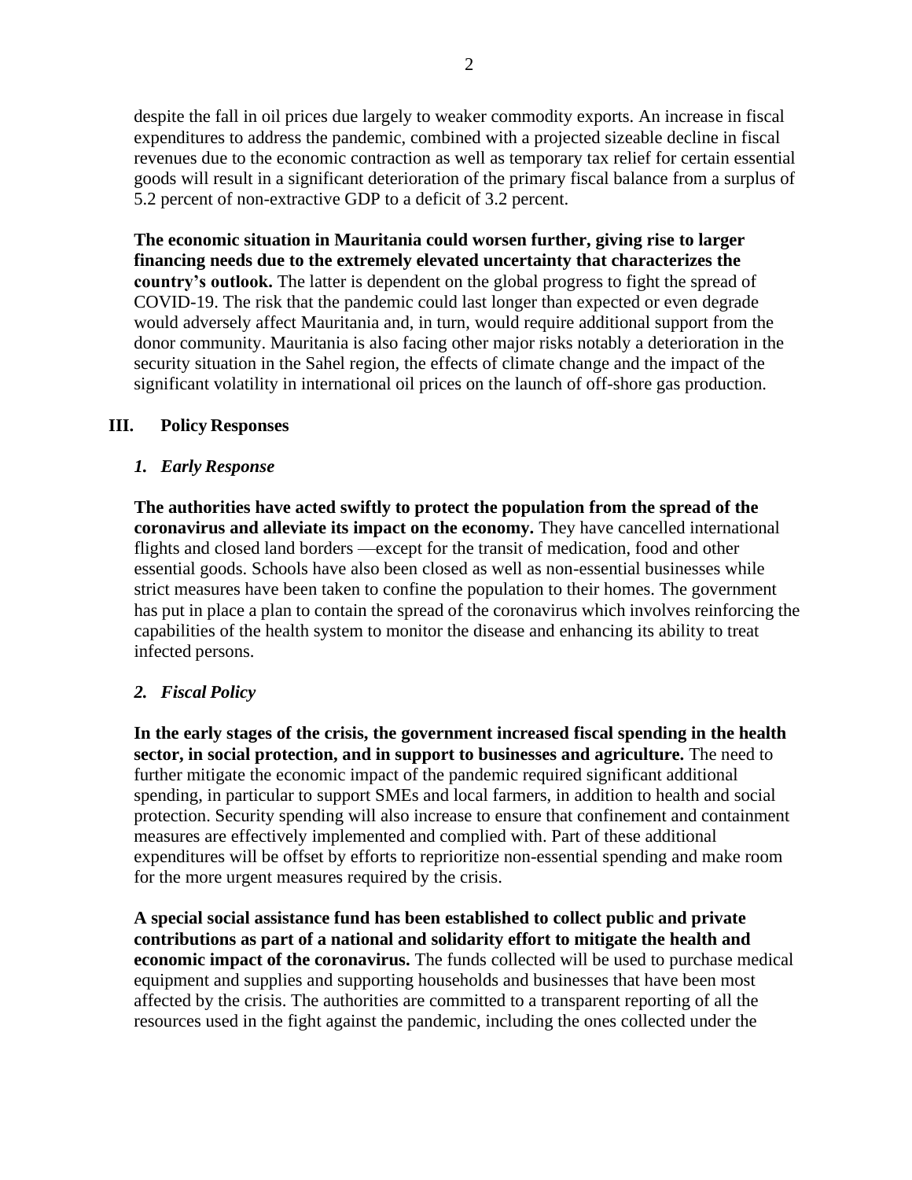despite the fall in oil prices due largely to weaker commodity exports. An increase in fiscal expenditures to address the pandemic, combined with a projected sizeable decline in fiscal revenues due to the economic contraction as well as temporary tax relief for certain essential goods will result in a significant deterioration of the primary fiscal balance from a surplus of 5.2 percent of non-extractive GDP to a deficit of 3.2 percent.

**The economic situation in Mauritania could worsen further, giving rise to larger financing needs due to the extremely elevated uncertainty that characterizes the country's outlook.** The latter is dependent on the global progress to fight the spread of COVID-19. The risk that the pandemic could last longer than expected or even degrade would adversely affect Mauritania and, in turn, would require additional support from the donor community. Mauritania is also facing other major risks notably a deterioration in the security situation in the Sahel region, the effects of climate change and the impact of the significant volatility in international oil prices on the launch of off-shore gas production.

## III. Policy Responses

### *1. Early Response*

**The authorities have acted swiftly to protect the population from the spread of the coronavirus and alleviate its impact on the economy.** They have cancelled international flights and closed land borders —except for the transit of medication, food and other essential goods. Schools have also been closed as well as non-essential businesses while strict measures have been taken to confine the population to their homes. The government has put in place a plan to contain the spread of the coronavirus which involves reinforcing the capabilities of the health system to monitor the disease and enhancing its ability to treat infected persons.

### *2. Fiscal Policy*

**In the early stages of the crisis, the government increased fiscal spending in the health sector, in social protection, and in support to businesses and agriculture.** The need to further mitigate the economic impact of the pandemic required significant additional spending, in particular to support SMEs and local farmers, in addition to health and social protection. Security spending will also increase to ensure that confinement and containment measures are effectively implemented and complied with. Part of these additional expenditures will be offset by efforts to reprioritize non-essential spending and make room for the more urgent measures required by the crisis.

**A special social assistance fund has been established to collect public and private contributions as part of a national and solidarity effort to mitigate the health and economic impact of the coronavirus.** The funds collected will be used to purchase medical equipment and supplies and supporting households and businesses that have been most affected by the crisis. The authorities are committed to a transparent reporting of all the resources used in the fight against the pandemic, including the ones collected under the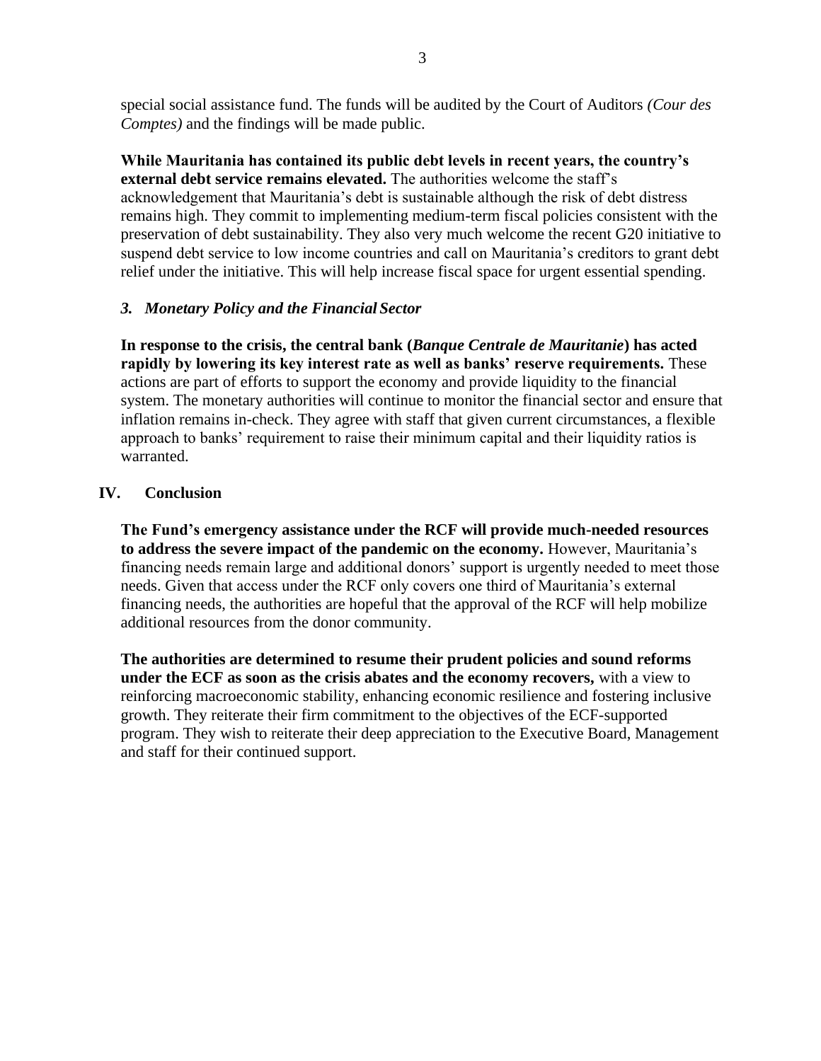special social assistance fund. The funds will be audited by the Court of Auditors *(Cour des Comptes)* and the findings will be made public.

**While Mauritania has contained its public debt levels in recent years, the country's external debt service remains elevated.** The authorities welcome the staff's acknowledgement that Mauritania's debt is sustainable although the risk of debt distress remains high. They commit to implementing medium-term fiscal policies consistent with the preservation of debt sustainability. They also very much welcome the recent G20 initiative to suspend debt service to low income countries and call on Mauritania's creditors to grant debt relief under the initiative. This will help increase fiscal space for urgent essential spending.

### *3. Monetary Policy and the Financial Sector*

**In response to the crisis, the central bank (*Banque Centrale de Mauritanie*) has acted rapidly by lowering its key interest rate as well as banks' reserve requirements.** These actions are part of efforts to support the economy and provide liquidity to the financial system. The monetary authorities will continue to monitor the financial sector and ensure that inflation remains in-check. They agree with staff that given current circumstances, a flexible approach to banks' requirement to raise their minimum capital and their liquidity ratios is warranted.

## IV. Conclusion

**The Fund's emergency assistance under the RCF will provide much-needed resources to address the severe impact of the pandemic on the economy.** However, Mauritania's financing needs remain large and additional donors' support is urgently needed to meet those needs. Given that access under the RCF only covers one third of Mauritania's external financing needs, the authorities are hopeful that the approval of the RCF will help mobilize additional resources from the donor community.

**The authorities are determined to resume their prudent policies and sound reforms under the ECF as soon as the crisis abates and the economy recovers,** with a view to reinforcing macroeconomic stability, enhancing economic resilience and fostering inclusive growth. They reiterate their firm commitment to the objectives of the ECF-supported program. They wish to reiterate their deep appreciation to the Executive Board, Management and staff for their continued support.